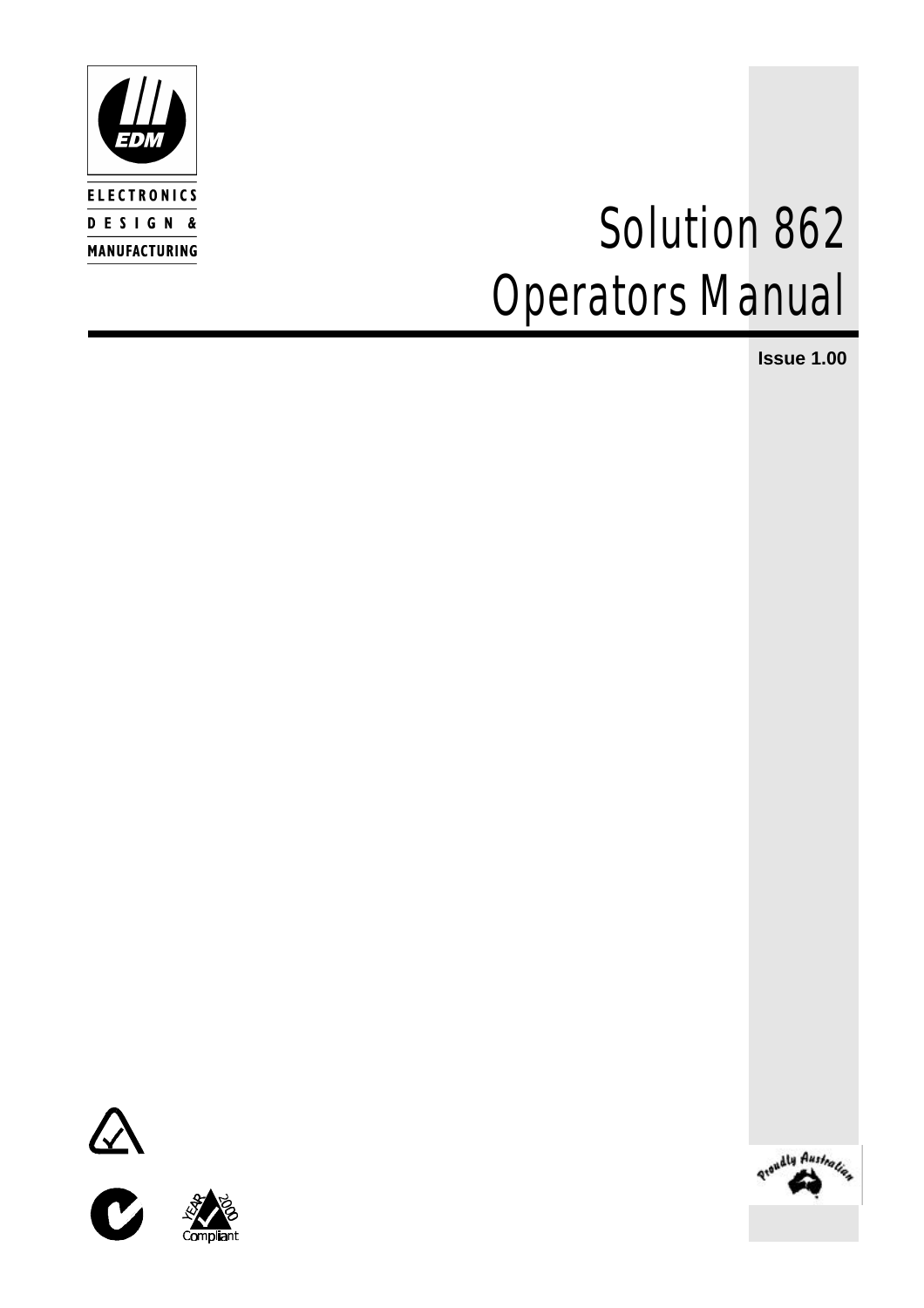EDM

ELECTRONICS
DESIGN &
MANUFACTURING

# Solution 862
# Operators Manual

**Issue 1.00**

YEAR 2000 Compliant

Proudly Australian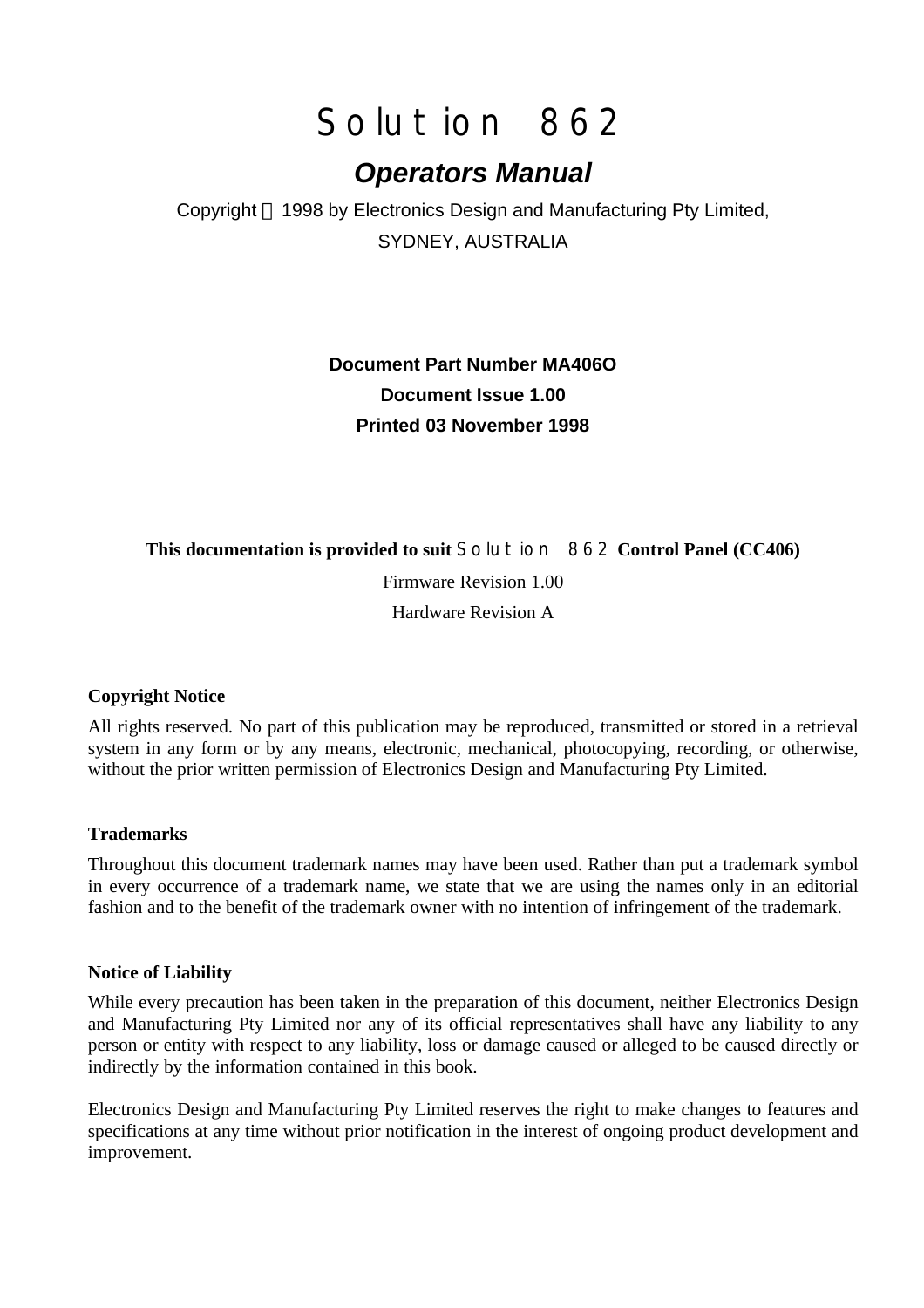# Solution 862

## *Operators Manual*

Copyright © 1998 by Electronics Design and Manufacturing Pty Limited,

SYDNEY, AUSTRALIA

**Document Part Number MA406O**

**Document Issue 1.00**

**Printed 03 November 1998**

**This documentation is provided to suit Solution 862 Control Panel (CC406)**

Firmware Revision 1.00

Hardware Revision A

**Copyright Notice**

All rights reserved. No part of this publication may be reproduced, transmitted or stored in a retrieval system in any form or by any means, electronic, mechanical, photocopying, recording, or otherwise, without the prior written permission of Electronics Design and Manufacturing Pty Limited.

**Trademarks**

Throughout this document trademark names may have been used. Rather than put a trademark symbol in every occurrence of a trademark name, we state that we are using the names only in an editorial fashion and to the benefit of the trademark owner with no intention of infringement of the trademark.

**Notice of Liability**

While every precaution has been taken in the preparation of this document, neither Electronics Design and Manufacturing Pty Limited nor any of its official representatives shall have any liability to any person or entity with respect to any liability, loss or damage caused or alleged to be caused directly or indirectly by the information contained in this book.

Electronics Design and Manufacturing Pty Limited reserves the right to make changes to features and specifications at any time without prior notification in the interest of ongoing product development and improvement.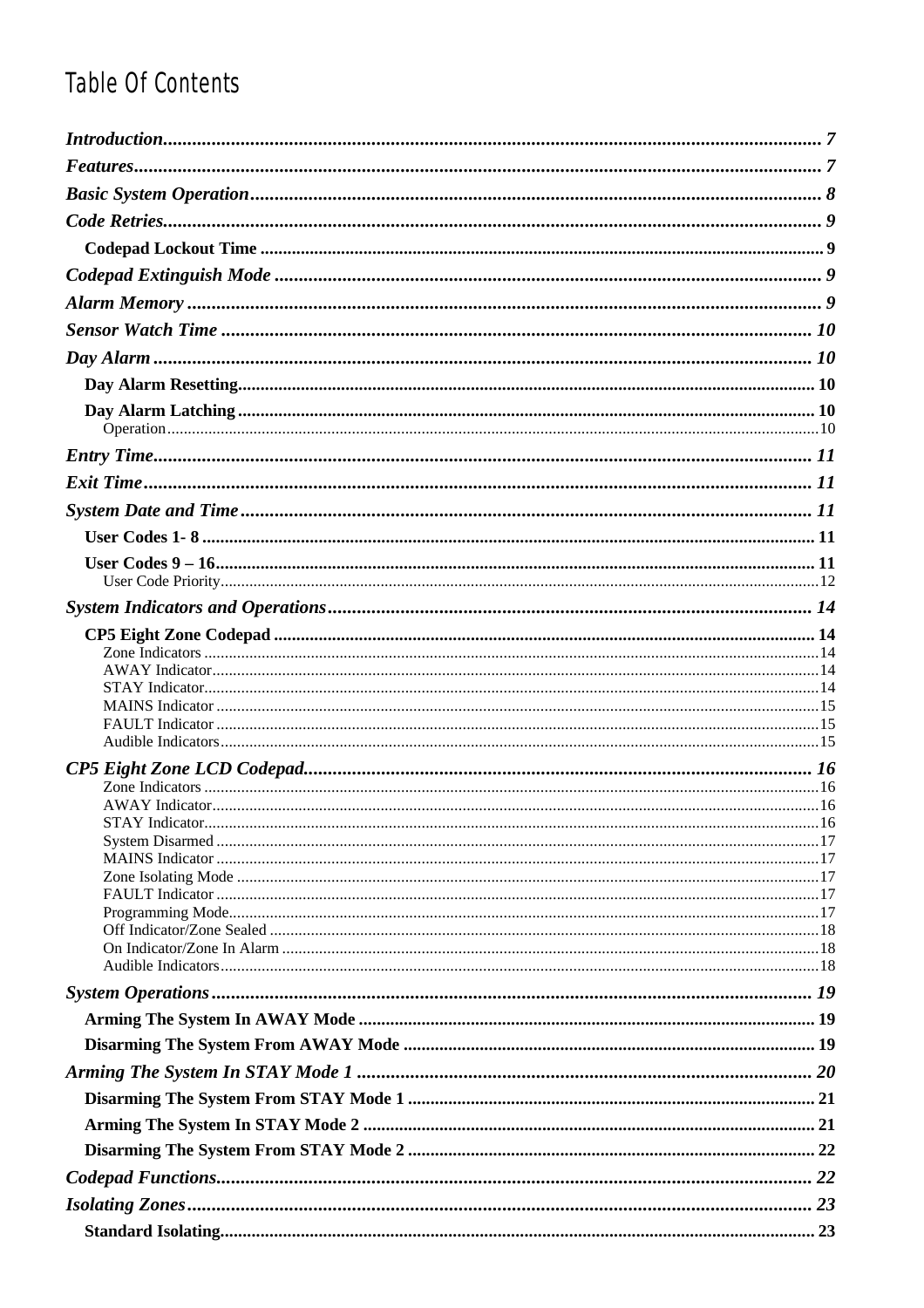# Table Of Contents

*Introduction* ... 7
*Features* ... 7
*Basic System Operation* ... 8
*Code Retries* ... 9
- **Codepad Lockout Time** ... 9

*Codepad Extinguish Mode* ... 9
*Alarm Memory* ... 9
*Sensor Watch Time* ... 10
*Day Alarm* ... 10
- **Day Alarm Resetting** ... 10
- **Day Alarm Latching** ... 10
  - Operation ... 10

*Entry Time* ... 11
*Exit Time* ... 11
*System Date and Time* ... 11
- **User Codes 1- 8** ... 11
- **User Codes 9 – 16** ... 11
  - User Code Priority ... 12

*System Indicators and Operations* ... 14
- **CP5 Eight Zone Codepad** ... 14
  - Zone Indicators ... 14
  - AWAY Indicator ... 14
  - STAY Indicator ... 14
  - MAINS Indicator ... 15
  - FAULT Indicator ... 15
  - Audible Indicators ... 15

*CP5 Eight Zone LCD Codepad* ... 16
- Zone Indicators ... 16
- AWAY Indicator ... 16
- STAY Indicator ... 16
- System Disarmed ... 17
- MAINS Indicator ... 17
- Zone Isolating Mode ... 17
- FAULT Indicator ... 17
- Programming Mode ... 17
- Off Indicator/Zone Sealed ... 18
- On Indicator/Zone In Alarm ... 18
- Audible Indicators ... 18

*System Operations* ... 19
- **Arming The System In AWAY Mode** ... 19
- **Disarming The System From AWAY Mode** ... 19

*Arming The System In STAY Mode 1* ... 20
- **Disarming The System From STAY Mode 1** ... 21
- **Arming The System In STAY Mode 2** ... 21
- **Disarming The System From STAY Mode 2** ... 22

*Codepad Functions* ... 22
*Isolating Zones* ... 23
- **Standard Isolating** ... 23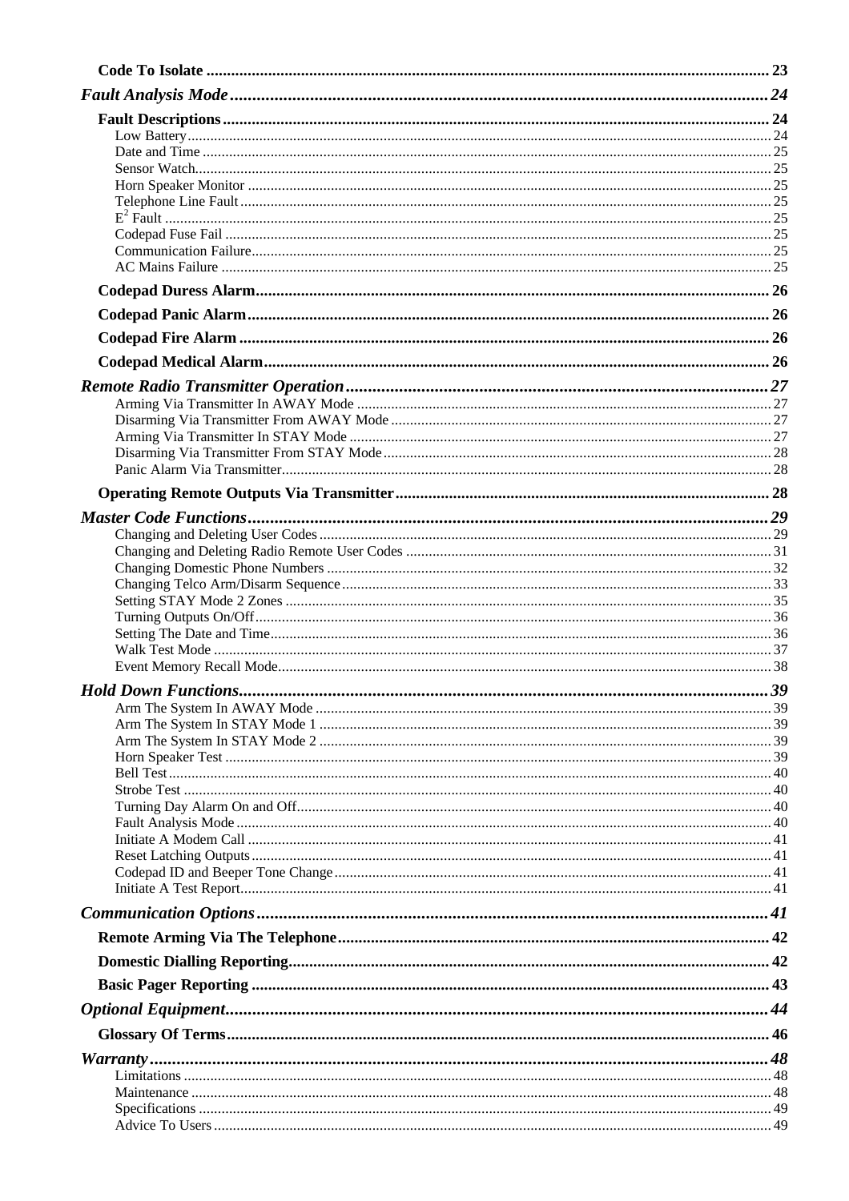**Code To Isolate** ...................................................................................................................................... 23

***Fault Analysis Mode*** ........................................................................................................................... 24

**Fault Descriptions** .................................................................................................................................. 24

Low Battery ...................................................................................................................................................... 24
Date and Time .................................................................................................................................................. 25
Sensor Watch .................................................................................................................................................... 25
Horn Speaker Monitor ...................................................................................................................................... 25
Telephone Line Fault ........................................................................................................................................ 25
$E^2$ Fault ............................................................................................................................................................ 25
Codepad Fuse Fail ............................................................................................................................................ 25
Communication Failure ..................................................................................................................................... 25
AC Mains Failure .............................................................................................................................................. 25

**Codepad Duress Alarm** ............................................................................................................................ 26

**Codepad Panic Alarm** .............................................................................................................................. 26

**Codepad Fire Alarm** ................................................................................................................................ 26

**Codepad Medical Alarm** .......................................................................................................................... 26

***Remote Radio Transmitter Operation*** ................................................................................................. 27

Arming Via Transmitter In AWAY Mode ......................................................................................................... 27
Disarming Via Transmitter From AWAY Mode ................................................................................................ 27
Arming Via Transmitter In STAY Mode ........................................................................................................... 27
Disarming Via Transmitter From STAY Mode .................................................................................................. 28
Panic Alarm Via Transmitter ............................................................................................................................. 28

**Operating Remote Outputs Via Transmitter** .......................................................................................... 28

***Master Code Functions*** ...................................................................................................................... 29

Changing and Deleting User Codes ................................................................................................................... 29
Changing and Deleting Radio Remote User Codes ............................................................................................ 31
Changing Domestic Phone Numbers ................................................................................................................. 32
Changing Telco Arm/Disarm Sequence ............................................................................................................. 33
Setting STAY Mode 2 Zones ............................................................................................................................ 35
Turning Outputs On/Off .................................................................................................................................... 36
Setting The Date and Time ................................................................................................................................ 36
Walk Test Mode ................................................................................................................................................ 37
Event Memory Recall Mode .............................................................................................................................. 38

***Hold Down Functions*** ........................................................................................................................ 39

Arm The System In AWAY Mode .................................................................................................................... 39
Arm The System In STAY Mode 1 ................................................................................................................... 39
Arm The System In STAY Mode 2 ................................................................................................................... 39
Horn Speaker Test ............................................................................................................................................. 39
Bell Test ........................................................................................................................................................... 40
Strobe Test ....................................................................................................................................................... 40
Turning Day Alarm On and Off ......................................................................................................................... 40
Fault Analysis Mode ......................................................................................................................................... 40
Initiate A Modem Call ...................................................................................................................................... 41
Reset Latching Outputs ..................................................................................................................................... 41
Codepad ID and Beeper Tone Change ............................................................................................................... 41
Initiate A Test Report ........................................................................................................................................ 41

***Communication Options*** .................................................................................................................... 41

**Remote Arming Via The Telephone** ....................................................................................................... 42

**Domestic Dialling Reporting** ................................................................................................................... 42

**Basic Pager Reporting** ............................................................................................................................ 43

***Optional Equipment*** ........................................................................................................................... 44

**Glossary Of Terms** .................................................................................................................................. 46

***Warranty*** ............................................................................................................................................ 48

Limitations ....................................................................................................................................................... 48
Maintenance ..................................................................................................................................................... 48
Specifications ................................................................................................................................................... 49
Advice To Users ............................................................................................................................................... 49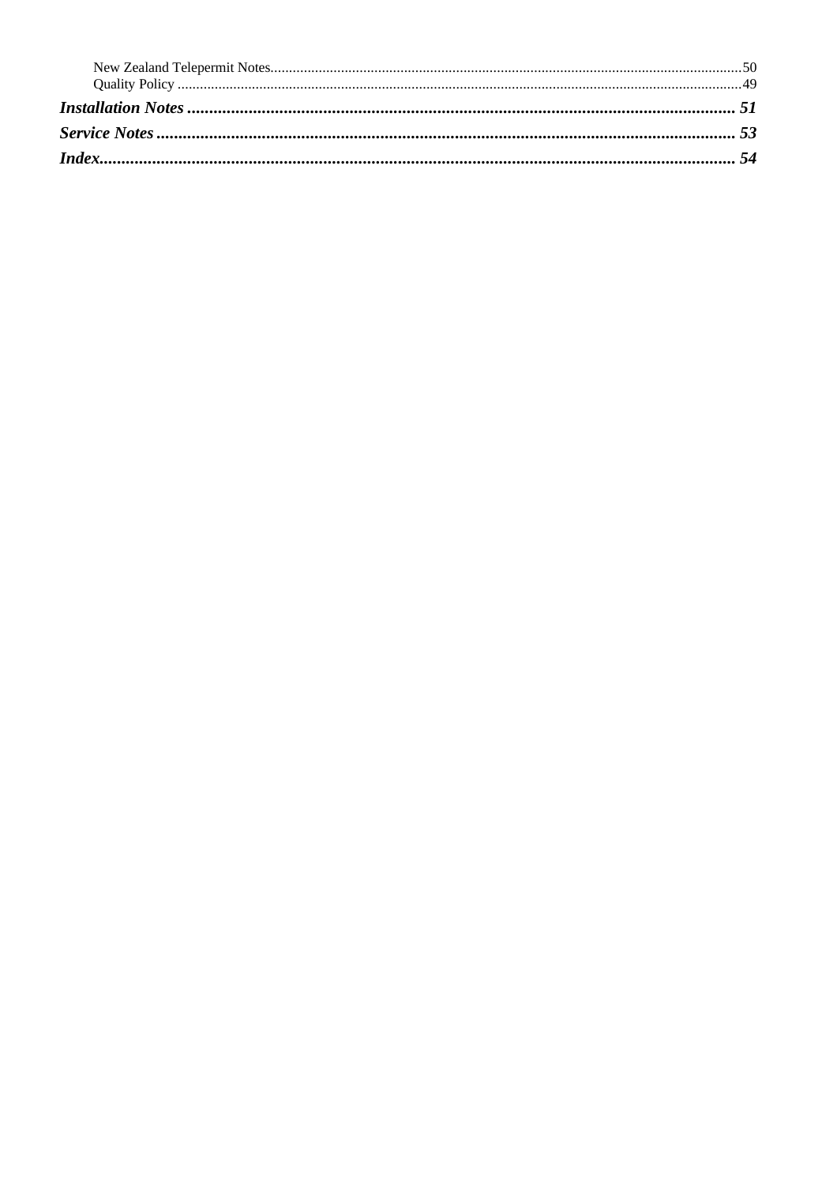New Zealand Telepermit Notes....................................................................................................................................50
Quality Policy ........................................................................................................................................................49

***Installation Notes ............................................................................................................................ 51***

***Service Notes ................................................................................................................................... 53***

***Index.................................................................................................................................................. 54***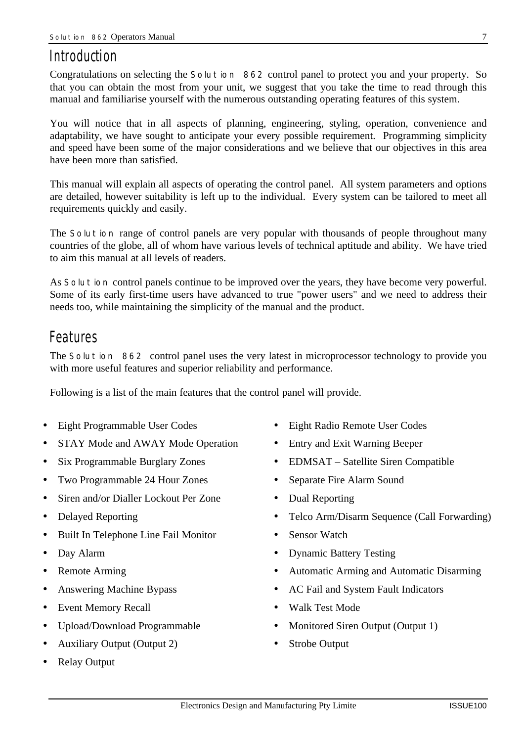# Introduction

Congratulations on selecting the Solution 862 control panel to protect you and your property. So that you can obtain the most from your unit, we suggest that you take the time to read through this manual and familiarise yourself with the numerous outstanding operating features of this system.

You will notice that in all aspects of planning, engineering, styling, operation, convenience and adaptability, we have sought to anticipate your every possible requirement. Programming simplicity and speed have been some of the major considerations and we believe that our objectives in this area have been more than satisfied.

This manual will explain all aspects of operating the control panel. All system parameters and options are detailed, however suitability is left up to the individual. Every system can be tailored to meet all requirements quickly and easily.

The Solution range of control panels are very popular with thousands of people throughout many countries of the globe, all of whom have various levels of technical aptitude and ability. We have tried to aim this manual at all levels of readers.

As Solution control panels continue to be improved over the years, they have become very powerful. Some of its early first-time users have advanced to true "power users" and we need to address their needs too, while maintaining the simplicity of the manual and the product.

# Features

The Solution 862 control panel uses the very latest in microprocessor technology to provide you with more useful features and superior reliability and performance.

Following is a list of the main features that the control panel will provide.

- Eight Programmable User Codes
- STAY Mode and AWAY Mode Operation
- Six Programmable Burglary Zones
- Two Programmable 24 Hour Zones
- Siren and/or Dialler Lockout Per Zone
- Delayed Reporting
- Built In Telephone Line Fail Monitor
- Day Alarm
- Remote Arming
- Answering Machine Bypass
- Event Memory Recall
- Upload/Download Programmable
- Auxiliary Output (Output 2)
- Relay Output
- Eight Radio Remote User Codes
- Entry and Exit Warning Beeper
- EDMSAT – Satellite Siren Compatible
- Separate Fire Alarm Sound
- Dual Reporting
- Telco Arm/Disarm Sequence (Call Forwarding)
- Sensor Watch
- Dynamic Battery Testing
- Automatic Arming and Automatic Disarming
- AC Fail and System Fault Indicators
- Walk Test Mode
- Monitored Siren Output (Output 1)
- Strobe Output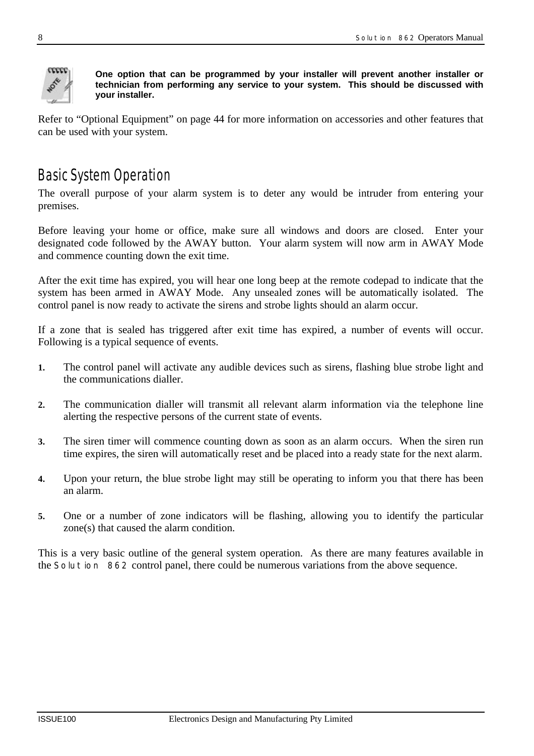**One option that can be programmed by your installer will prevent another installer or technician from performing any service to your system. This should be discussed with your installer.**

Refer to “Optional Equipment” on page 44 for more information on accessories and other features that can be used with your system.

## Basic System Operation

The overall purpose of your alarm system is to deter any would be intruder from entering your premises.

Before leaving your home or office, make sure all windows and doors are closed. Enter your designated code followed by the AWAY button. Your alarm system will now arm in AWAY Mode and commence counting down the exit time.

After the exit time has expired, you will hear one long beep at the remote codepad to indicate that the system has been armed in AWAY Mode. Any unsealed zones will be automatically isolated. The control panel is now ready to activate the sirens and strobe lights should an alarm occur.

If a zone that is sealed has triggered after exit time has expired, a number of events will occur. Following is a typical sequence of events.

1. The control panel will activate any audible devices such as sirens, flashing blue strobe light and the communications dialler.
2. The communication dialler will transmit all relevant alarm information via the telephone line alerting the respective persons of the current state of events.
3. The siren timer will commence counting down as soon as an alarm occurs. When the siren run time expires, the siren will automatically reset and be placed into a ready state for the next alarm.
4. Upon your return, the blue strobe light may still be operating to inform you that there has been an alarm.
5. One or a number of zone indicators will be flashing, allowing you to identify the particular zone(s) that caused the alarm condition.

This is a very basic outline of the general system operation. As there are many features available in the Solution 862 control panel, there could be numerous variations from the above sequence.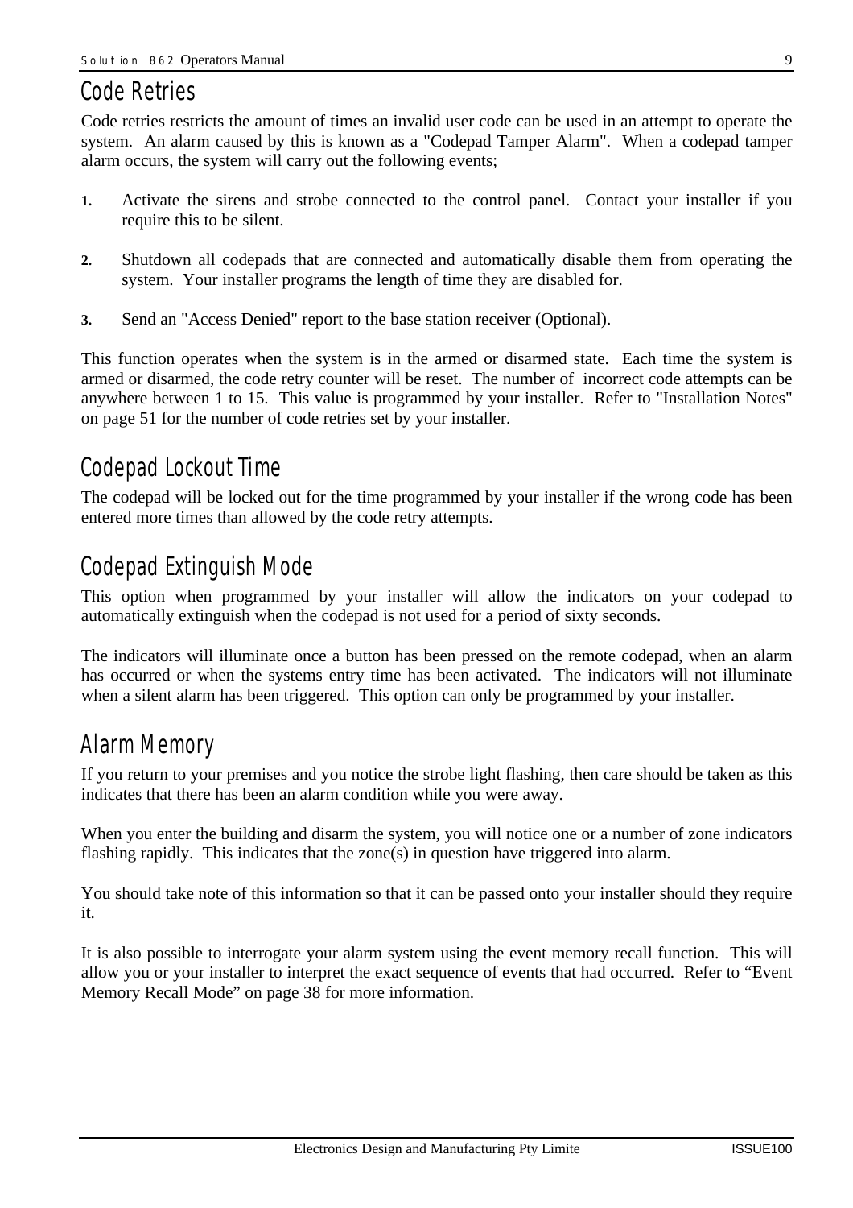## Code Retries

Code retries restricts the amount of times an invalid user code can be used in an attempt to operate the system. An alarm caused by this is known as a "Codepad Tamper Alarm". When a codepad tamper alarm occurs, the system will carry out the following events;

1. Activate the sirens and strobe connected to the control panel. Contact your installer if you require this to be silent.
2. Shutdown all codepads that are connected and automatically disable them from operating the system. Your installer programs the length of time they are disabled for.
3. Send an "Access Denied" report to the base station receiver (Optional).

This function operates when the system is in the armed or disarmed state. Each time the system is armed or disarmed, the code retry counter will be reset. The number of incorrect code attempts can be anywhere between 1 to 15. This value is programmed by your installer. Refer to "Installation Notes" on page 51 for the number of code retries set by your installer.

## Codepad Lockout Time

The codepad will be locked out for the time programmed by your installer if the wrong code has been entered more times than allowed by the code retry attempts.

## Codepad Extinguish Mode

This option when programmed by your installer will allow the indicators on your codepad to automatically extinguish when the codepad is not used for a period of sixty seconds.

The indicators will illuminate once a button has been pressed on the remote codepad, when an alarm has occurred or when the systems entry time has been activated. The indicators will not illuminate when a silent alarm has been triggered. This option can only be programmed by your installer.

## Alarm Memory

If you return to your premises and you notice the strobe light flashing, then care should be taken as this indicates that there has been an alarm condition while you were away.

When you enter the building and disarm the system, you will notice one or a number of zone indicators flashing rapidly. This indicates that the zone(s) in question have triggered into alarm.

You should take note of this information so that it can be passed onto your installer should they require it.

It is also possible to interrogate your alarm system using the event memory recall function. This will allow you or your installer to interpret the exact sequence of events that had occurred. Refer to “Event Memory Recall Mode” on page 38 for more information.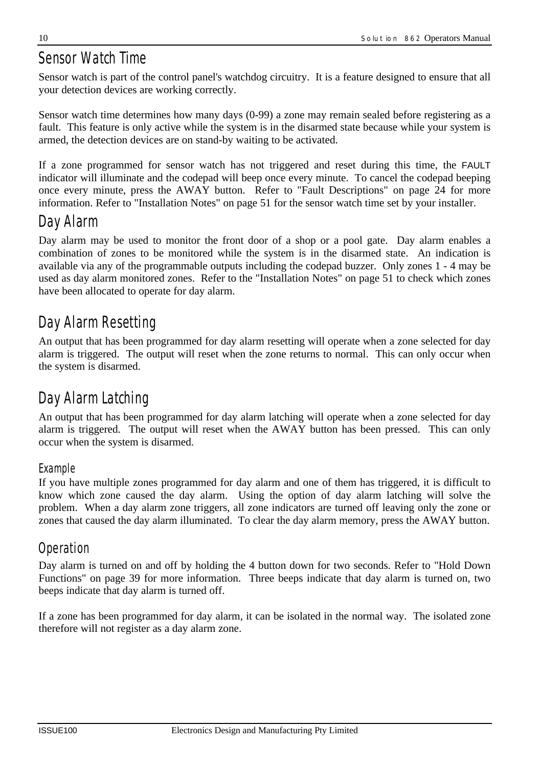## Sensor Watch Time

Sensor watch is part of the control panel's watchdog circuitry. It is a feature designed to ensure that all your detection devices are working correctly.

Sensor watch time determines how many days (0-99) a zone may remain sealed before registering as a fault. This feature is only active while the system is in the disarmed state because while your system is armed, the detection devices are on stand-by waiting to be activated.

If a zone programmed for sensor watch has not triggered and reset during this time, the FAULT indicator will illuminate and the codepad will beep once every minute. To cancel the codepad beeping once every minute, press the AWAY button. Refer to "Fault Descriptions" on page 24 for more information. Refer to "Installation Notes" on page 51 for the sensor watch time set by your installer.

## Day Alarm

Day alarm may be used to monitor the front door of a shop or a pool gate. Day alarm enables a combination of zones to be monitored while the system is in the disarmed state. An indication is available via any of the programmable outputs including the codepad buzzer. Only zones 1 - 4 may be used as day alarm monitored zones. Refer to the "Installation Notes" on page 51 to check which zones have been allocated to operate for day alarm.

## Day Alarm Resetting

An output that has been programmed for day alarm resetting will operate when a zone selected for day alarm is triggered. The output will reset when the zone returns to normal. This can only occur when the system is disarmed.

## Day Alarm Latching

An output that has been programmed for day alarm latching will operate when a zone selected for day alarm is triggered. The output will reset when the AWAY button has been pressed. This can only occur when the system is disarmed.

### Example

If you have multiple zones programmed for day alarm and one of them has triggered, it is difficult to know which zone caused the day alarm. Using the option of day alarm latching will solve the problem. When a day alarm zone triggers, all zone indicators are turned off leaving only the zone or zones that caused the day alarm illuminated. To clear the day alarm memory, press the AWAY button.

### Operation

Day alarm is turned on and off by holding the 4 button down for two seconds. Refer to "Hold Down Functions" on page 39 for more information. Three beeps indicate that day alarm is turned on, two beeps indicate that day alarm is turned off.

If a zone has been programmed for day alarm, it can be isolated in the normal way. The isolated zone therefore will not register as a day alarm zone.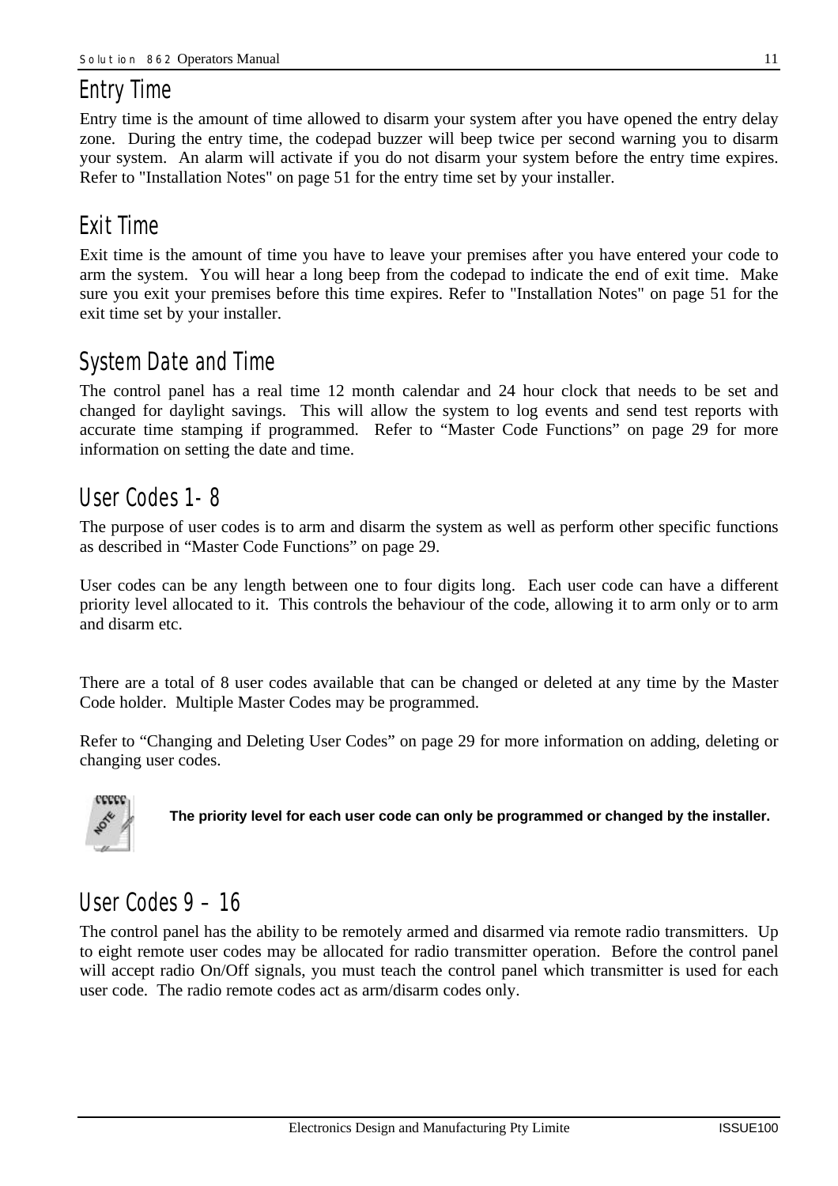## Entry Time

Entry time is the amount of time allowed to disarm your system after you have opened the entry delay zone. During the entry time, the codepad buzzer will beep twice per second warning you to disarm your system. An alarm will activate if you do not disarm your system before the entry time expires. Refer to "Installation Notes" on page 51 for the entry time set by your installer.

## Exit Time

Exit time is the amount of time you have to leave your premises after you have entered your code to arm the system. You will hear a long beep from the codepad to indicate the end of exit time. Make sure you exit your premises before this time expires. Refer to "Installation Notes" on page 51 for the exit time set by your installer.

## System Date and Time

The control panel has a real time 12 month calendar and 24 hour clock that needs to be set and changed for daylight savings. This will allow the system to log events and send test reports with accurate time stamping if programmed. Refer to "Master Code Functions" on page 29 for more information on setting the date and time.

## User Codes 1- 8

The purpose of user codes is to arm and disarm the system as well as perform other specific functions as described in "Master Code Functions" on page 29.

User codes can be any length between one to four digits long. Each user code can have a different priority level allocated to it. This controls the behaviour of the code, allowing it to arm only or to arm and disarm etc.

There are a total of 8 user codes available that can be changed or deleted at any time by the Master Code holder. Multiple Master Codes may be programmed.

Refer to "Changing and Deleting User Codes" on page 29 for more information on adding, deleting or changing user codes.

**The priority level for each user code can only be programmed or changed by the installer.**

## User Codes 9 – 16

The control panel has the ability to be remotely armed and disarmed via remote radio transmitters. Up to eight remote user codes may be allocated for radio transmitter operation. Before the control panel will accept radio On/Off signals, you must teach the control panel which transmitter is used for each user code. The radio remote codes act as arm/disarm codes only.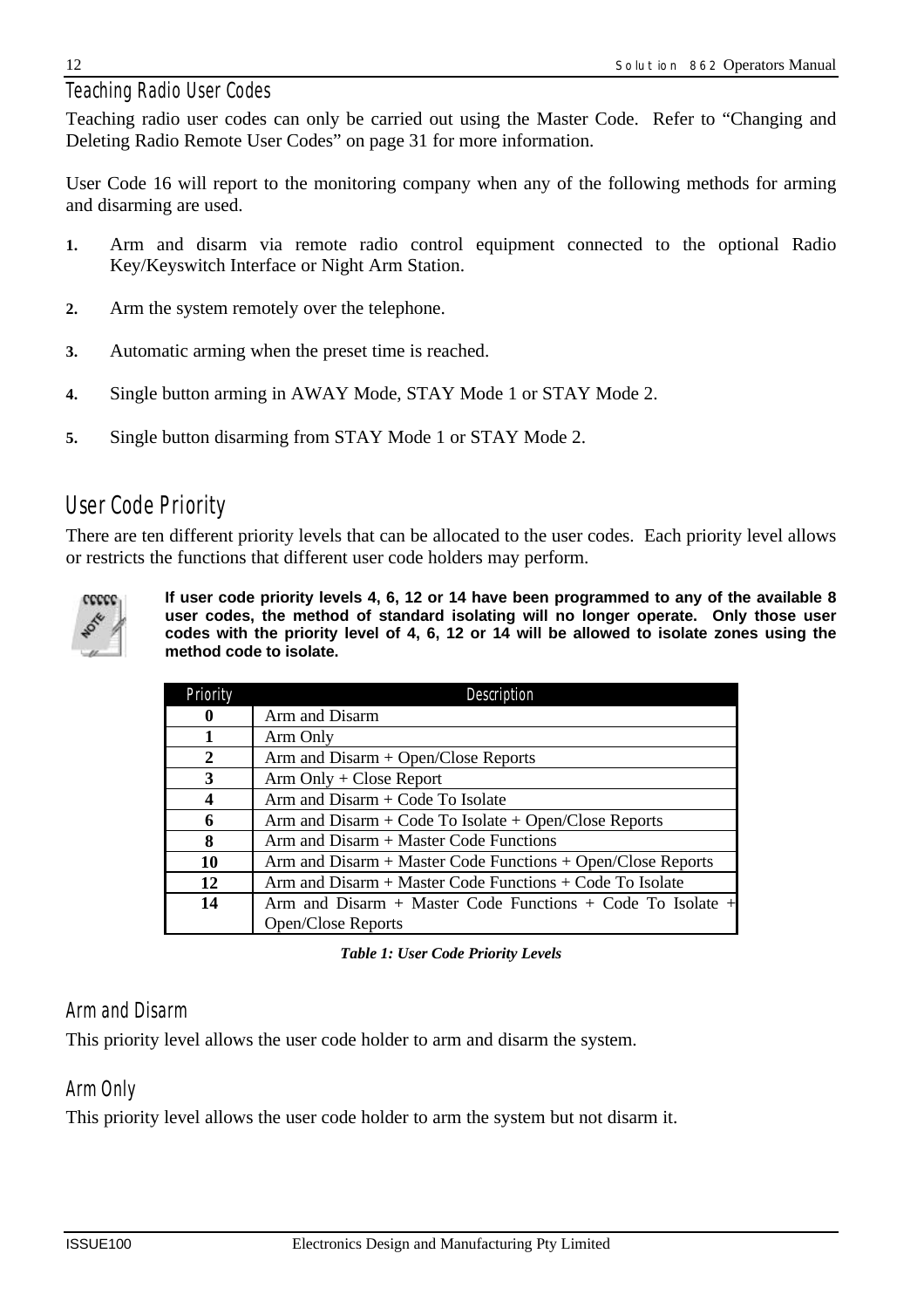### Teaching Radio User Codes

Teaching radio user codes can only be carried out using the Master Code. Refer to "Changing and Deleting Radio Remote User Codes" on page 31 for more information.

User Code 16 will report to the monitoring company when any of the following methods for arming and disarming are used.

1. Arm and disarm via remote radio control equipment connected to the optional Radio Key/Keyswitch Interface or Night Arm Station.
2. Arm the system remotely over the telephone.
3. Automatic arming when the preset time is reached.
4. Single button arming in AWAY Mode, STAY Mode 1 or STAY Mode 2.
5. Single button disarming from STAY Mode 1 or STAY Mode 2.

## User Code Priority

There are ten different priority levels that can be allocated to the user codes. Each priority level allows or restricts the functions that different user code holders may perform.

**If user code priority levels 4, 6, 12 or 14 have been programmed to any of the available 8 user codes, the method of standard isolating will no longer operate. Only those user codes with the priority level of 4, 6, 12 or 14 will be allowed to isolate zones using the method code to isolate.**

| Priority | Description |
|---|---|
| **0** | Arm and Disarm |
| **1** | Arm Only |
| **2** | Arm and Disarm + Open/Close Reports |
| **3** | Arm Only + Close Report |
| **4** | Arm and Disarm + Code To Isolate |
| **6** | Arm and Disarm + Code To Isolate + Open/Close Reports |
| **8** | Arm and Disarm + Master Code Functions |
| **10** | Arm and Disarm + Master Code Functions + Open/Close Reports |
| **12** | Arm and Disarm + Master Code Functions + Code To Isolate |
| **14** | Arm and Disarm + Master Code Functions + Code To Isolate + Open/Close Reports |

*Table 1: User Code Priority Levels*

### Arm and Disarm

This priority level allows the user code holder to arm and disarm the system.

### Arm Only

This priority level allows the user code holder to arm the system but not disarm it.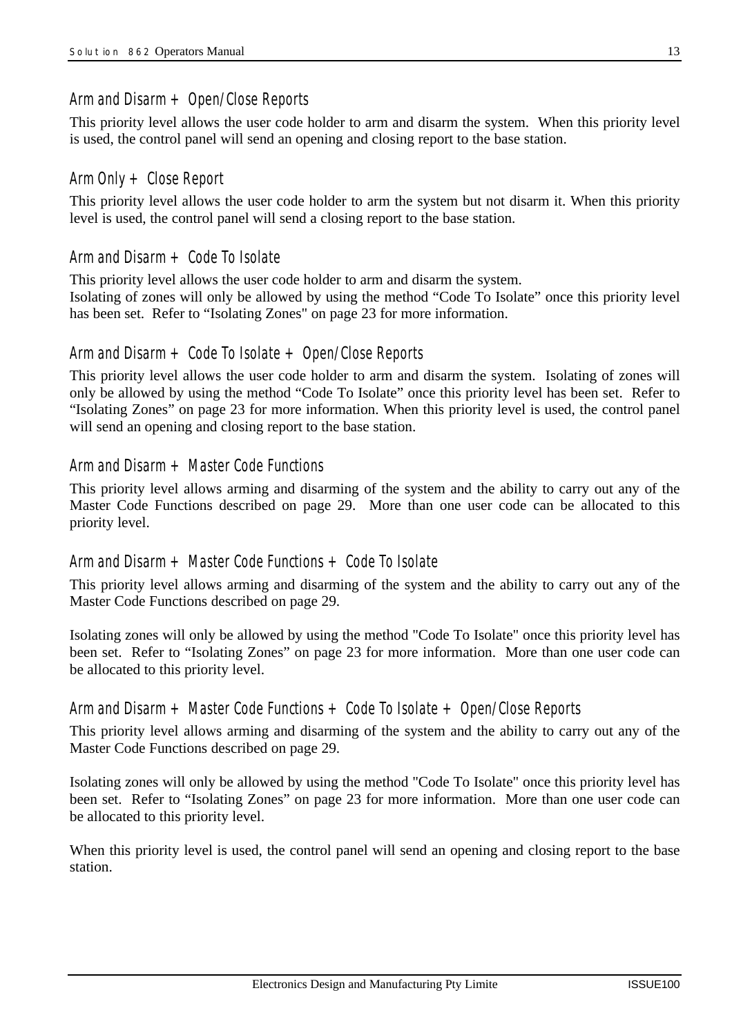### Arm and Disarm + Open/Close Reports

This priority level allows the user code holder to arm and disarm the system. When this priority level is used, the control panel will send an opening and closing report to the base station.

### Arm Only + Close Report

This priority level allows the user code holder to arm the system but not disarm it. When this priority level is used, the control panel will send a closing report to the base station.

### Arm and Disarm + Code To Isolate

This priority level allows the user code holder to arm and disarm the system.
Isolating of zones will only be allowed by using the method "Code To Isolate" once this priority level has been set. Refer to "Isolating Zones" on page 23 for more information.

### Arm and Disarm + Code To Isolate + Open/Close Reports

This priority level allows the user code holder to arm and disarm the system. Isolating of zones will only be allowed by using the method "Code To Isolate" once this priority level has been set. Refer to "Isolating Zones" on page 23 for more information. When this priority level is used, the control panel will send an opening and closing report to the base station.

### Arm and Disarm + Master Code Functions

This priority level allows arming and disarming of the system and the ability to carry out any of the Master Code Functions described on page 29. More than one user code can be allocated to this priority level.

### Arm and Disarm + Master Code Functions + Code To Isolate

This priority level allows arming and disarming of the system and the ability to carry out any of the Master Code Functions described on page 29.

Isolating zones will only be allowed by using the method "Code To Isolate" once this priority level has been set. Refer to "Isolating Zones" on page 23 for more information. More than one user code can be allocated to this priority level.

### Arm and Disarm + Master Code Functions + Code To Isolate + Open/Close Reports

This priority level allows arming and disarming of the system and the ability to carry out any of the Master Code Functions described on page 29.

Isolating zones will only be allowed by using the method "Code To Isolate" once this priority level has been set. Refer to "Isolating Zones" on page 23 for more information. More than one user code can be allocated to this priority level.

When this priority level is used, the control panel will send an opening and closing report to the base station.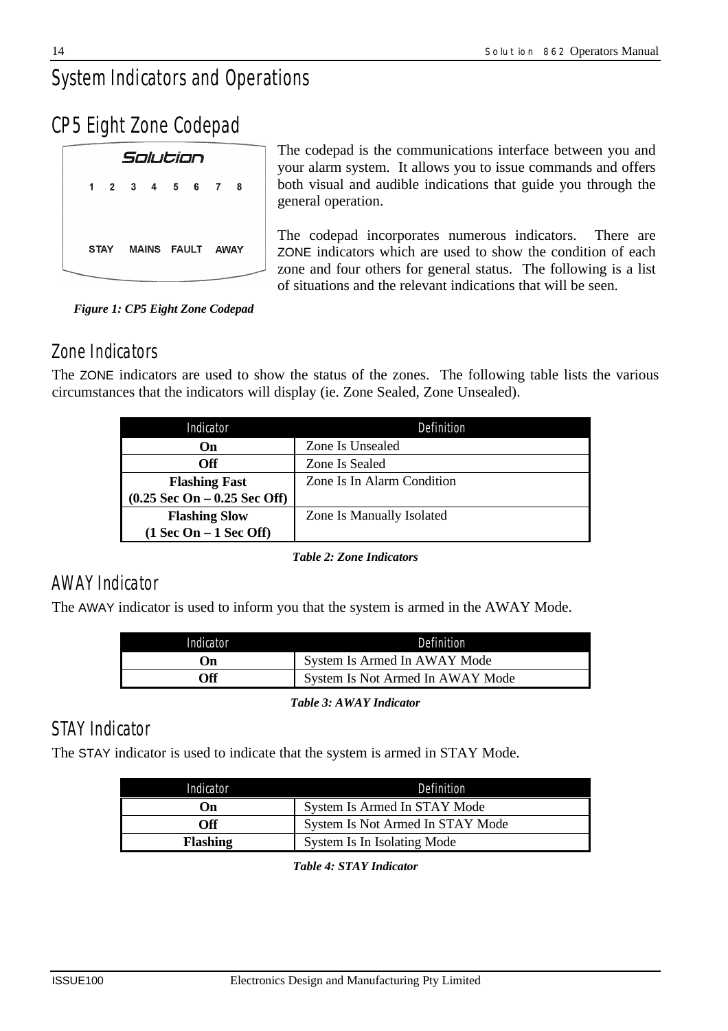# System Indicators and Operations

## CP5 Eight Zone Codepad

The codepad is the communications interface between you and your alarm system. It allows you to issue commands and offers both visual and audible indications that guide you through the general operation.

The codepad incorporates numerous indicators. There are ZONE indicators which are used to show the condition of each zone and four others for general status. The following is a list of situations and the relevant indications that will be seen.

*Figure 1: CP5 Eight Zone Codepad*

### Zone Indicators

The ZONE indicators are used to show the status of the zones. The following table lists the various circumstances that the indicators will display (ie. Zone Sealed, Zone Unsealed).

| Indicator | Definition |
|---|---|
| **On** | Zone Is Unsealed |
| **Off** | Zone Is Sealed |
| **Flashing Fast (0.25 Sec On – 0.25 Sec Off)** | Zone Is In Alarm Condition |
| **Flashing Slow (1 Sec On – 1 Sec Off)** | Zone Is Manually Isolated |

*Table 2: Zone Indicators*

### AWAY Indicator

The AWAY indicator is used to inform you that the system is armed in the AWAY Mode.

| Indicator | Definition |
|---|---|
| **On** | System Is Armed In AWAY Mode |
| **Off** | System Is Not Armed In AWAY Mode |

*Table 3: AWAY Indicator*

### STAY Indicator

The STAY indicator is used to indicate that the system is armed in STAY Mode.

| Indicator | Definition |
|---|---|
| **On** | System Is Armed In STAY Mode |
| **Off** | System Is Not Armed In STAY Mode |
| **Flashing** | System Is In Isolating Mode |

*Table 4: STAY Indicator*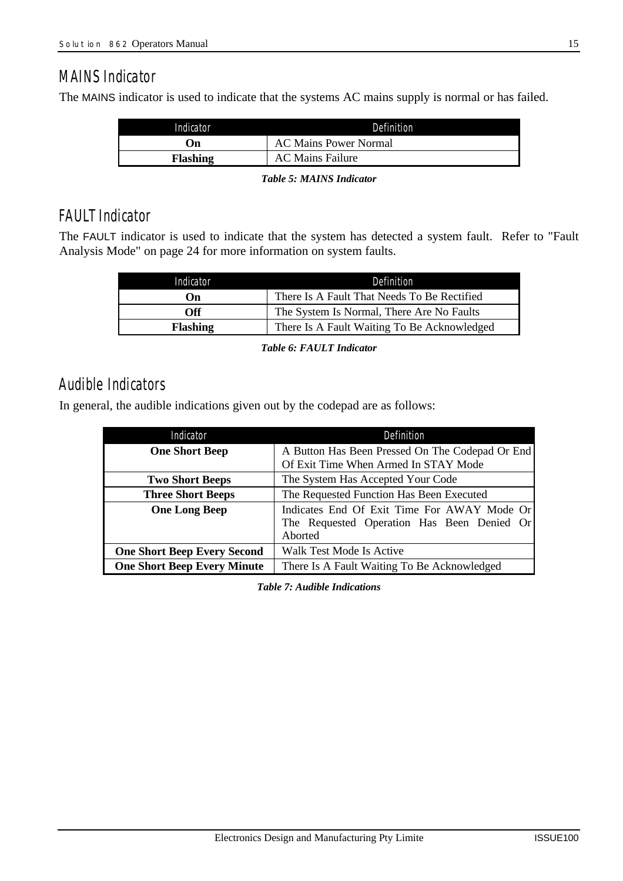## MAINS Indicator

The MAINS indicator is used to indicate that the systems AC mains supply is normal or has failed.

| Indicator | Definition |
|---|---|
| **On** | AC Mains Power Normal |
| **Flashing** | AC Mains Failure |

***Table 5: MAINS Indicator***

## FAULT Indicator

The FAULT indicator is used to indicate that the system has detected a system fault. Refer to "Fault Analysis Mode" on page 24 for more information on system faults.

| Indicator | Definition |
|---|---|
| **On** | There Is A Fault That Needs To Be Rectified |
| **Off** | The System Is Normal, There Are No Faults |
| **Flashing** | There Is A Fault Waiting To Be Acknowledged |

***Table 6: FAULT Indicator***

## Audible Indicators

In general, the audible indications given out by the codepad are as follows:

| Indicator | Definition |
|---|---|
| **One Short Beep** | A Button Has Been Pressed On The Codepad Or End Of Exit Time When Armed In STAY Mode |
| **Two Short Beeps** | The System Has Accepted Your Code |
| **Three Short Beeps** | The Requested Function Has Been Executed |
| **One Long Beep** | Indicates End Of Exit Time For AWAY Mode Or The Requested Operation Has Been Denied Or Aborted |
| **One Short Beep Every Second** | Walk Test Mode Is Active |
| **One Short Beep Every Minute** | There Is A Fault Waiting To Be Acknowledged |

***Table 7: Audible Indications***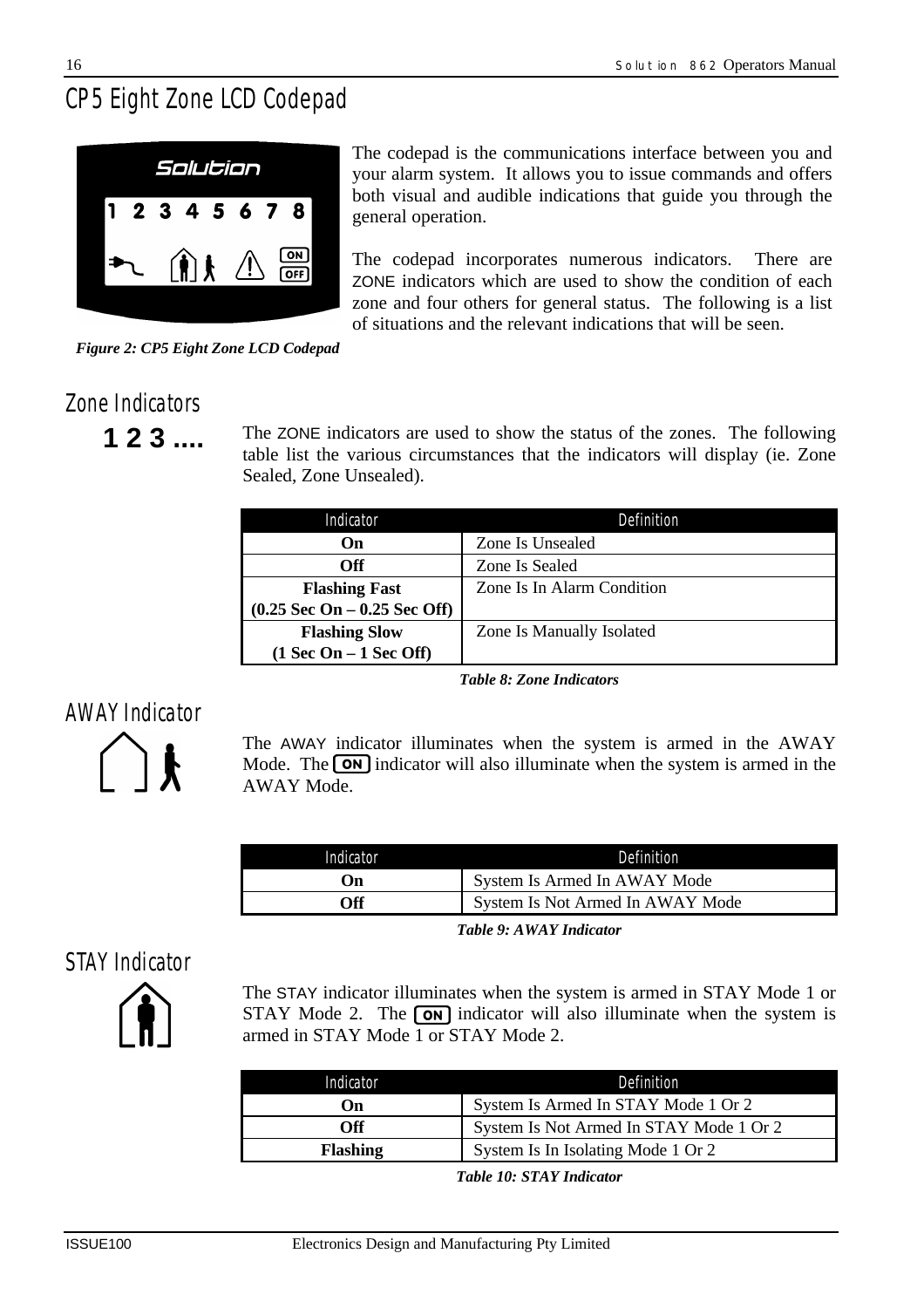# CP5 Eight Zone LCD Codepad

The codepad is the communications interface between you and your alarm system. It allows you to issue commands and offers both visual and audible indications that guide you through the general operation.

The codepad incorporates numerous indicators. There are ZONE indicators which are used to show the condition of each zone and four others for general status. The following is a list of situations and the relevant indications that will be seen.

*Figure 2: CP5 Eight Zone LCD Codepad*

## Zone Indicators

**1 2 3 ....**

The ZONE indicators are used to show the status of the zones. The following table list the various circumstances that the indicators will display (ie. Zone Sealed, Zone Unsealed).

| Indicator | Definition |
|---|---|
| **On** | Zone Is Unsealed |
| **Off** | Zone Is Sealed |
| **Flashing Fast (0.25 Sec On – 0.25 Sec Off)** | Zone Is In Alarm Condition |
| **Flashing Slow (1 Sec On – 1 Sec Off)** | Zone Is Manually Isolated |

*Table 8: Zone Indicators*

## AWAY Indicator

The AWAY indicator illuminates when the system is armed in the AWAY Mode. The ON indicator will also illuminate when the system is armed in the AWAY Mode.

| Indicator | Definition |
|---|---|
| **On** | System Is Armed In AWAY Mode |
| **Off** | System Is Not Armed In AWAY Mode |

*Table 9: AWAY Indicator*

## STAY Indicator

The STAY indicator illuminates when the system is armed in STAY Mode 1 or STAY Mode 2. The ON indicator will also illuminate when the system is armed in STAY Mode 1 or STAY Mode 2.

| Indicator | Definition |
|---|---|
| **On** | System Is Armed In STAY Mode 1 Or 2 |
| **Off** | System Is Not Armed In STAY Mode 1 Or 2 |
| **Flashing** | System Is In Isolating Mode 1 Or 2 |

*Table 10: STAY Indicator*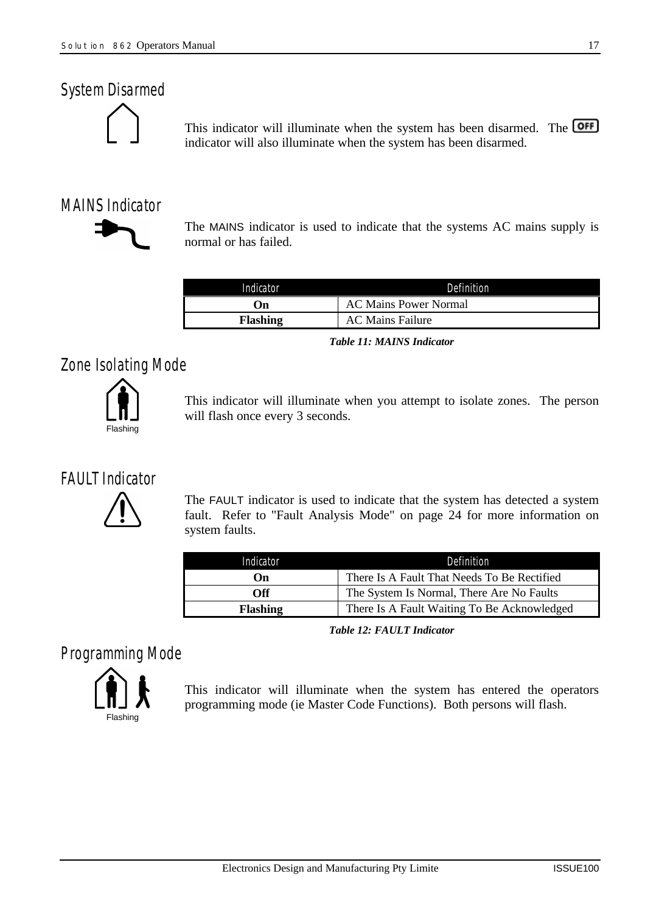## System Disarmed

This indicator will illuminate when the system has been disarmed. The OFF indicator will also illuminate when the system has been disarmed.

## MAINS Indicator

The MAINS indicator is used to indicate that the systems AC mains supply is normal or has failed.

| Indicator | Definition |
|---|---|
| **On** | AC Mains Power Normal |
| **Flashing** | AC Mains Failure |

***Table 11: MAINS Indicator***

## Zone Isolating Mode

Flashing

This indicator will illuminate when you attempt to isolate zones. The person will flash once every 3 seconds.

## FAULT Indicator

The FAULT indicator is used to indicate that the system has detected a system fault. Refer to "Fault Analysis Mode" on page 24 for more information on system faults.

| Indicator | Definition |
|---|---|
| **On** | There Is A Fault That Needs To Be Rectified |
| **Off** | The System Is Normal, There Are No Faults |
| **Flashing** | There Is A Fault Waiting To Be Acknowledged |

***Table 12: FAULT Indicator***

## Programming Mode

Flashing

This indicator will illuminate when the system has entered the operators programming mode (ie Master Code Functions). Both persons will flash.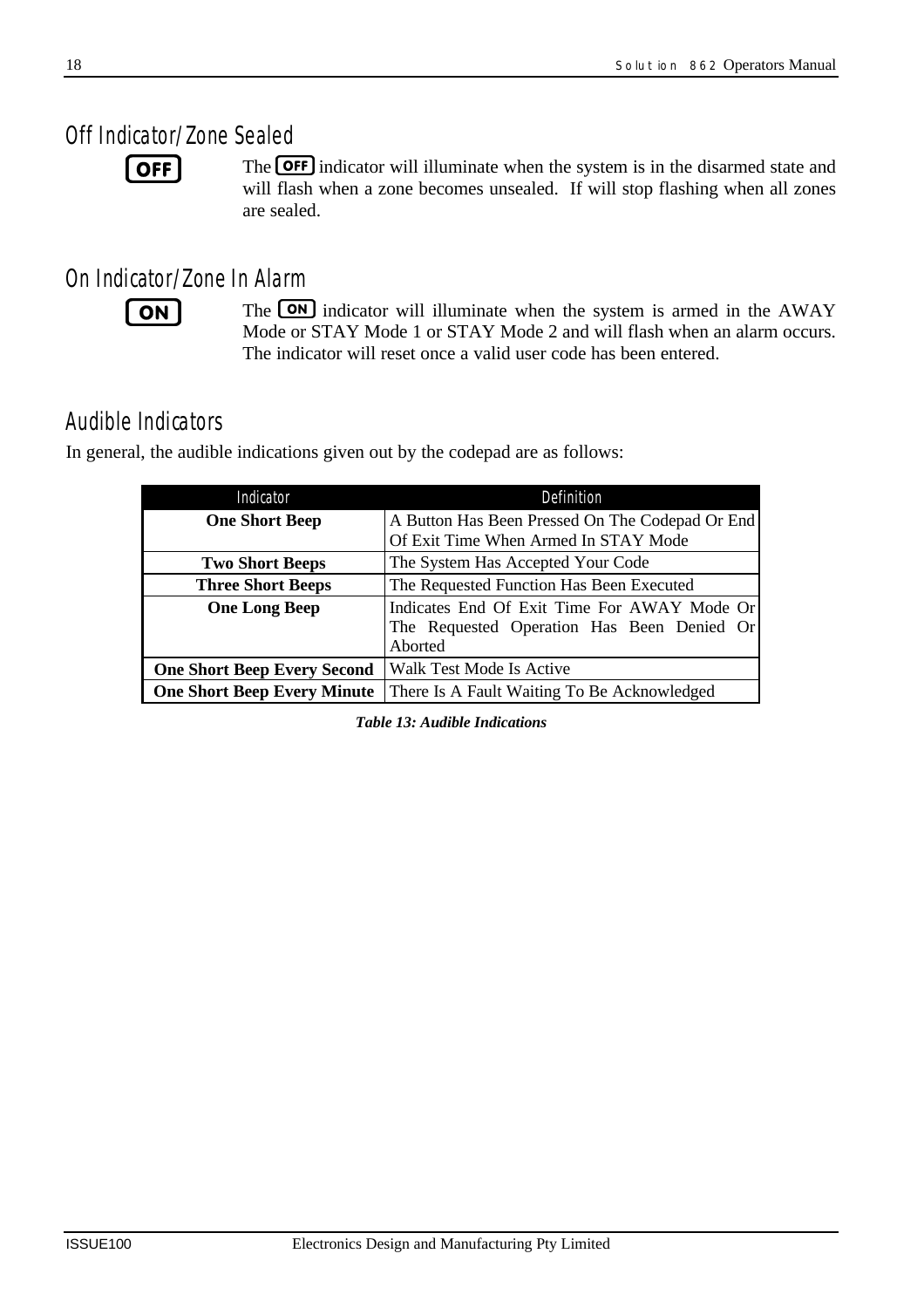## Off Indicator/Zone Sealed

**OFF**

The **OFF** indicator will illuminate when the system is in the disarmed state and will flash when a zone becomes unsealed. If will stop flashing when all zones are sealed.

## On Indicator/Zone In Alarm

**ON**

The **ON** indicator will illuminate when the system is armed in the AWAY Mode or STAY Mode 1 or STAY Mode 2 and will flash when an alarm occurs. The indicator will reset once a valid user code has been entered.

## Audible Indicators

In general, the audible indications given out by the codepad are as follows:

| Indicator | Definition |
|---|---|
| **One Short Beep** | A Button Has Been Pressed On The Codepad Or End Of Exit Time When Armed In STAY Mode |
| **Two Short Beeps** | The System Has Accepted Your Code |
| **Three Short Beeps** | The Requested Function Has Been Executed |
| **One Long Beep** | Indicates End Of Exit Time For AWAY Mode Or The Requested Operation Has Been Denied Or Aborted |
| **One Short Beep Every Second** | Walk Test Mode Is Active |
| **One Short Beep Every Minute** | There Is A Fault Waiting To Be Acknowledged |

***Table 13: Audible Indications***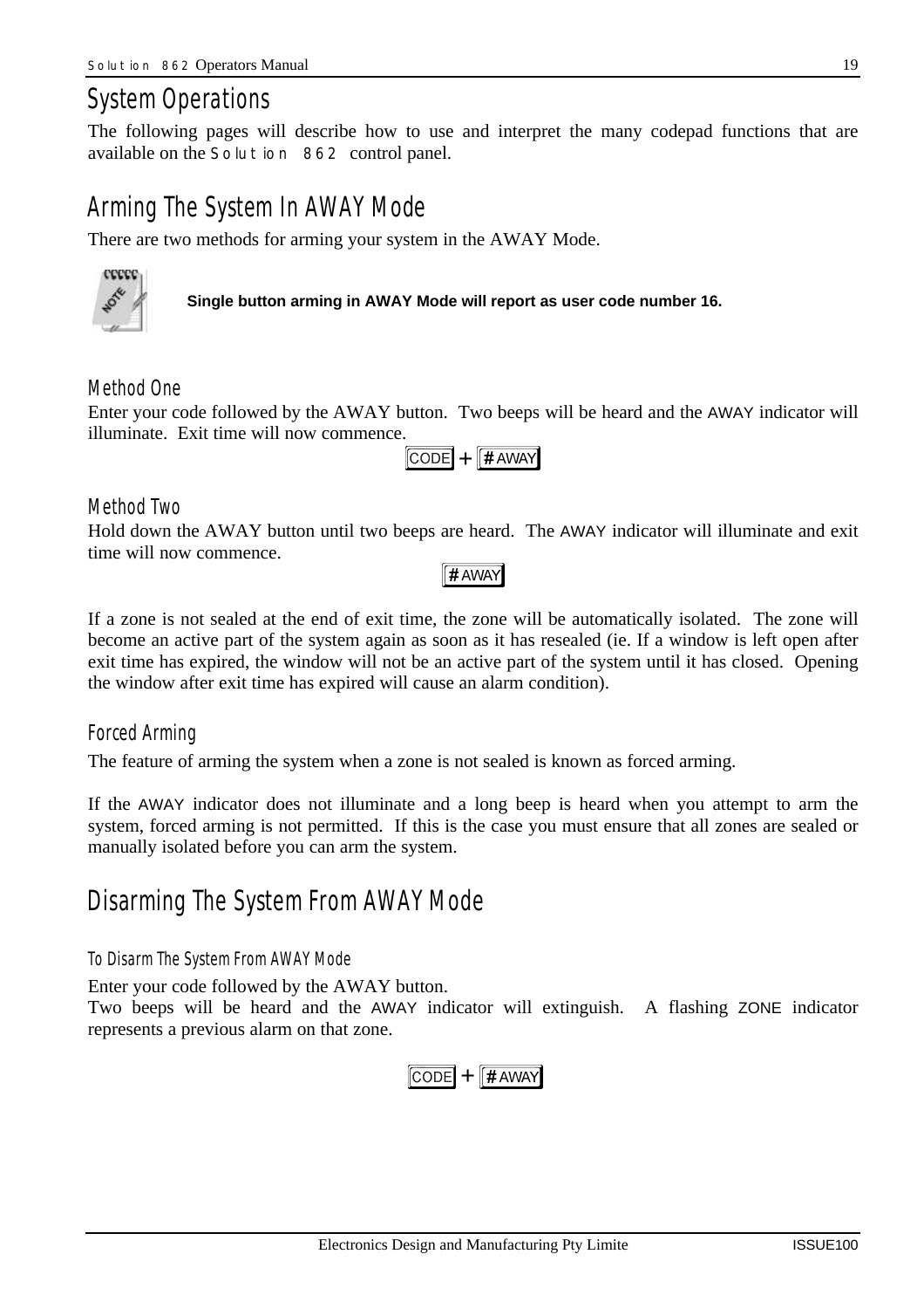# System Operations

The following pages will describe how to use and interpret the many codepad functions that are available on the Solution 862 control panel.

# Arming The System In AWAY Mode

There are two methods for arming your system in the AWAY Mode.

**Single button arming in AWAY Mode will report as user code number 16.**

### Method One

Enter your code followed by the AWAY button. Two beeps will be heard and the AWAY indicator will illuminate. Exit time will now commence.

CODE + # AWAY

### Method Two

Hold down the AWAY button until two beeps are heard. The AWAY indicator will illuminate and exit time will now commence.

# AWAY

If a zone is not sealed at the end of exit time, the zone will be automatically isolated. The zone will become an active part of the system again as soon as it has resealed (ie. If a window is left open after exit time has expired, the window will not be an active part of the system until it has closed. Opening the window after exit time has expired will cause an alarm condition).

### Forced Arming

The feature of arming the system when a zone is not sealed is known as forced arming.

If the AWAY indicator does not illuminate and a long beep is heard when you attempt to arm the system, forced arming is not permitted. If this is the case you must ensure that all zones are sealed or manually isolated before you can arm the system.

# Disarming The System From AWAY Mode

#### To Disarm The System From AWAY Mode

Enter your code followed by the AWAY button.
Two beeps will be heard and the AWAY indicator will extinguish. A flashing ZONE indicator represents a previous alarm on that zone.

CODE + # AWAY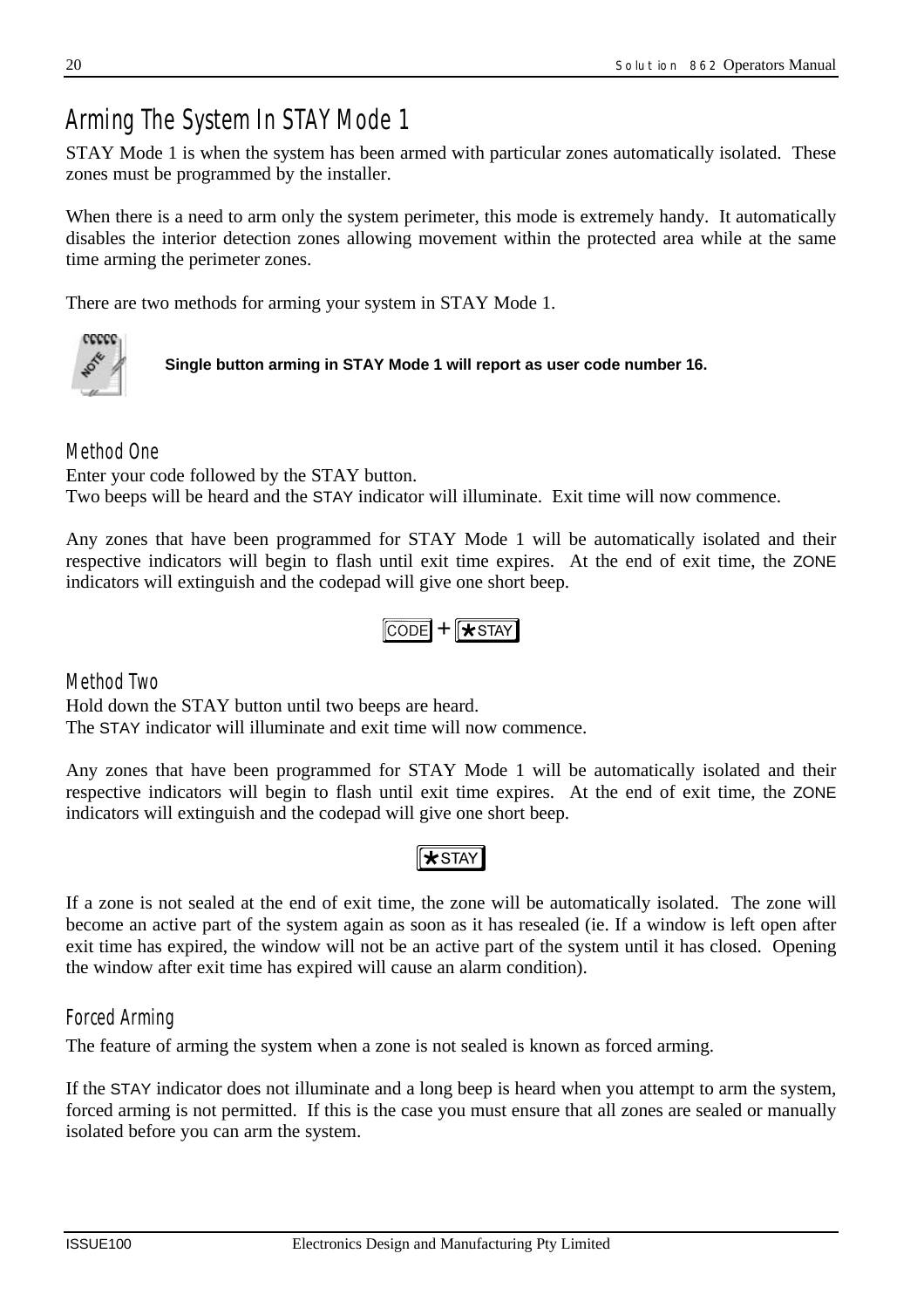# Arming The System In STAY Mode 1

STAY Mode 1 is when the system has been armed with particular zones automatically isolated. These zones must be programmed by the installer.

When there is a need to arm only the system perimeter, this mode is extremely handy. It automatically disables the interior detection zones allowing movement within the protected area while at the same time arming the perimeter zones.

There are two methods for arming your system in STAY Mode 1.

**Single button arming in STAY Mode 1 will report as user code number 16.**

## Method One

Enter your code followed by the STAY button.
Two beeps will be heard and the STAY indicator will illuminate. Exit time will now commence.

Any zones that have been programmed for STAY Mode 1 will be automatically isolated and their respective indicators will begin to flash until exit time expires. At the end of exit time, the ZONE indicators will extinguish and the codepad will give one short beep.

CODE + *STAY

## Method Two

Hold down the STAY button until two beeps are heard.
The STAY indicator will illuminate and exit time will now commence.

Any zones that have been programmed for STAY Mode 1 will be automatically isolated and their respective indicators will begin to flash until exit time expires. At the end of exit time, the ZONE indicators will extinguish and the codepad will give one short beep.

*STAY

If a zone is not sealed at the end of exit time, the zone will be automatically isolated. The zone will become an active part of the system again as soon as it has resealed (ie. If a window is left open after exit time has expired, the window will not be an active part of the system until it has closed. Opening the window after exit time has expired will cause an alarm condition).

## Forced Arming

The feature of arming the system when a zone is not sealed is known as forced arming.

If the STAY indicator does not illuminate and a long beep is heard when you attempt to arm the system, forced arming is not permitted. If this is the case you must ensure that all zones are sealed or manually isolated before you can arm the system.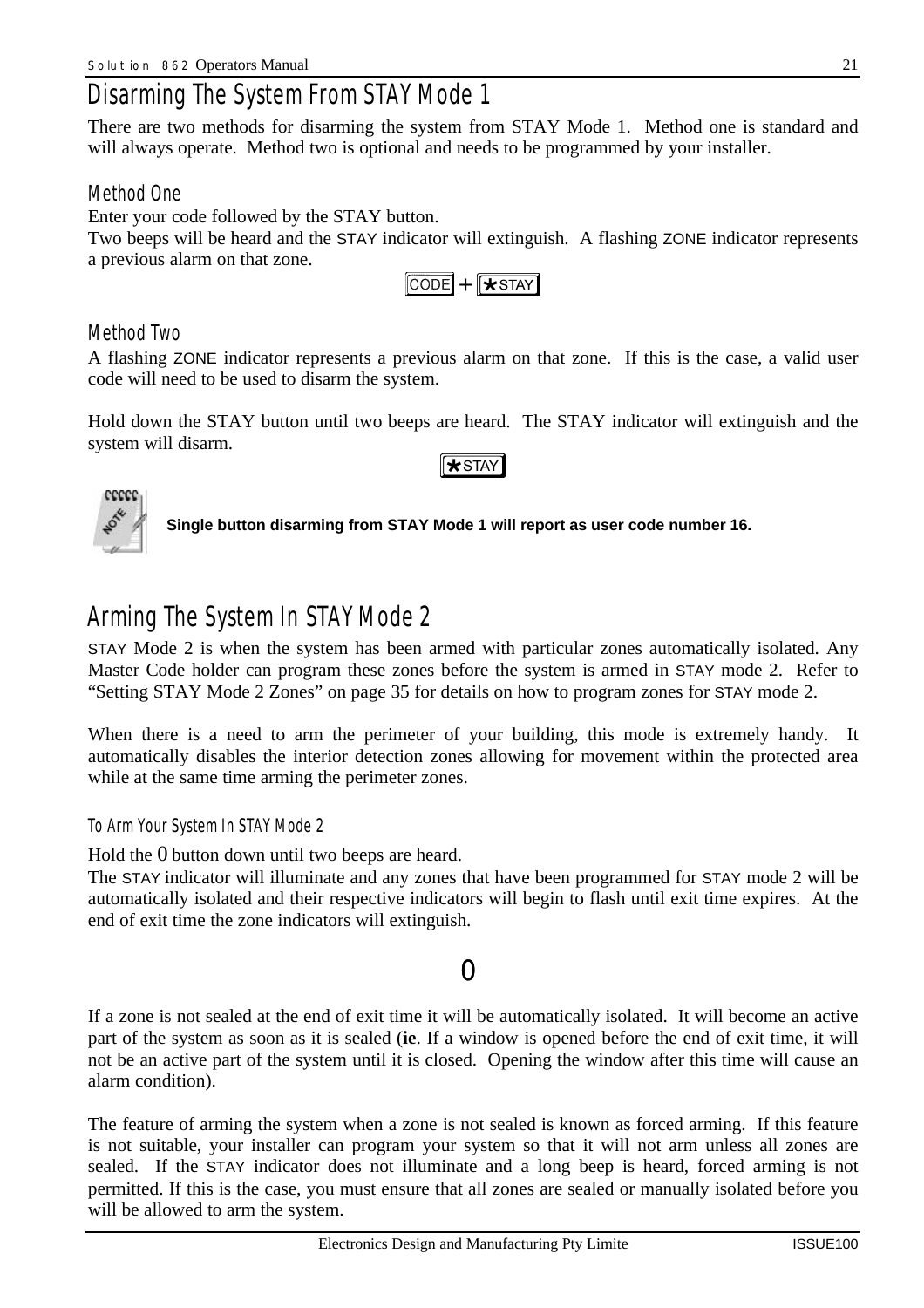# Disarming The System From STAY Mode 1

There are two methods for disarming the system from STAY Mode 1. Method one is standard and will always operate. Method two is optional and needs to be programmed by your installer.

## Method One

Enter your code followed by the STAY button.
Two beeps will be heard and the STAY indicator will extinguish. A flashing ZONE indicator represents a previous alarm on that zone.

CODE + *STAY

## Method Two

A flashing ZONE indicator represents a previous alarm on that zone. If this is the case, a valid user code will need to be used to disarm the system.

Hold down the STAY button until two beeps are heard. The STAY indicator will extinguish and the system will disarm.

*STAY

NOTE: **Single button disarming from STAY Mode 1 will report as user code number 16.**

# Arming The System In STAY Mode 2

STAY Mode 2 is when the system has been armed with particular zones automatically isolated. Any Master Code holder can program these zones before the system is armed in STAY mode 2. Refer to "Setting STAY Mode 2 Zones" on page 35 for details on how to program zones for STAY mode 2.

When there is a need to arm the perimeter of your building, this mode is extremely handy. It automatically disables the interior detection zones allowing for movement within the protected area while at the same time arming the perimeter zones.

### To Arm Your System In STAY Mode 2

Hold the 0 button down until two beeps are heard.
The STAY indicator will illuminate and any zones that have been programmed for STAY mode 2 will be automatically isolated and their respective indicators will begin to flash until exit time expires. At the end of exit time the zone indicators will extinguish.

0

If a zone is not sealed at the end of exit time it will be automatically isolated. It will become an active part of the system as soon as it is sealed (**ie**. If a window is opened before the end of exit time, it will not be an active part of the system until it is closed. Opening the window after this time will cause an alarm condition).

The feature of arming the system when a zone is not sealed is known as forced arming. If this feature is not suitable, your installer can program your system so that it will not arm unless all zones are sealed. If the STAY indicator does not illuminate and a long beep is heard, forced arming is not permitted. If this is the case, you must ensure that all zones are sealed or manually isolated before you will be allowed to arm the system.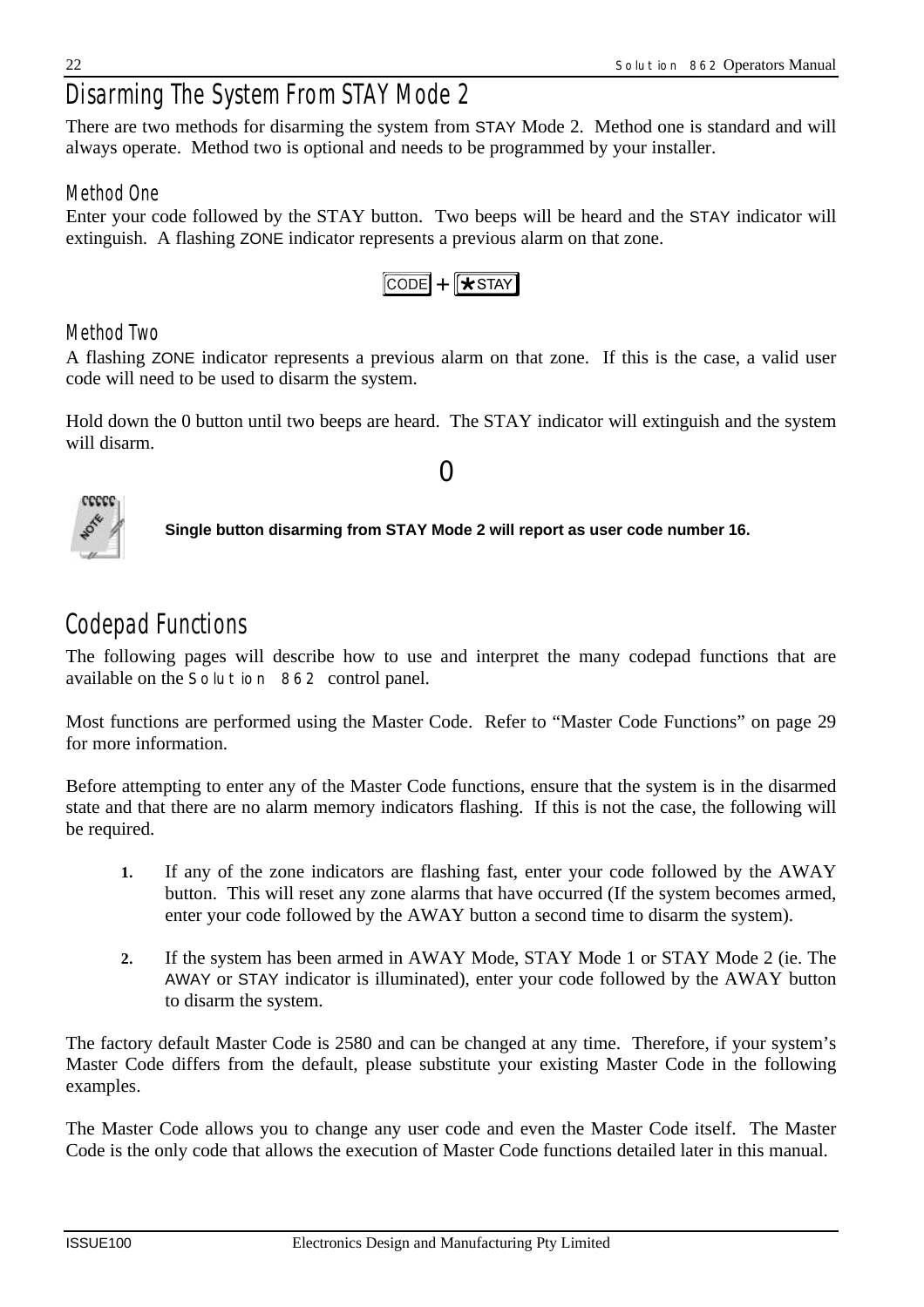## Disarming The System From STAY Mode 2

There are two methods for disarming the system from STAY Mode 2. Method one is standard and will always operate. Method two is optional and needs to be programmed by your installer.

### Method One

Enter your code followed by the STAY button. Two beeps will be heard and the STAY indicator will extinguish. A flashing ZONE indicator represents a previous alarm on that zone.

CODE + *STAY

### Method Two

A flashing ZONE indicator represents a previous alarm on that zone. If this is the case, a valid user code will need to be used to disarm the system.

Hold down the 0 button until two beeps are heard. The STAY indicator will extinguish and the system will disarm.

0

**Single button disarming from STAY Mode 2 will report as user code number 16.**

## Codepad Functions

The following pages will describe how to use and interpret the many codepad functions that are available on the Solution 862 control panel.

Most functions are performed using the Master Code. Refer to “Master Code Functions” on page 29 for more information.

Before attempting to enter any of the Master Code functions, ensure that the system is in the disarmed state and that there are no alarm memory indicators flashing. If this is not the case, the following will be required.

1. If any of the zone indicators are flashing fast, enter your code followed by the AWAY button. This will reset any zone alarms that have occurred (If the system becomes armed, enter your code followed by the AWAY button a second time to disarm the system).

2. If the system has been armed in AWAY Mode, STAY Mode 1 or STAY Mode 2 (ie. The AWAY or STAY indicator is illuminated), enter your code followed by the AWAY button to disarm the system.

The factory default Master Code is 2580 and can be changed at any time. Therefore, if your system’s Master Code differs from the default, please substitute your existing Master Code in the following examples.

The Master Code allows you to change any user code and even the Master Code itself. The Master Code is the only code that allows the execution of Master Code functions detailed later in this manual.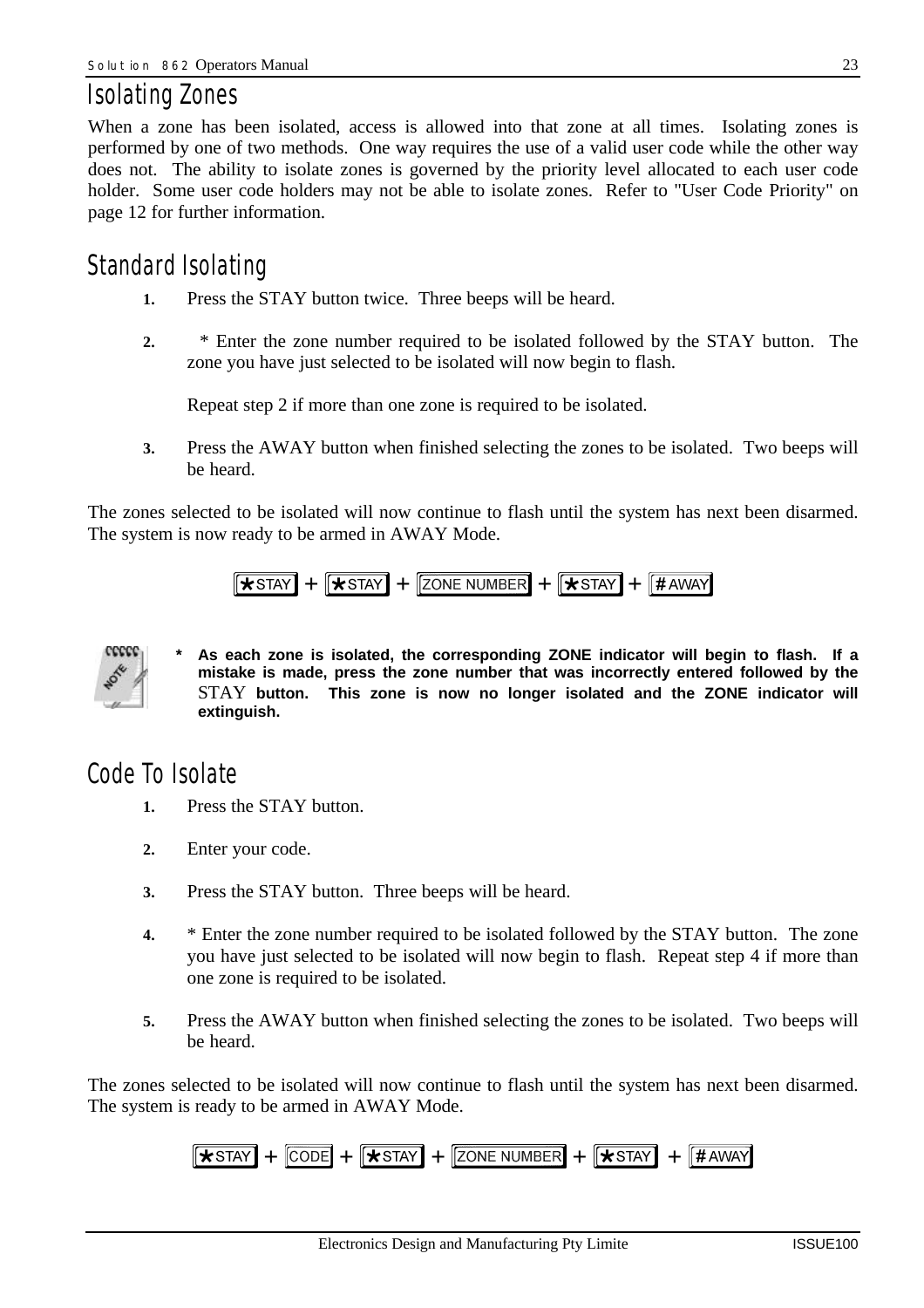# Isolating Zones

When a zone has been isolated, access is allowed into that zone at all times. Isolating zones is performed by one of two methods. One way requires the use of a valid user code while the other way does not. The ability to isolate zones is governed by the priority level allocated to each user code holder. Some user code holders may not be able to isolate zones. Refer to "User Code Priority" on page 12 for further information.

## Standard Isolating

1. Press the STAY button twice. Three beeps will be heard.
2. * Enter the zone number required to be isolated followed by the STAY button. The zone you have just selected to be isolated will now begin to flash.

   Repeat step 2 if more than one zone is required to be isolated.
3. Press the AWAY button when finished selecting the zones to be isolated. Two beeps will be heard.

The zones selected to be isolated will now continue to flash until the system has next been disarmed. The system is now ready to be armed in AWAY Mode.

[★STAY] + [★STAY] + [ZONE NUMBER] + [★STAY] + [#AWAY]

**NOTE** * **As each zone is isolated, the corresponding ZONE indicator will begin to flash. If a mistake is made, press the zone number that was incorrectly entered followed by the** STAY **button. This zone is now no longer isolated and the ZONE indicator will extinguish.**

## Code To Isolate

1. Press the STAY button.
2. Enter your code.
3. Press the STAY button. Three beeps will be heard.
4. * Enter the zone number required to be isolated followed by the STAY button. The zone you have just selected to be isolated will now begin to flash. Repeat step 4 if more than one zone is required to be isolated.
5. Press the AWAY button when finished selecting the zones to be isolated. Two beeps will be heard.

The zones selected to be isolated will now continue to flash until the system has next been disarmed. The system is ready to be armed in AWAY Mode.

[★STAY] + [CODE] + [★STAY] + [ZONE NUMBER] + [★STAY] + [#AWAY]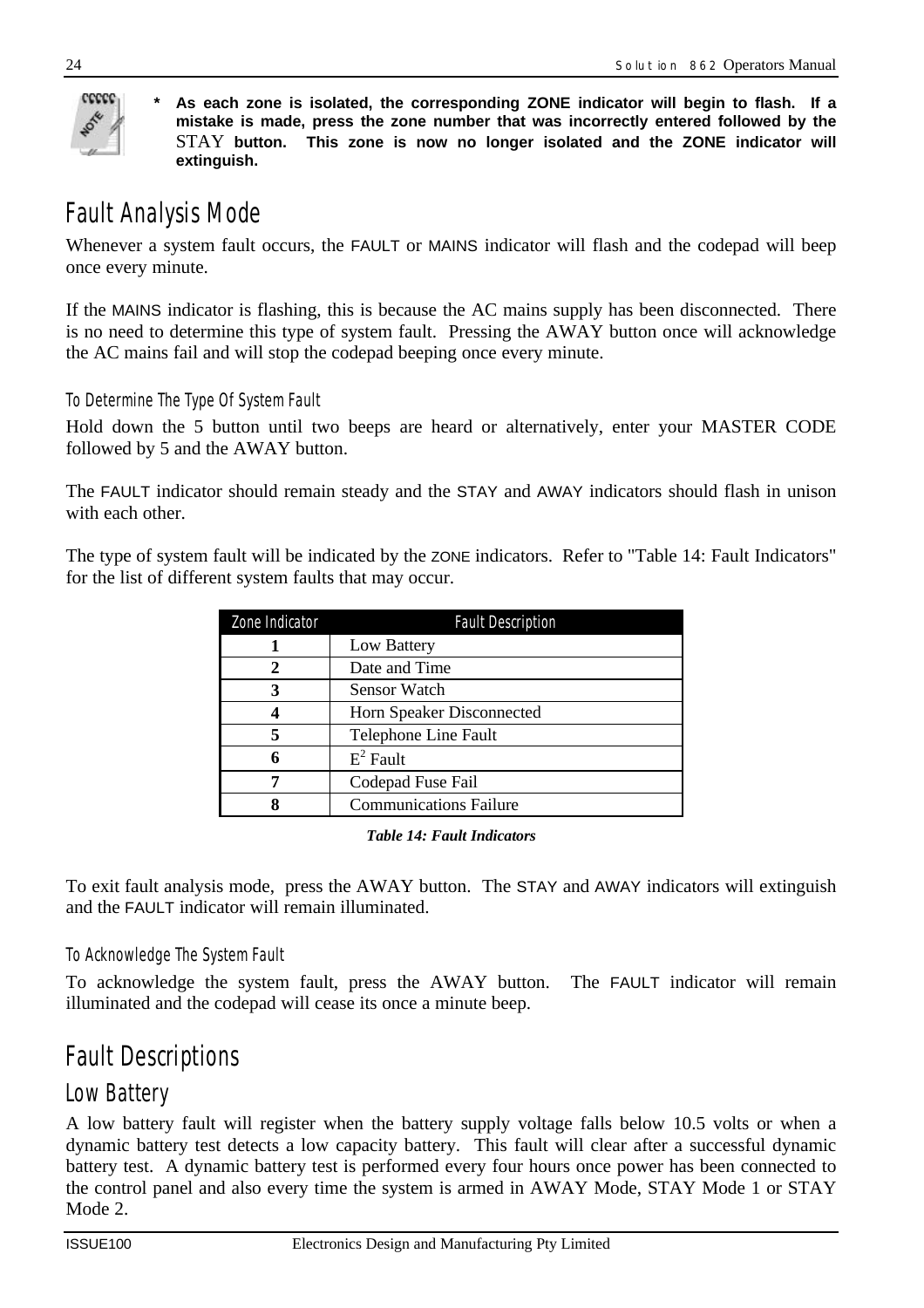**\* As each zone is isolated, the corresponding ZONE indicator will begin to flash. If a mistake is made, press the zone number that was incorrectly entered followed by the STAY button. This zone is now no longer isolated and the ZONE indicator will extinguish.**

# Fault Analysis Mode

Whenever a system fault occurs, the FAULT or MAINS indicator will flash and the codepad will beep once every minute.

If the MAINS indicator is flashing, this is because the AC mains supply has been disconnected. There is no need to determine this type of system fault. Pressing the AWAY button once will acknowledge the AC mains fail and will stop the codepad beeping once every minute.

### To Determine The Type Of System Fault

Hold down the 5 button until two beeps are heard or alternatively, enter your MASTER CODE followed by 5 and the AWAY button.

The FAULT indicator should remain steady and the STAY and AWAY indicators should flash in unison with each other.

The type of system fault will be indicated by the ZONE indicators. Refer to "Table 14: Fault Indicators" for the list of different system faults that may occur.

| Zone Indicator | Fault Description |
|---|---|
| **1** | Low Battery |
| **2** | Date and Time |
| **3** | Sensor Watch |
| **4** | Horn Speaker Disconnected |
| **5** | Telephone Line Fault |
| **6** | $E^2$ Fault |
| **7** | Codepad Fuse Fail |
| **8** | Communications Failure |

***Table 14: Fault Indicators***

To exit fault analysis mode, press the AWAY button. The STAY and AWAY indicators will extinguish and the FAULT indicator will remain illuminated.

### To Acknowledge The System Fault

To acknowledge the system fault, press the AWAY button. The FAULT indicator will remain illuminated and the codepad will cease its once a minute beep.

# Fault Descriptions

## Low Battery

A low battery fault will register when the battery supply voltage falls below 10.5 volts or when a dynamic battery test detects a low capacity battery. This fault will clear after a successful dynamic battery test. A dynamic battery test is performed every four hours once power has been connected to the control panel and also every time the system is armed in AWAY Mode, STAY Mode 1 or STAY Mode 2.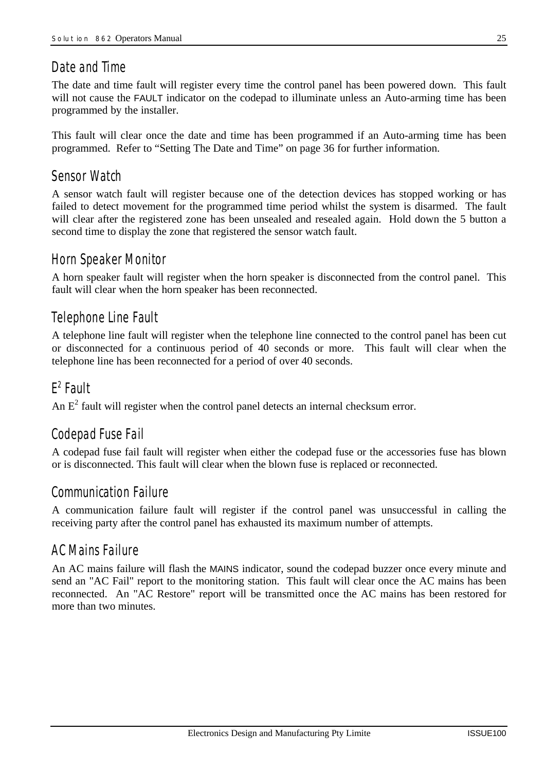## Date and Time

The date and time fault will register every time the control panel has been powered down. This fault will not cause the FAULT indicator on the codepad to illuminate unless an Auto-arming time has been programmed by the installer.

This fault will clear once the date and time has been programmed if an Auto-arming time has been programmed. Refer to "Setting The Date and Time" on page 36 for further information.

## Sensor Watch

A sensor watch fault will register because one of the detection devices has stopped working or has failed to detect movement for the programmed time period whilst the system is disarmed. The fault will clear after the registered zone has been unsealed and resealed again. Hold down the 5 button a second time to display the zone that registered the sensor watch fault.

## Horn Speaker Monitor

A horn speaker fault will register when the horn speaker is disconnected from the control panel. This fault will clear when the horn speaker has been reconnected.

## Telephone Line Fault

A telephone line fault will register when the telephone line connected to the control panel has been cut or disconnected for a continuous period of 40 seconds or more. This fault will clear when the telephone line has been reconnected for a period of over 40 seconds.

## $E^2$ Fault

An $E^2$ fault will register when the control panel detects an internal checksum error.

## Codepad Fuse Fail

A codepad fuse fail fault will register when either the codepad fuse or the accessories fuse has blown or is disconnected. This fault will clear when the blown fuse is replaced or reconnected.

## Communication Failure

A communication failure fault will register if the control panel was unsuccessful in calling the receiving party after the control panel has exhausted its maximum number of attempts.

## AC Mains Failure

An AC mains failure will flash the MAINS indicator, sound the codepad buzzer once every minute and send an "AC Fail" report to the monitoring station. This fault will clear once the AC mains has been reconnected. An "AC Restore" report will be transmitted once the AC mains has been restored for more than two minutes.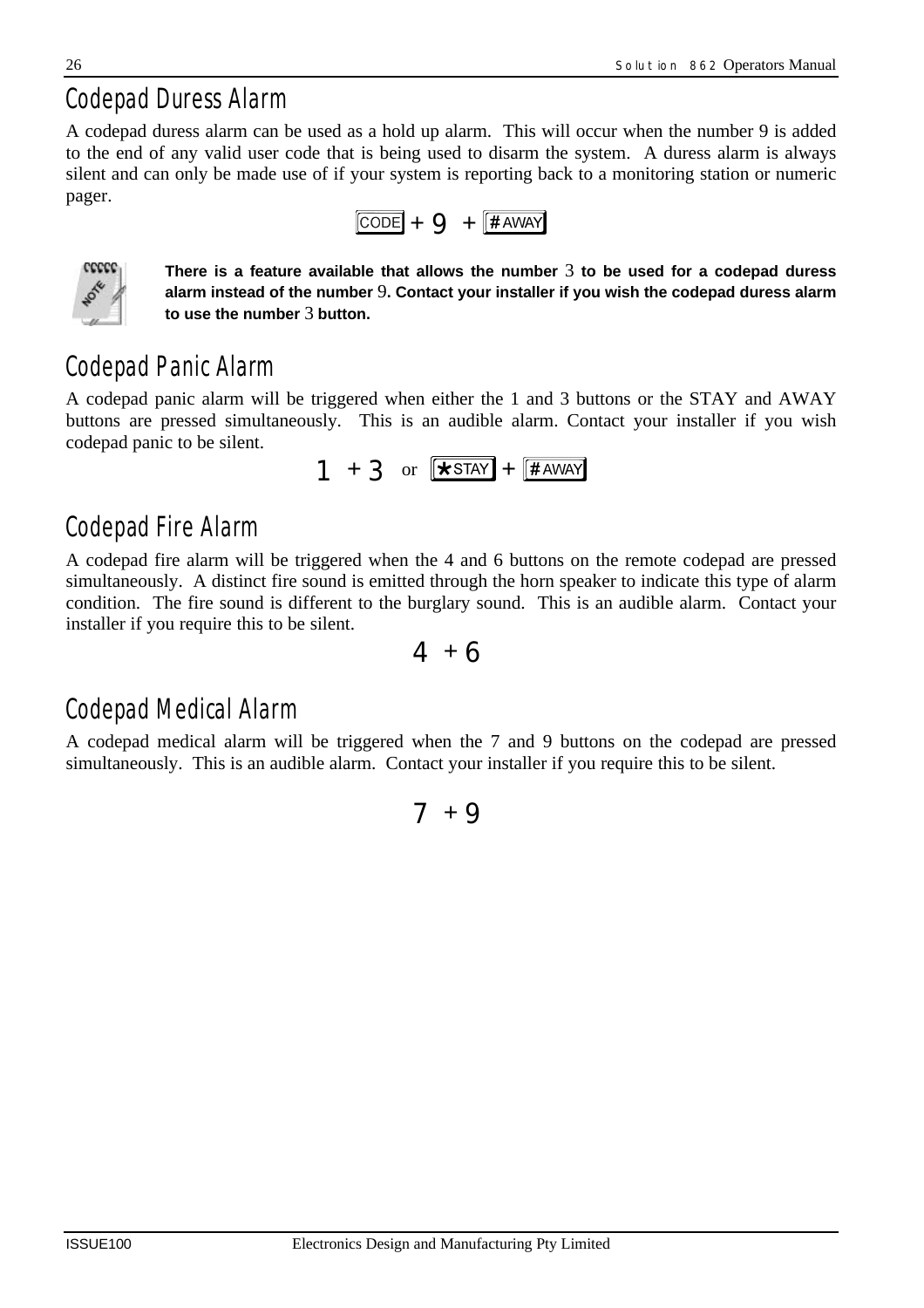## Codepad Duress Alarm

A codepad duress alarm can be used as a hold up alarm. This will occur when the number 9 is added to the end of any valid user code that is being used to disarm the system. A duress alarm is always silent and can only be made use of if your system is reporting back to a monitoring station or numeric pager.

CODE + 9 + # AWAY

**There is a feature available that allows the number 3 to be used for a codepad duress alarm instead of the number 9. Contact your installer if you wish the codepad duress alarm to use the number 3 button.**

## Codepad Panic Alarm

A codepad panic alarm will be triggered when either the 1 and 3 buttons or the STAY and AWAY buttons are pressed simultaneously. This is an audible alarm. Contact your installer if you wish codepad panic to be silent.

1 + 3 or * STAY + # AWAY

## Codepad Fire Alarm

A codepad fire alarm will be triggered when the 4 and 6 buttons on the remote codepad are pressed simultaneously. A distinct fire sound is emitted through the horn speaker to indicate this type of alarm condition. The fire sound is different to the burglary sound. This is an audible alarm. Contact your installer if you require this to be silent.

4 + 6

## Codepad Medical Alarm

A codepad medical alarm will be triggered when the 7 and 9 buttons on the codepad are pressed simultaneously. This is an audible alarm. Contact your installer if you require this to be silent.

7 + 9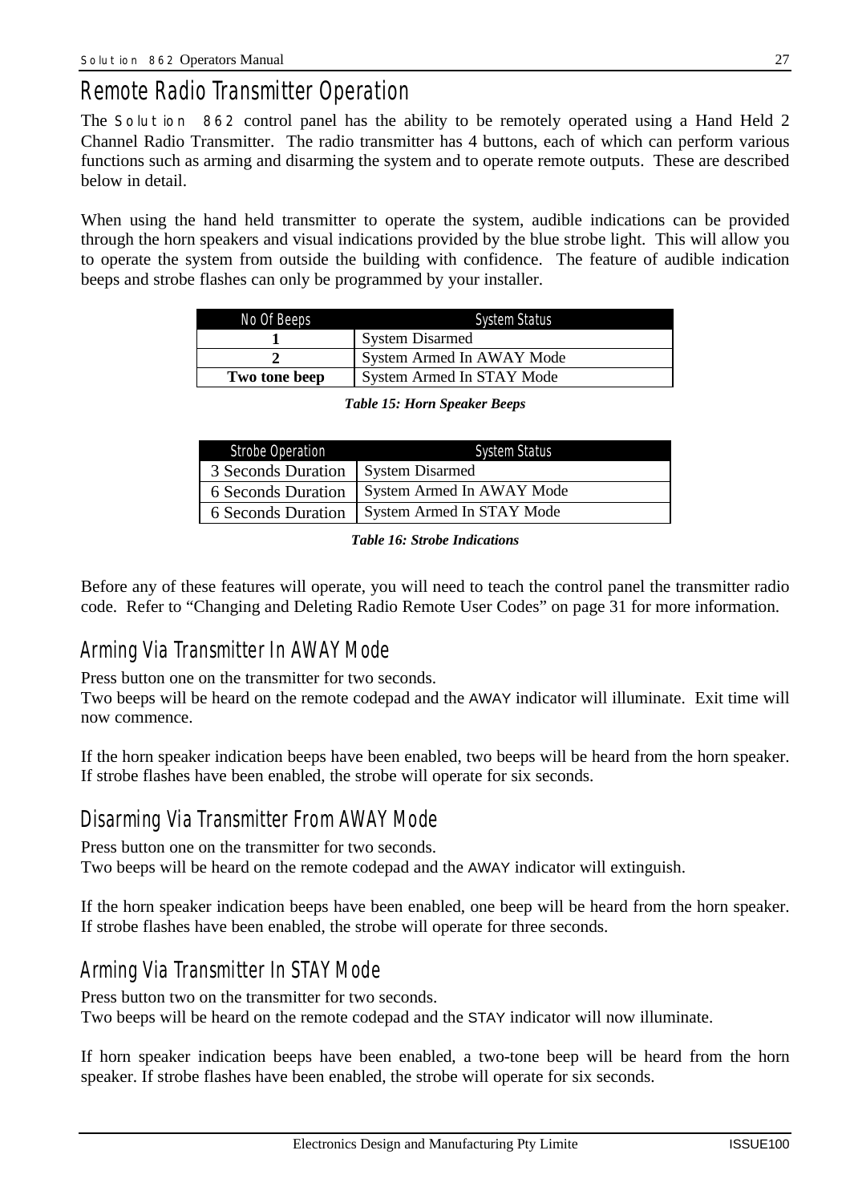# Remote Radio Transmitter Operation

The Solution 862 control panel has the ability to be remotely operated using a Hand Held 2 Channel Radio Transmitter. The radio transmitter has 4 buttons, each of which can perform various functions such as arming and disarming the system and to operate remote outputs. These are described below in detail.

When using the hand held transmitter to operate the system, audible indications can be provided through the horn speakers and visual indications provided by the blue strobe light. This will allow you to operate the system from outside the building with confidence. The feature of audible indication beeps and strobe flashes can only be programmed by your installer.

| No Of Beeps | System Status |
|---|---|
| **1** | System Disarmed |
| **2** | System Armed In AWAY Mode |
| **Two tone beep** | System Armed In STAY Mode |

***Table 15: Horn Speaker Beeps***

| Strobe Operation | System Status |
|---|---|
| 3 Seconds Duration | System Disarmed |
| 6 Seconds Duration | System Armed In AWAY Mode |
| 6 Seconds Duration | System Armed In STAY Mode |

***Table 16: Strobe Indications***

Before any of these features will operate, you will need to teach the control panel the transmitter radio code. Refer to "Changing and Deleting Radio Remote User Codes" on page 31 for more information.

## Arming Via Transmitter In AWAY Mode

Press button one on the transmitter for two seconds.
Two beeps will be heard on the remote codepad and the AWAY indicator will illuminate. Exit time will now commence.

If the horn speaker indication beeps have been enabled, two beeps will be heard from the horn speaker. If strobe flashes have been enabled, the strobe will operate for six seconds.

## Disarming Via Transmitter From AWAY Mode

Press button one on the transmitter for two seconds.
Two beeps will be heard on the remote codepad and the AWAY indicator will extinguish.

If the horn speaker indication beeps have been enabled, one beep will be heard from the horn speaker. If strobe flashes have been enabled, the strobe will operate for three seconds.

## Arming Via Transmitter In STAY Mode

Press button two on the transmitter for two seconds.
Two beeps will be heard on the remote codepad and the STAY indicator will now illuminate.

If horn speaker indication beeps have been enabled, a two-tone beep will be heard from the horn speaker. If strobe flashes have been enabled, the strobe will operate for six seconds.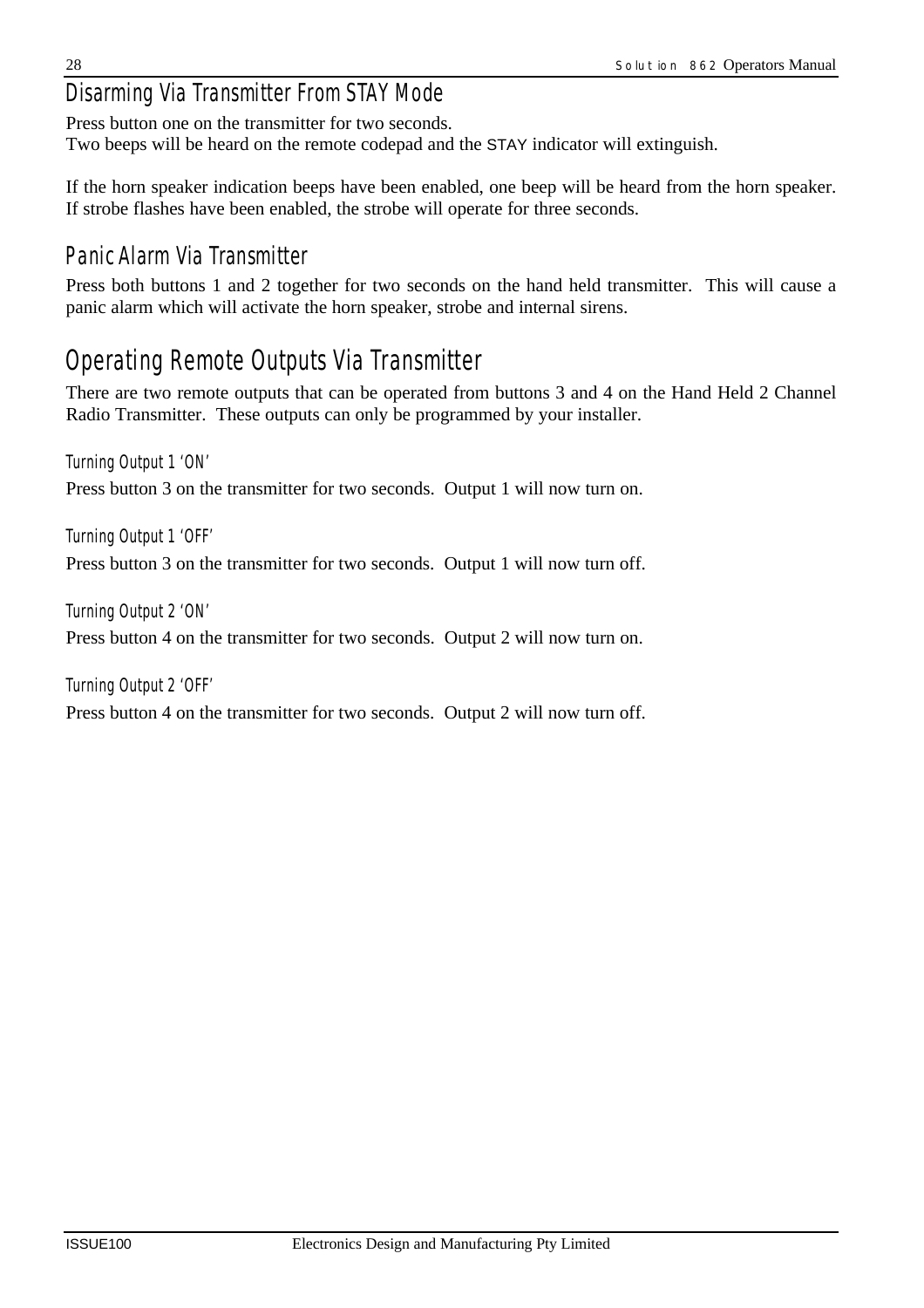## Disarming Via Transmitter From STAY Mode

Press button one on the transmitter for two seconds.
Two beeps will be heard on the remote codepad and the STAY indicator will extinguish.

If the horn speaker indication beeps have been enabled, one beep will be heard from the horn speaker. If strobe flashes have been enabled, the strobe will operate for three seconds.

## Panic Alarm Via Transmitter

Press both buttons 1 and 2 together for two seconds on the hand held transmitter. This will cause a panic alarm which will activate the horn speaker, strobe and internal sirens.

# Operating Remote Outputs Via Transmitter

There are two remote outputs that can be operated from buttons 3 and 4 on the Hand Held 2 Channel Radio Transmitter. These outputs can only be programmed by your installer.

### Turning Output 1 'ON'

Press button 3 on the transmitter for two seconds. Output 1 will now turn on.

### Turning Output 1 'OFF'

Press button 3 on the transmitter for two seconds. Output 1 will now turn off.

### Turning Output 2 'ON'

Press button 4 on the transmitter for two seconds. Output 2 will now turn on.

### Turning Output 2 'OFF'

Press button 4 on the transmitter for two seconds. Output 2 will now turn off.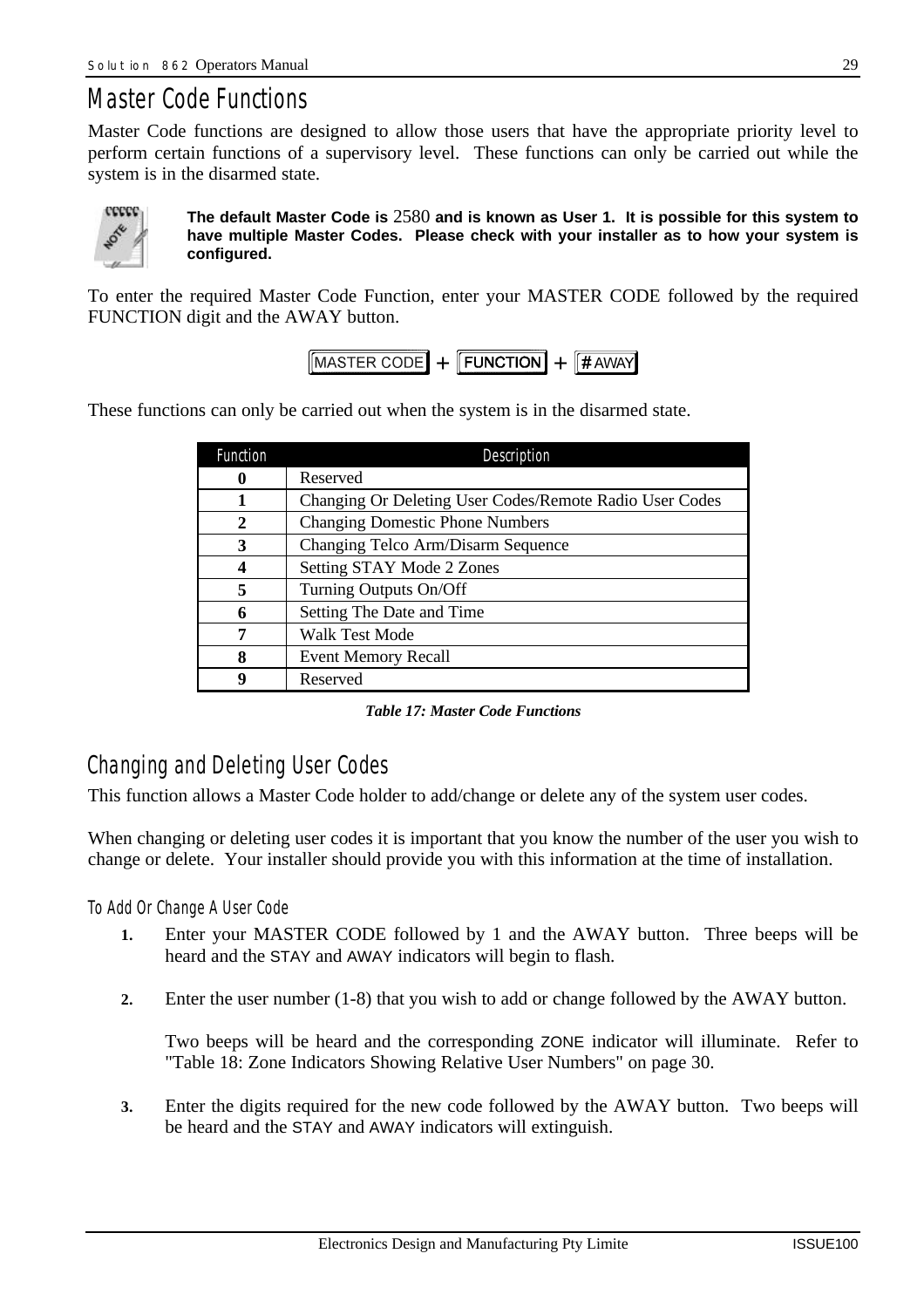# Master Code Functions

Master Code functions are designed to allow those users that have the appropriate priority level to perform certain functions of a supervisory level. These functions can only be carried out while the system is in the disarmed state.

**The default Master Code is 2580 and is known as User 1. It is possible for this system to have multiple Master Codes. Please check with your installer as to how your system is configured.**

To enter the required Master Code Function, enter your MASTER CODE followed by the required FUNCTION digit and the AWAY button.

MASTER CODE + FUNCTION + # AWAY

These functions can only be carried out when the system is in the disarmed state.

| Function | Description |
|---|---|
| **0** | Reserved |
| **1** | Changing Or Deleting User Codes/Remote Radio User Codes |
| **2** | Changing Domestic Phone Numbers |
| **3** | Changing Telco Arm/Disarm Sequence |
| **4** | Setting STAY Mode 2 Zones |
| **5** | Turning Outputs On/Off |
| **6** | Setting The Date and Time |
| **7** | Walk Test Mode |
| **8** | Event Memory Recall |
| **9** | Reserved |

***Table 17: Master Code Functions***

## Changing and Deleting User Codes

This function allows a Master Code holder to add/change or delete any of the system user codes.

When changing or deleting user codes it is important that you know the number of the user you wish to change or delete. Your installer should provide you with this information at the time of installation.

### To Add Or Change A User Code

1. Enter your MASTER CODE followed by 1 and the AWAY button. Three beeps will be heard and the STAY and AWAY indicators will begin to flash.

2. Enter the user number (1-8) that you wish to add or change followed by the AWAY button.

   Two beeps will be heard and the corresponding ZONE indicator will illuminate. Refer to "Table 18: Zone Indicators Showing Relative User Numbers" on page 30.

3. Enter the digits required for the new code followed by the AWAY button. Two beeps will be heard and the STAY and AWAY indicators will extinguish.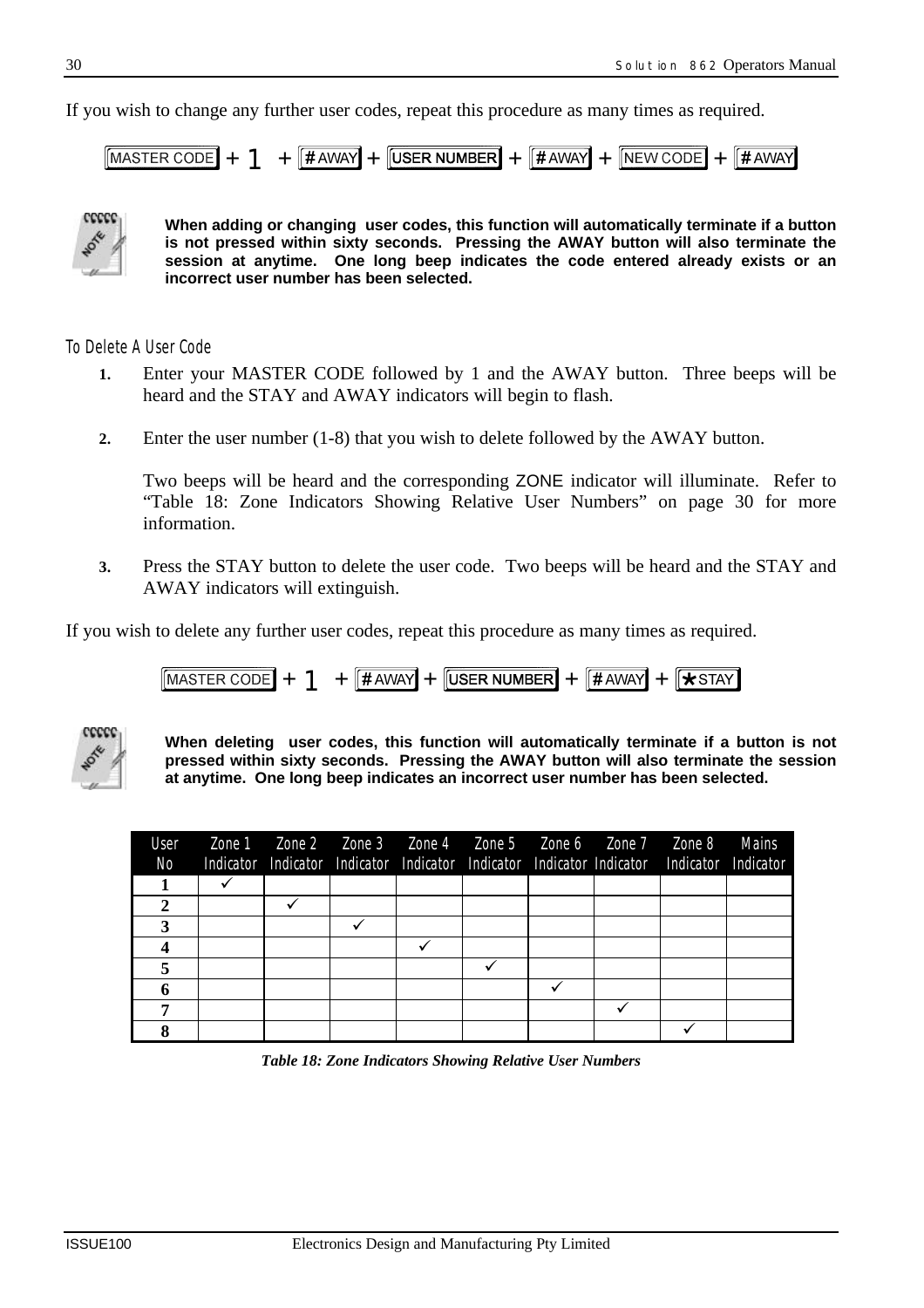If you wish to change any further user codes, repeat this procedure as many times as required.

[MASTER CODE] + 1 + [# AWAY] + [USER NUMBER] + [# AWAY] + [NEW CODE] + [# AWAY]

**When adding or changing user codes, this function will automatically terminate if a button is not pressed within sixty seconds. Pressing the AWAY button will also terminate the session at anytime. One long beep indicates the code entered already exists or an incorrect user number has been selected.**

### To Delete A User Code

1. Enter your MASTER CODE followed by 1 and the AWAY button. Three beeps will be heard and the STAY and AWAY indicators will begin to flash.

2. Enter the user number (1-8) that you wish to delete followed by the AWAY button.

   Two beeps will be heard and the corresponding ZONE indicator will illuminate. Refer to "Table 18: Zone Indicators Showing Relative User Numbers" on page 30 for more information.

3. Press the STAY button to delete the user code. Two beeps will be heard and the STAY and AWAY indicators will extinguish.

If you wish to delete any further user codes, repeat this procedure as many times as required.

[MASTER CODE] + 1 + [# AWAY] + [USER NUMBER] + [# AWAY] + [* STAY]

**When deleting user codes, this function will automatically terminate if a button is not pressed within sixty seconds. Pressing the AWAY button will also terminate the session at anytime. One long beep indicates an incorrect user number has been selected.**

| User No | Zone 1 Indicator | Zone 2 Indicator | Zone 3 Indicator | Zone 4 Indicator | Zone 5 Indicator | Zone 6 Indicator | Zone 7 Indicator | Zone 8 Indicator | Mains Indicator |
|---|---|---|---|---|---|---|---|---|---|
| **1** | ✓ | | | | | | | | |
| **2** | | ✓ | | | | | | | |
| **3** | | | ✓ | | | | | | |
| **4** | | | | ✓ | | | | | |
| **5** | | | | | ✓ | | | | |
| **6** | | | | | | ✓ | | | |
| **7** | | | | | | | ✓ | | |
| **8** | | | | | | | | ✓ | |

***Table 18: Zone Indicators Showing Relative User Numbers***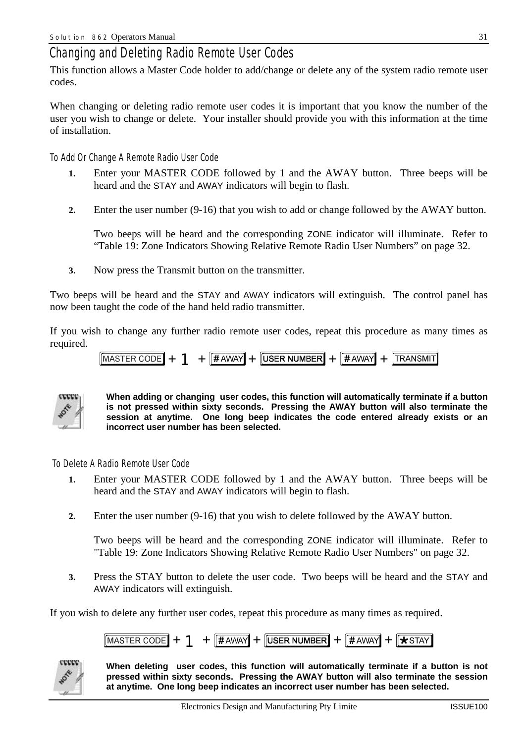## Changing and Deleting Radio Remote User Codes

This function allows a Master Code holder to add/change or delete any of the system radio remote user codes.

When changing or deleting radio remote user codes it is important that you know the number of the user you wish to change or delete. Your installer should provide you with this information at the time of installation.

### To Add Or Change A Remote Radio User Code

1. Enter your MASTER CODE followed by 1 and the AWAY button. Three beeps will be heard and the STAY and AWAY indicators will begin to flash.

2. Enter the user number (9-16) that you wish to add or change followed by the AWAY button.

   Two beeps will be heard and the corresponding ZONE indicator will illuminate. Refer to "Table 19: Zone Indicators Showing Relative Remote Radio User Numbers" on page 32.

3. Now press the Transmit button on the transmitter.

Two beeps will be heard and the STAY and AWAY indicators will extinguish. The control panel has now been taught the code of the hand held radio transmitter.

If you wish to change any further radio remote user codes, repeat this procedure as many times as required.

MASTER CODE + 1 + # AWAY + USER NUMBER + # AWAY + TRANSMIT

**When adding or changing user codes, this function will automatically terminate if a button is not pressed within sixty seconds. Pressing the AWAY button will also terminate the session at anytime. One long beep indicates the code entered already exists or an incorrect user number has been selected.**

### To Delete A Radio Remote User Code

1. Enter your MASTER CODE followed by 1 and the AWAY button. Three beeps will be heard and the STAY and AWAY indicators will begin to flash.

2. Enter the user number (9-16) that you wish to delete followed by the AWAY button.

   Two beeps will be heard and the corresponding ZONE indicator will illuminate. Refer to "Table 19: Zone Indicators Showing Relative Remote Radio User Numbers" on page 32.

3. Press the STAY button to delete the user code. Two beeps will be heard and the STAY and AWAY indicators will extinguish.

If you wish to delete any further user codes, repeat this procedure as many times as required.

MASTER CODE + 1 + # AWAY + USER NUMBER + # AWAY + * STAY

**When deleting user codes, this function will automatically terminate if a button is not pressed within sixty seconds. Pressing the AWAY button will also terminate the session at anytime. One long beep indicates an incorrect user number has been selected.**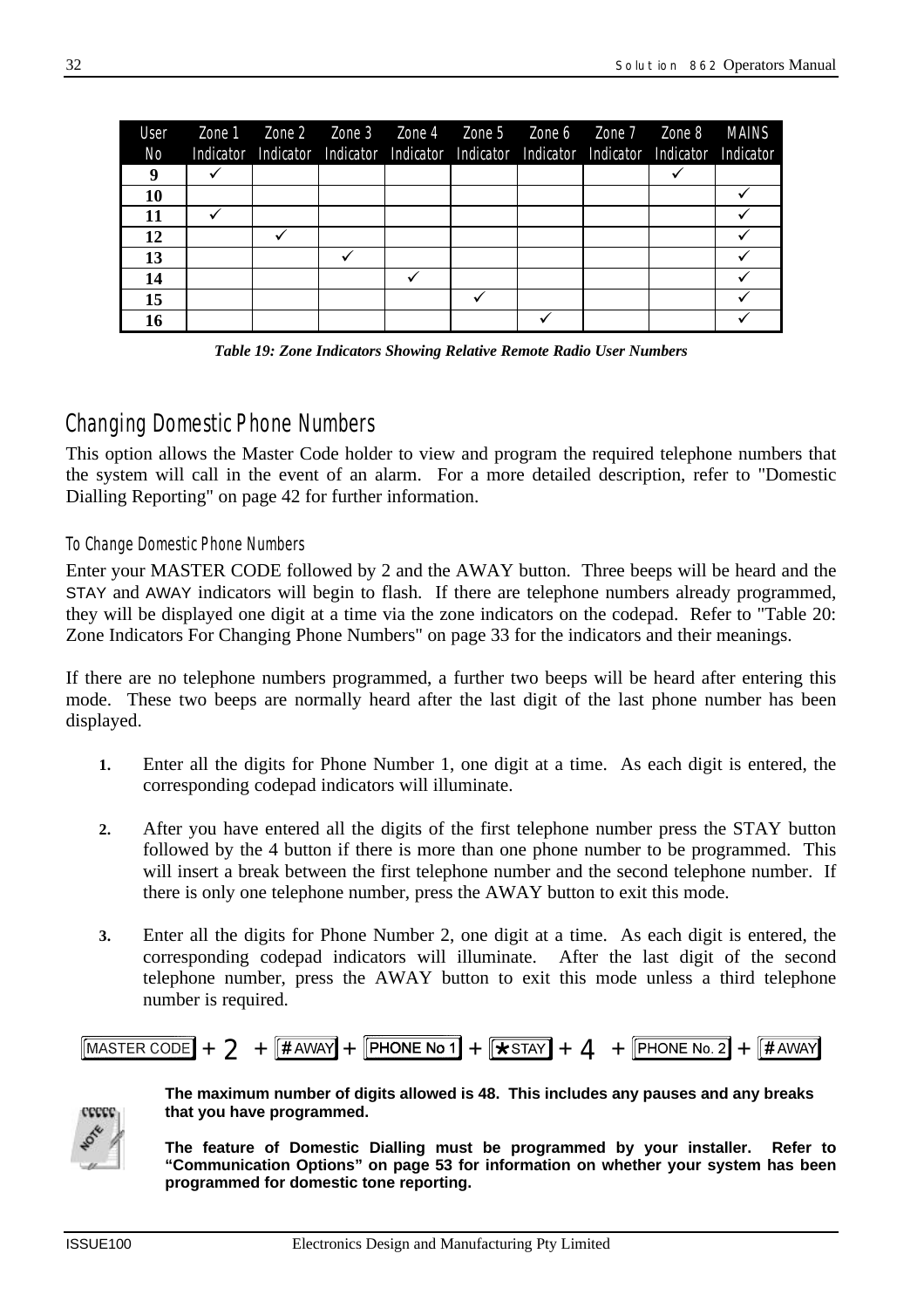| User No | Zone 1 Indicator | Zone 2 Indicator | Zone 3 Indicator | Zone 4 Indicator | Zone 5 Indicator | Zone 6 Indicator | Zone 7 Indicator | Zone 8 Indicator | MAINS Indicator |
|---|---|---|---|---|---|---|---|---|---|
| **9** | ✓ | | | | | | | ✓ | |
| **10** | | | | | | | | | ✓ |
| **11** | ✓ | | | | | | | | ✓ |
| **12** | | ✓ | | | | | | | ✓ |
| **13** | | | ✓ | | | | | | ✓ |
| **14** | | | | ✓ | | | | | ✓ |
| **15** | | | | | ✓ | | | | ✓ |
| **16** | | | | | | ✓ | | | ✓ |

***Table 19: Zone Indicators Showing Relative Remote Radio User Numbers***

## Changing Domestic Phone Numbers

This option allows the Master Code holder to view and program the required telephone numbers that the system will call in the event of an alarm. For a more detailed description, refer to "Domestic Dialling Reporting" on page 42 for further information.

### To Change Domestic Phone Numbers

Enter your MASTER CODE followed by 2 and the AWAY button. Three beeps will be heard and the STAY and AWAY indicators will begin to flash. If there are telephone numbers already programmed, they will be displayed one digit at a time via the zone indicators on the codepad. Refer to "Table 20: Zone Indicators For Changing Phone Numbers" on page 33 for the indicators and their meanings.

If there are no telephone numbers programmed, a further two beeps will be heard after entering this mode. These two beeps are normally heard after the last digit of the last phone number has been displayed.

1. Enter all the digits for Phone Number 1, one digit at a time. As each digit is entered, the corresponding codepad indicators will illuminate.

2. After you have entered all the digits of the first telephone number press the STAY button followed by the 4 button if there is more than one phone number to be programmed. This will insert a break between the first telephone number and the second telephone number. If there is only one telephone number, press the AWAY button to exit this mode.

3. Enter all the digits for Phone Number 2, one digit at a time. As each digit is entered, the corresponding codepad indicators will illuminate. After the last digit of the second telephone number, press the AWAY button to exit this mode unless a third telephone number is required.

MASTER CODE + 2 + # AWAY + PHONE No 1 + ★ STAY + 4 + PHONE No. 2 + # AWAY

**The maximum number of digits allowed is 48. This includes any pauses and any breaks that you have programmed.**

**The feature of Domestic Dialling must be programmed by your installer. Refer to "Communication Options" on page 53 for information on whether your system has been programmed for domestic tone reporting.**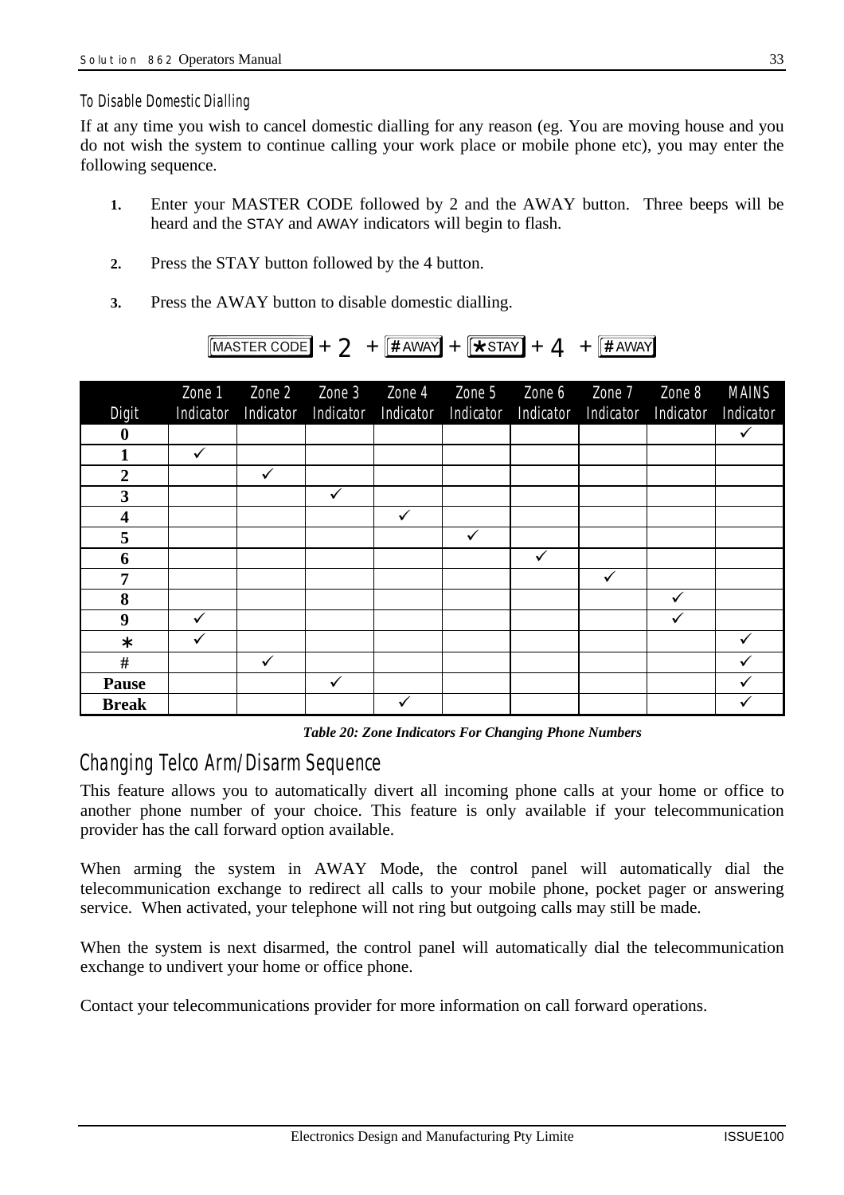### To Disable Domestic Dialling

If at any time you wish to cancel domestic dialling for any reason (eg. You are moving house and you do not wish the system to continue calling your work place or mobile phone etc), you may enter the following sequence.

1. Enter your MASTER CODE followed by 2 and the AWAY button. Three beeps will be heard and the STAY and AWAY indicators will begin to flash.
2. Press the STAY button followed by the 4 button.
3. Press the AWAY button to disable domestic dialling.

MASTER CODE + 2 + # AWAY + ✱ STAY + 4 + # AWAY

| Digit | Zone 1 Indicator | Zone 2 Indicator | Zone 3 Indicator | Zone 4 Indicator | Zone 5 Indicator | Zone 6 Indicator | Zone 7 Indicator | Zone 8 Indicator | MAINS Indicator |
|---|---|---|---|---|---|---|---|---|---|
| **0** | | | | | | | | | ✓ |
| **1** | ✓ | | | | | | | | |
| **2** | | ✓ | | | | | | | |
| **3** | | | ✓ | | | | | | |
| **4** | | | | ✓ | | | | | |
| **5** | | | | | ✓ | | | | |
| **6** | | | | | | ✓ | | | |
| **7** | | | | | | | ✓ | | |
| **8** | | | | | | | | ✓ | |
| **9** | ✓ | | | | | | | ✓ | |
| **∗** | ✓ | | | | | | | | ✓ |
| **#** | | ✓ | | | | | | | ✓ |
| **Pause** | | | ✓ | | | | | | ✓ |
| **Break** | | | | ✓ | | | | | ✓ |

***Table 20: Zone Indicators For Changing Phone Numbers***

## Changing Telco Arm/Disarm Sequence

This feature allows you to automatically divert all incoming phone calls at your home or office to another phone number of your choice. This feature is only available if your telecommunication provider has the call forward option available.

When arming the system in AWAY Mode, the control panel will automatically dial the telecommunication exchange to redirect all calls to your mobile phone, pocket pager or answering service. When activated, your telephone will not ring but outgoing calls may still be made.

When the system is next disarmed, the control panel will automatically dial the telecommunication exchange to undivert your home or office phone.

Contact your telecommunications provider for more information on call forward operations.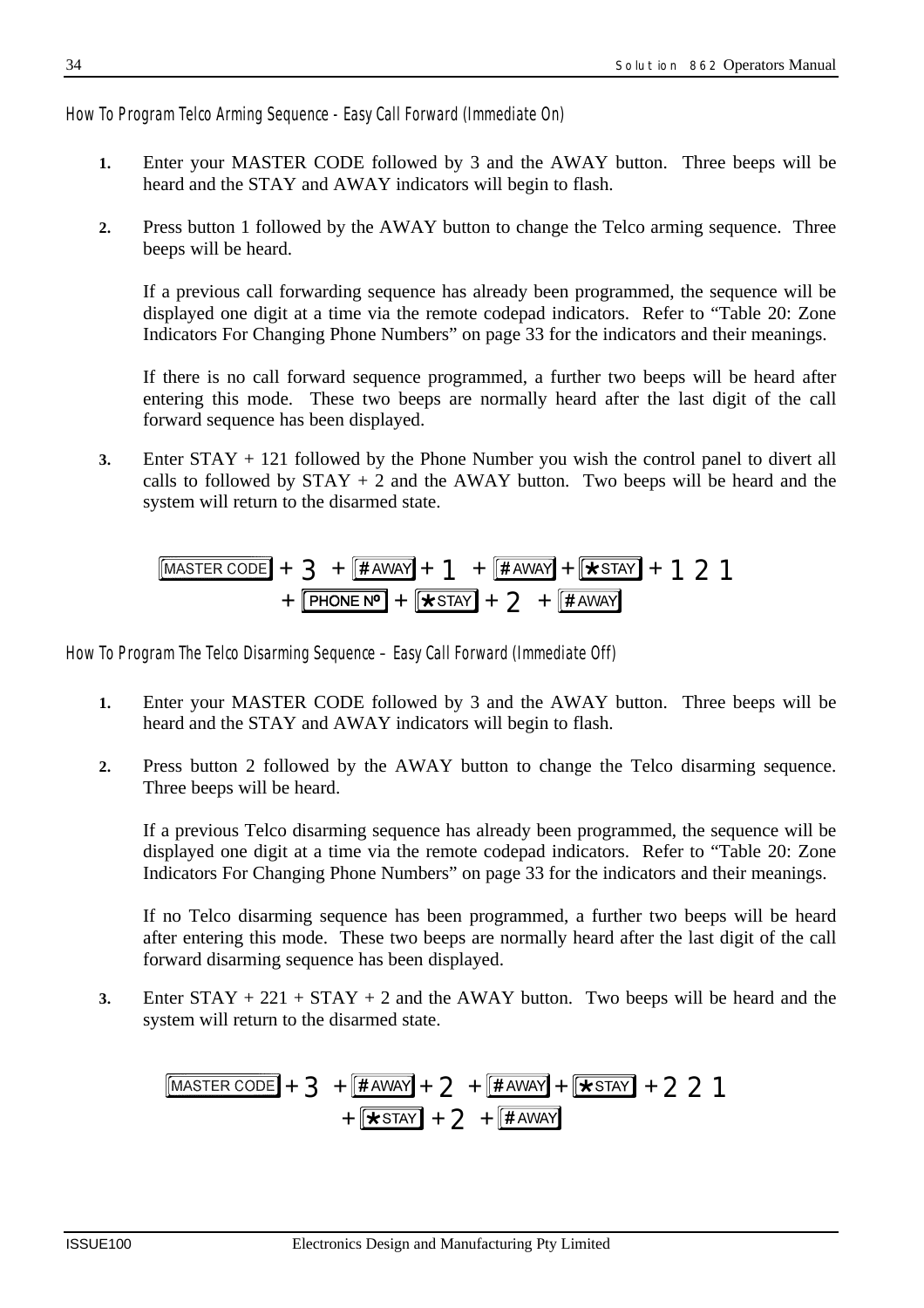### How To Program Telco Arming Sequence - Easy Call Forward (Immediate On)

1. Enter your MASTER CODE followed by 3 and the AWAY button. Three beeps will be heard and the STAY and AWAY indicators will begin to flash.

2. Press button 1 followed by the AWAY button to change the Telco arming sequence. Three beeps will be heard.

   If a previous call forwarding sequence has already been programmed, the sequence will be displayed one digit at a time via the remote codepad indicators. Refer to "Table 20: Zone Indicators For Changing Phone Numbers" on page 33 for the indicators and their meanings.

   If there is no call forward sequence programmed, a further two beeps will be heard after entering this mode. These two beeps are normally heard after the last digit of the call forward sequence has been displayed.

3. Enter STAY + 121 followed by the Phone Number you wish the control panel to divert all calls to followed by STAY + 2 and the AWAY button. Two beeps will be heard and the system will return to the disarmed state.

[MASTER CODE] + 3 + [# AWAY] + 1 + [# AWAY] + [* STAY] + 1 2 1
+ [PHONE Nº] + [* STAY] + 2 + [# AWAY]

### How To Program The Telco Disarming Sequence – Easy Call Forward (Immediate Off)

1. Enter your MASTER CODE followed by 3 and the AWAY button. Three beeps will be heard and the STAY and AWAY indicators will begin to flash.

2. Press button 2 followed by the AWAY button to change the Telco disarming sequence. Three beeps will be heard.

   If a previous Telco disarming sequence has already been programmed, the sequence will be displayed one digit at a time via the remote codepad indicators. Refer to "Table 20: Zone Indicators For Changing Phone Numbers" on page 33 for the indicators and their meanings.

   If no Telco disarming sequence has been programmed, a further two beeps will be heard after entering this mode. These two beeps are normally heard after the last digit of the call forward disarming sequence has been displayed.

3. Enter STAY + 221 + STAY + 2 and the AWAY button. Two beeps will be heard and the system will return to the disarmed state.

[MASTER CODE] + 3 + [# AWAY] + 2 + [# AWAY] + [* STAY] + 2 2 1
+ [* STAY] + 2 + [# AWAY]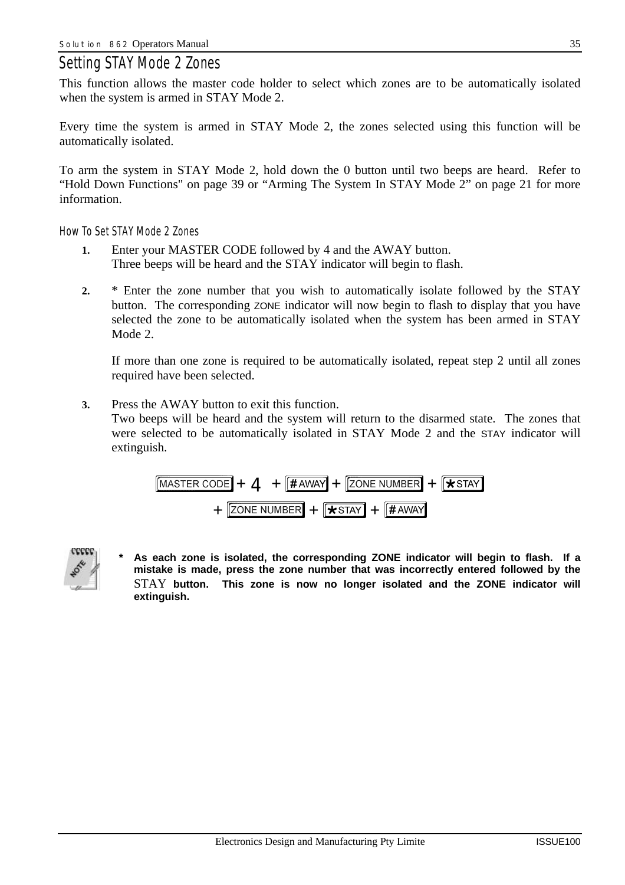## Setting STAY Mode 2 Zones

This function allows the master code holder to select which zones are to be automatically isolated when the system is armed in STAY Mode 2.

Every time the system is armed in STAY Mode 2, the zones selected using this function will be automatically isolated.

To arm the system in STAY Mode 2, hold down the 0 button until two beeps are heard. Refer to "Hold Down Functions" on page 39 or "Arming The System In STAY Mode 2" on page 21 for more information.

### How To Set STAY Mode 2 Zones

1. Enter your MASTER CODE followed by 4 and the AWAY button.
   Three beeps will be heard and the STAY indicator will begin to flash.

2. * Enter the zone number that you wish to automatically isolate followed by the STAY button. The corresponding ZONE indicator will now begin to flash to display that you have selected the zone to be automatically isolated when the system has been armed in STAY Mode 2.

   If more than one zone is required to be automatically isolated, repeat step 2 until all zones required have been selected.

3. Press the AWAY button to exit this function.
   Two beeps will be heard and the system will return to the disarmed state. The zones that were selected to be automatically isolated in STAY Mode 2 and the STAY indicator will extinguish.

[MASTER CODE] + 4 + [# AWAY] + [ZONE NUMBER] + [* STAY]
+ [ZONE NUMBER] + [* STAY] + [# AWAY]

**\* As each zone is isolated, the corresponding ZONE indicator will begin to flash. If a mistake is made, press the zone number that was incorrectly entered followed by the STAY button. This zone is now no longer isolated and the ZONE indicator will extinguish.**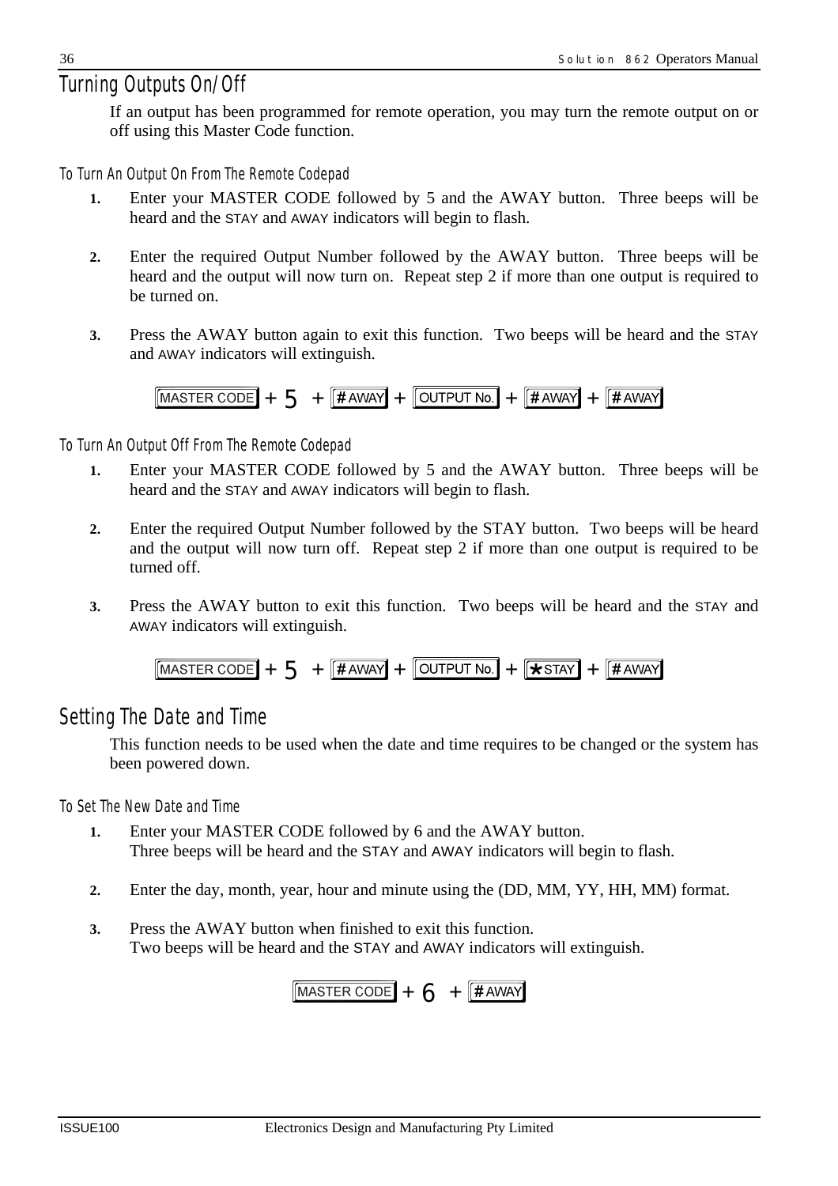## Turning Outputs On/Off

If an output has been programmed for remote operation, you may turn the remote output on or off using this Master Code function.

### To Turn An Output On From The Remote Codepad

1. Enter your MASTER CODE followed by 5 and the AWAY button. Three beeps will be heard and the STAY and AWAY indicators will begin to flash.

2. Enter the required Output Number followed by the AWAY button. Three beeps will be heard and the output will now turn on. Repeat step 2 if more than one output is required to be turned on.

3. Press the AWAY button again to exit this function. Two beeps will be heard and the STAY and AWAY indicators will extinguish.

[MASTER CODE] + 5 + [# AWAY] + [OUTPUT No.] + [# AWAY] + [# AWAY]

### To Turn An Output Off From The Remote Codepad

1. Enter your MASTER CODE followed by 5 and the AWAY button. Three beeps will be heard and the STAY and AWAY indicators will begin to flash.

2. Enter the required Output Number followed by the STAY button. Two beeps will be heard and the output will now turn off. Repeat step 2 if more than one output is required to be turned off.

3. Press the AWAY button to exit this function. Two beeps will be heard and the STAY and AWAY indicators will extinguish.

[MASTER CODE] + 5 + [# AWAY] + [OUTPUT No.] + [* STAY] + [# AWAY]

## Setting The Date and Time

This function needs to be used when the date and time requires to be changed or the system has been powered down.

### To Set The New Date and Time

1. Enter your MASTER CODE followed by 6 and the AWAY button.
   Three beeps will be heard and the STAY and AWAY indicators will begin to flash.

2. Enter the day, month, year, hour and minute using the (DD, MM, YY, HH, MM) format.

3. Press the AWAY button when finished to exit this function.
   Two beeps will be heard and the STAY and AWAY indicators will extinguish.

[MASTER CODE] + 6 + [# AWAY]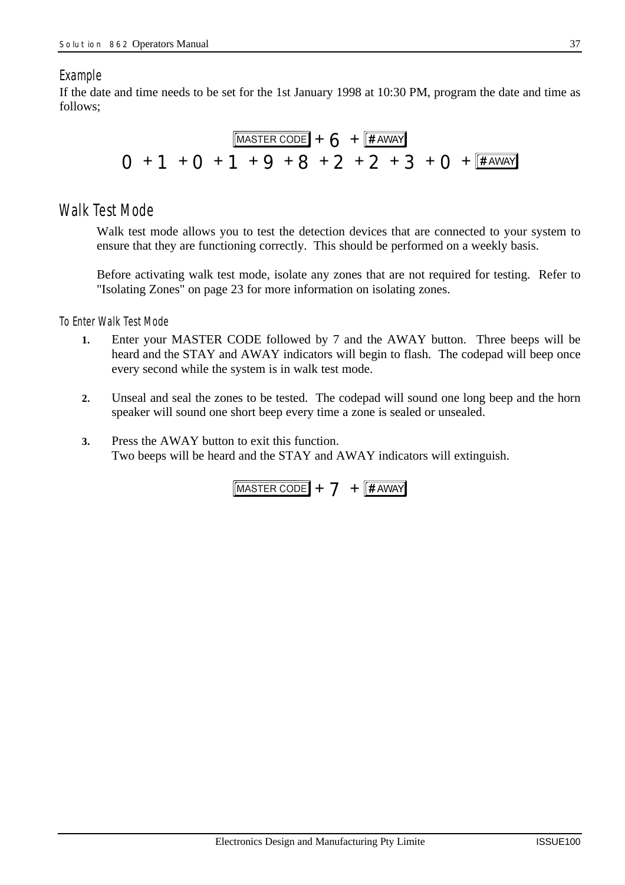### Example

If the date and time needs to be set for the 1st January 1998 at 10:30 PM, program the date and time as follows;

[MASTER CODE] + 6 + [# AWAY]

0 + 1 + 0 + 1 + 9 + 8 + 2 + 2 + 3 + 0 + [# AWAY]

## Walk Test Mode

Walk test mode allows you to test the detection devices that are connected to your system to ensure that they are functioning correctly. This should be performed on a weekly basis.

Before activating walk test mode, isolate any zones that are not required for testing. Refer to "Isolating Zones" on page 23 for more information on isolating zones.

### To Enter Walk Test Mode

1. Enter your MASTER CODE followed by 7 and the AWAY button. Three beeps will be heard and the STAY and AWAY indicators will begin to flash. The codepad will beep once every second while the system is in walk test mode.

2. Unseal and seal the zones to be tested. The codepad will sound one long beep and the horn speaker will sound one short beep every time a zone is sealed or unsealed.

3. Press the AWAY button to exit this function.
   Two beeps will be heard and the STAY and AWAY indicators will extinguish.

[MASTER CODE] + 7 + [# AWAY]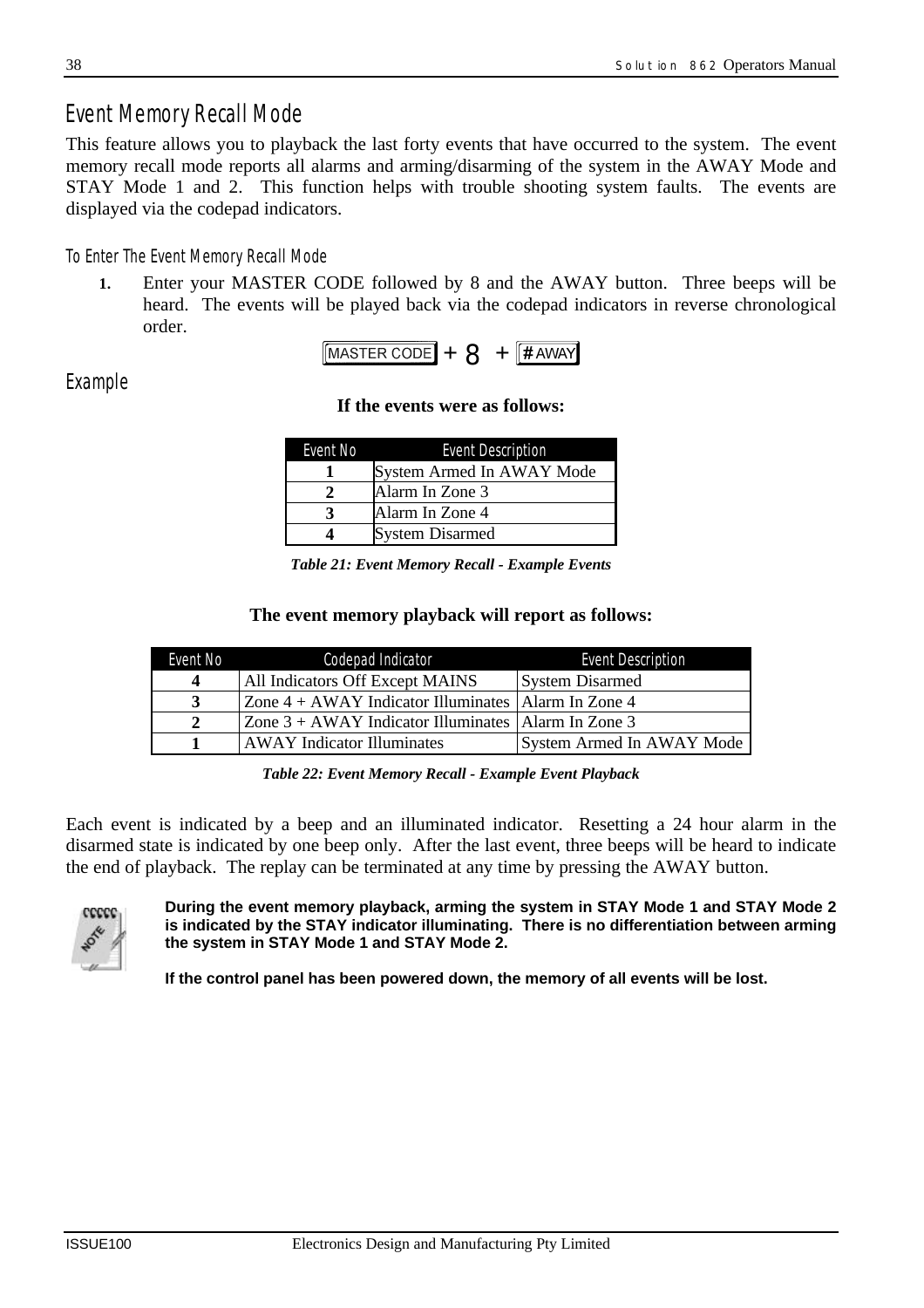## Event Memory Recall Mode

This feature allows you to playback the last forty events that have occurred to the system. The event memory recall mode reports all alarms and arming/disarming of the system in the AWAY Mode and STAY Mode 1 and 2. This function helps with trouble shooting system faults. The events are displayed via the codepad indicators.

### To Enter The Event Memory Recall Mode

1. Enter your MASTER CODE followed by 8 and the AWAY button. Three beeps will be heard. The events will be played back via the codepad indicators in reverse chronological order.

MASTER CODE + 8 + # AWAY

### Example

**If the events were as follows:**

| Event No | Event Description |
|---|---|
| **1** | System Armed In AWAY Mode |
| **2** | Alarm In Zone 3 |
| **3** | Alarm In Zone 4 |
| **4** | System Disarmed |

*Table 21: Event Memory Recall - Example Events*

**The event memory playback will report as follows:**

| Event No | Codepad Indicator | Event Description |
|---|---|---|
| **4** | All Indicators Off Except MAINS | System Disarmed |
| **3** | Zone 4 + AWAY Indicator Illuminates | Alarm In Zone 4 |
| **2** | Zone 3 + AWAY Indicator Illuminates | Alarm In Zone 3 |
| **1** | AWAY Indicator Illuminates | System Armed In AWAY Mode |

*Table 22: Event Memory Recall - Example Event Playback*

Each event is indicated by a beep and an illuminated indicator. Resetting a 24 hour alarm in the disarmed state is indicated by one beep only. After the last event, three beeps will be heard to indicate the end of playback. The replay can be terminated at any time by pressing the AWAY button.

**During the event memory playback, arming the system in STAY Mode 1 and STAY Mode 2 is indicated by the STAY indicator illuminating. There is no differentiation between arming the system in STAY Mode 1 and STAY Mode 2.**

**If the control panel has been powered down, the memory of all events will be lost.**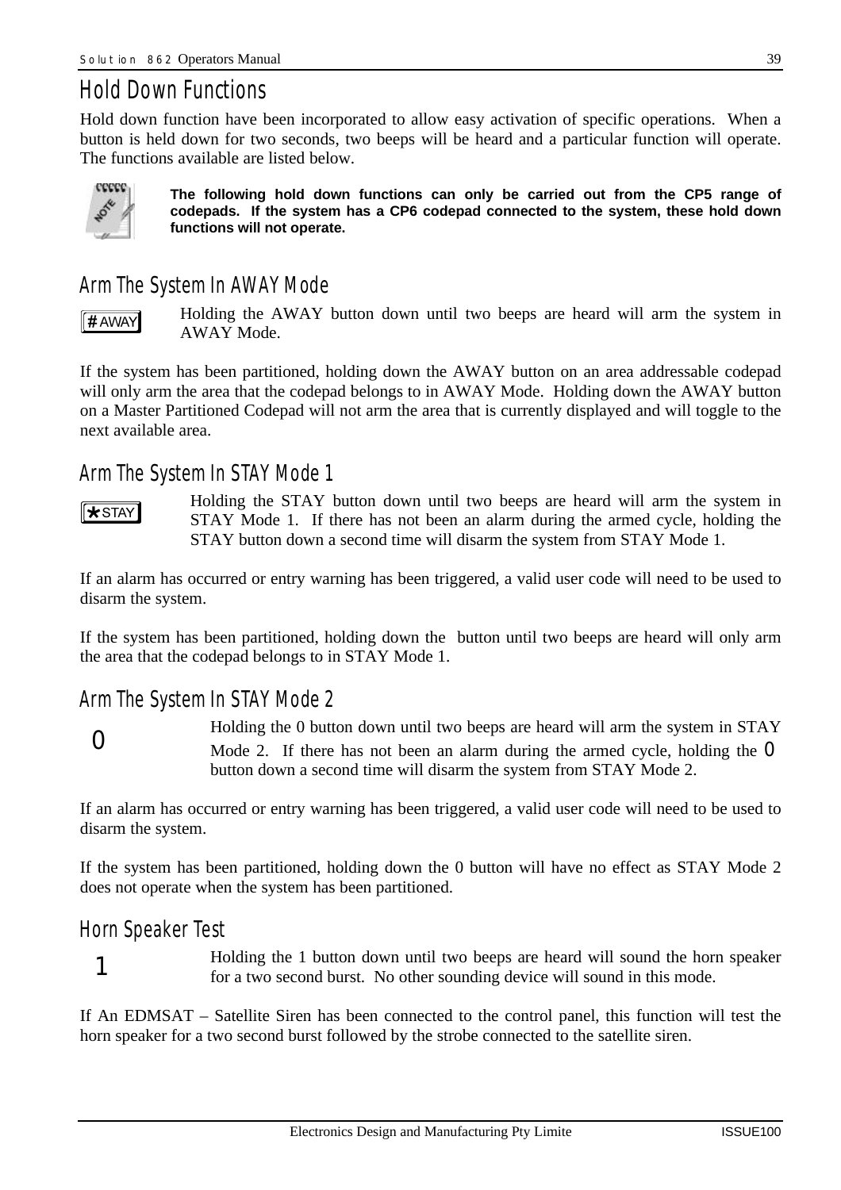# Hold Down Functions

Hold down function have been incorporated to allow easy activation of specific operations. When a button is held down for two seconds, two beeps will be heard and a particular function will operate. The functions available are listed below.

**The following hold down functions can only be carried out from the CP5 range of codepads. If the system has a CP6 codepad connected to the system, these hold down functions will not operate.**

## Arm The System In AWAY Mode

# AWAY

Holding the AWAY button down until two beeps are heard will arm the system in AWAY Mode.

If the system has been partitioned, holding down the AWAY button on an area addressable codepad will only arm the area that the codepad belongs to in AWAY Mode. Holding down the AWAY button on a Master Partitioned Codepad will not arm the area that is currently displayed and will toggle to the next available area.

## Arm The System In STAY Mode 1

* STAY

Holding the STAY button down until two beeps are heard will arm the system in STAY Mode 1. If there has not been an alarm during the armed cycle, holding the STAY button down a second time will disarm the system from STAY Mode 1.

If an alarm has occurred or entry warning has been triggered, a valid user code will need to be used to disarm the system.

If the system has been partitioned, holding down the  button until two beeps are heard will only arm the area that the codepad belongs to in STAY Mode 1.

## Arm The System In STAY Mode 2

0

Holding the 0 button down until two beeps are heard will arm the system in STAY Mode 2. If there has not been an alarm during the armed cycle, holding the 0 button down a second time will disarm the system from STAY Mode 2.

If an alarm has occurred or entry warning has been triggered, a valid user code will need to be used to disarm the system.

If the system has been partitioned, holding down the 0 button will have no effect as STAY Mode 2 does not operate when the system has been partitioned.

## Horn Speaker Test

1

Holding the 1 button down until two beeps are heard will sound the horn speaker for a two second burst. No other sounding device will sound in this mode.

If An EDMSAT – Satellite Siren has been connected to the control panel, this function will test the horn speaker for a two second burst followed by the strobe connected to the satellite siren.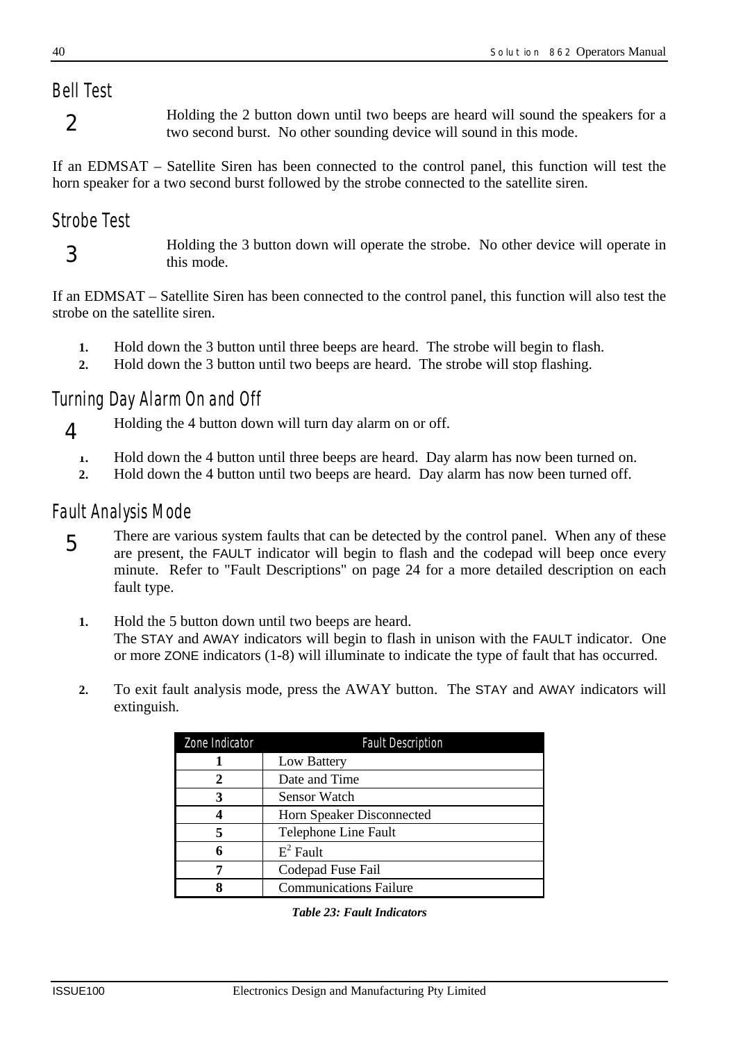## Bell Test

**2**

Holding the 2 button down until two beeps are heard will sound the speakers for a two second burst. No other sounding device will sound in this mode.

If an EDMSAT – Satellite Siren has been connected to the control panel, this function will test the horn speaker for a two second burst followed by the strobe connected to the satellite siren.

## Strobe Test

**3**

Holding the 3 button down will operate the strobe. No other device will operate in this mode.

If an EDMSAT – Satellite Siren has been connected to the control panel, this function will also test the strobe on the satellite siren.

1. Hold down the 3 button until three beeps are heard. The strobe will begin to flash.
2. Hold down the 3 button until two beeps are heard. The strobe will stop flashing.

## Turning Day Alarm On and Off

**4**

Holding the 4 button down will turn day alarm on or off.

1. Hold down the 4 button until three beeps are heard. Day alarm has now been turned on.
2. Hold down the 4 button until two beeps are heard. Day alarm has now been turned off.

## Fault Analysis Mode

**5**

There are various system faults that can be detected by the control panel. When any of these are present, the FAULT indicator will begin to flash and the codepad will beep once every minute. Refer to "Fault Descriptions" on page 24 for a more detailed description on each fault type.

1. Hold the 5 button down until two beeps are heard.
   The STAY and AWAY indicators will begin to flash in unison with the FAULT indicator. One or more ZONE indicators (1-8) will illuminate to indicate the type of fault that has occurred.

2. To exit fault analysis mode, press the AWAY button. The STAY and AWAY indicators will extinguish.

| Zone Indicator | Fault Description |
|---|---|
| **1** | Low Battery |
| **2** | Date and Time |
| **3** | Sensor Watch |
| **4** | Horn Speaker Disconnected |
| **5** | Telephone Line Fault |
| **6** | $E^2$ Fault |
| **7** | Codepad Fuse Fail |
| **8** | Communications Failure |

***Table 23: Fault Indicators***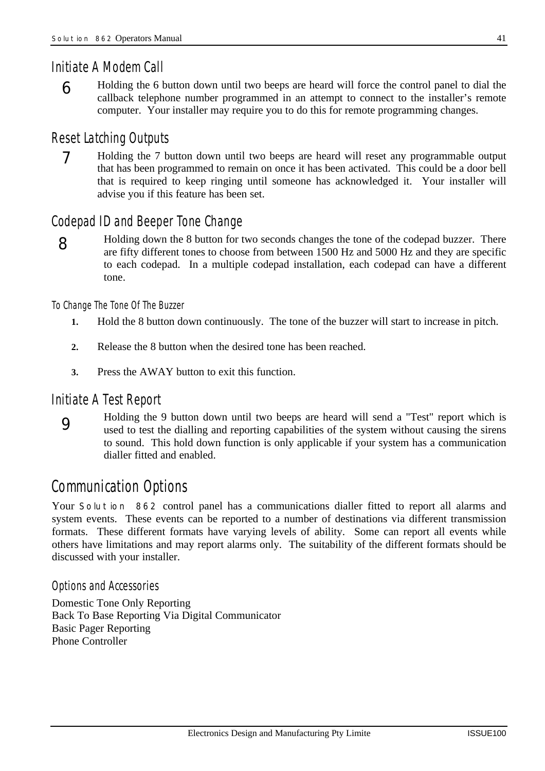## Initiate A Modem Call

**6** Holding the 6 button down until two beeps are heard will force the control panel to dial the callback telephone number programmed in an attempt to connect to the installer's remote computer. Your installer may require you to do this for remote programming changes.

## Reset Latching Outputs

**7** Holding the 7 button down until two beeps are heard will reset any programmable output that has been programmed to remain on once it has been activated. This could be a door bell that is required to keep ringing until someone has acknowledged it. Your installer will advise you if this feature has been set.

## Codepad ID and Beeper Tone Change

**8** Holding down the 8 button for two seconds changes the tone of the codepad buzzer. There are fifty different tones to choose from between 1500 Hz and 5000 Hz and they are specific to each codepad. In a multiple codepad installation, each codepad can have a different tone.

### To Change The Tone Of The Buzzer

1. Hold the 8 button down continuously. The tone of the buzzer will start to increase in pitch.
2. Release the 8 button when the desired tone has been reached.
3. Press the AWAY button to exit this function.

## Initiate A Test Report

**9** Holding the 9 button down until two beeps are heard will send a "Test" report which is used to test the dialling and reporting capabilities of the system without causing the sirens to sound. This hold down function is only applicable if your system has a communication dialler fitted and enabled.

# Communication Options

Your Solution 862 control panel has a communications dialler fitted to report all alarms and system events. These events can be reported to a number of destinations via different transmission formats. These different formats have varying levels of ability. Some can report all events while others have limitations and may report alarms only. The suitability of the different formats should be discussed with your installer.

### Options and Accessories

Domestic Tone Only Reporting
Back To Base Reporting Via Digital Communicator
Basic Pager Reporting
Phone Controller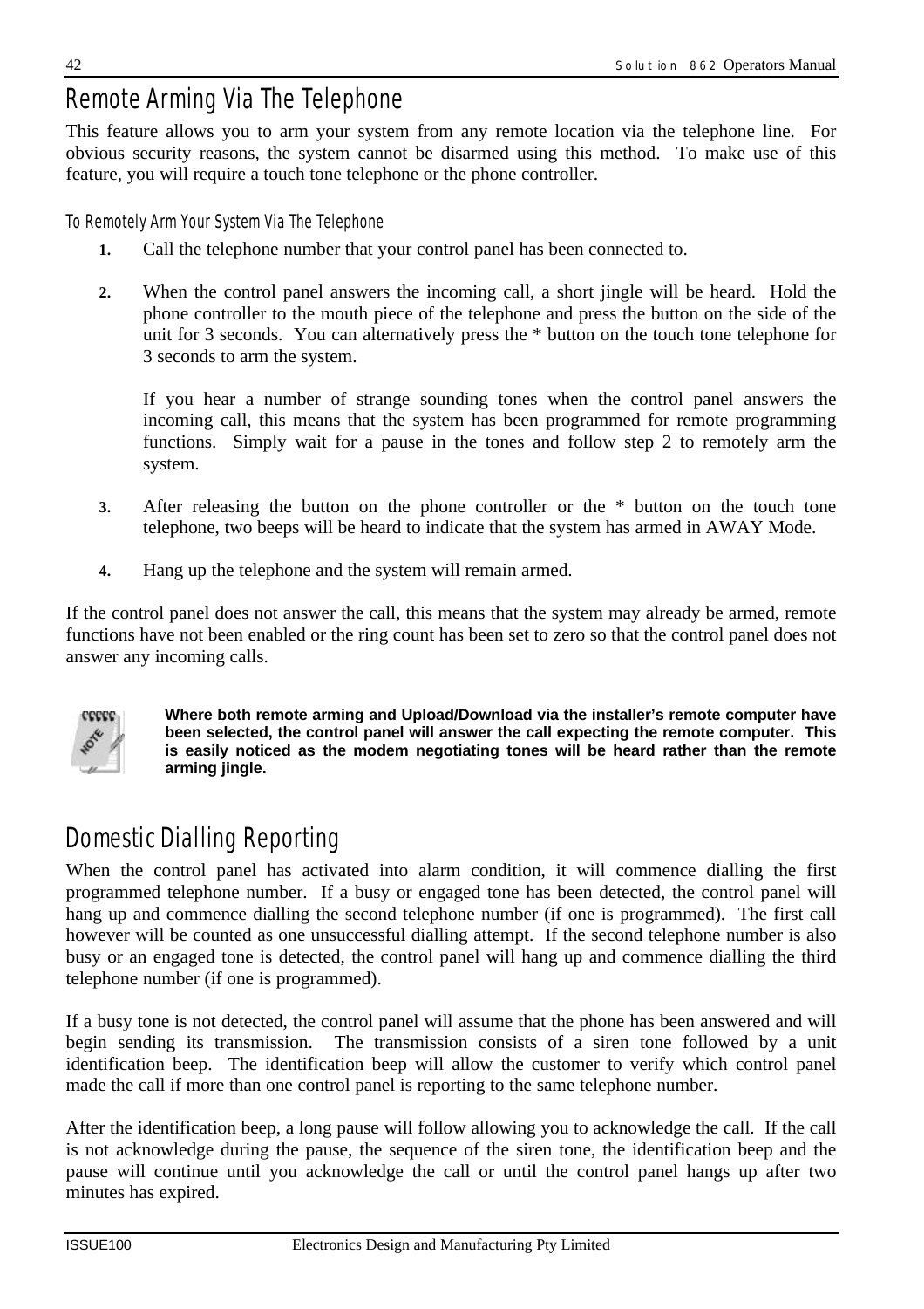## Remote Arming Via The Telephone

This feature allows you to arm your system from any remote location via the telephone line. For obvious security reasons, the system cannot be disarmed using this method. To make use of this feature, you will require a touch tone telephone or the phone controller.

### To Remotely Arm Your System Via The Telephone

1. Call the telephone number that your control panel has been connected to.

2. When the control panel answers the incoming call, a short jingle will be heard. Hold the phone controller to the mouth piece of the telephone and press the button on the side of the unit for 3 seconds. You can alternatively press the * button on the touch tone telephone for 3 seconds to arm the system.

   If you hear a number of strange sounding tones when the control panel answers the incoming call, this means that the system has been programmed for remote programming functions. Simply wait for a pause in the tones and follow step 2 to remotely arm the system.

3. After releasing the button on the phone controller or the * button on the touch tone telephone, two beeps will be heard to indicate that the system has armed in AWAY Mode.

4. Hang up the telephone and the system will remain armed.

If the control panel does not answer the call, this means that the system may already be armed, remote functions have not been enabled or the ring count has been set to zero so that the control panel does not answer any incoming calls.

**Where both remote arming and Upload/Download via the installer's remote computer have been selected, the control panel will answer the call expecting the remote computer. This is easily noticed as the modem negotiating tones will be heard rather than the remote arming jingle.**

## Domestic Dialling Reporting

When the control panel has activated into alarm condition, it will commence dialling the first programmed telephone number. If a busy or engaged tone has been detected, the control panel will hang up and commence dialling the second telephone number (if one is programmed). The first call however will be counted as one unsuccessful dialling attempt. If the second telephone number is also busy or an engaged tone is detected, the control panel will hang up and commence dialling the third telephone number (if one is programmed).

If a busy tone is not detected, the control panel will assume that the phone has been answered and will begin sending its transmission. The transmission consists of a siren tone followed by a unit identification beep. The identification beep will allow the customer to verify which control panel made the call if more than one control panel is reporting to the same telephone number.

After the identification beep, a long pause will follow allowing you to acknowledge the call. If the call is not acknowledge during the pause, the sequence of the siren tone, the identification beep and the pause will continue until you acknowledge the call or until the control panel hangs up after two minutes has expired.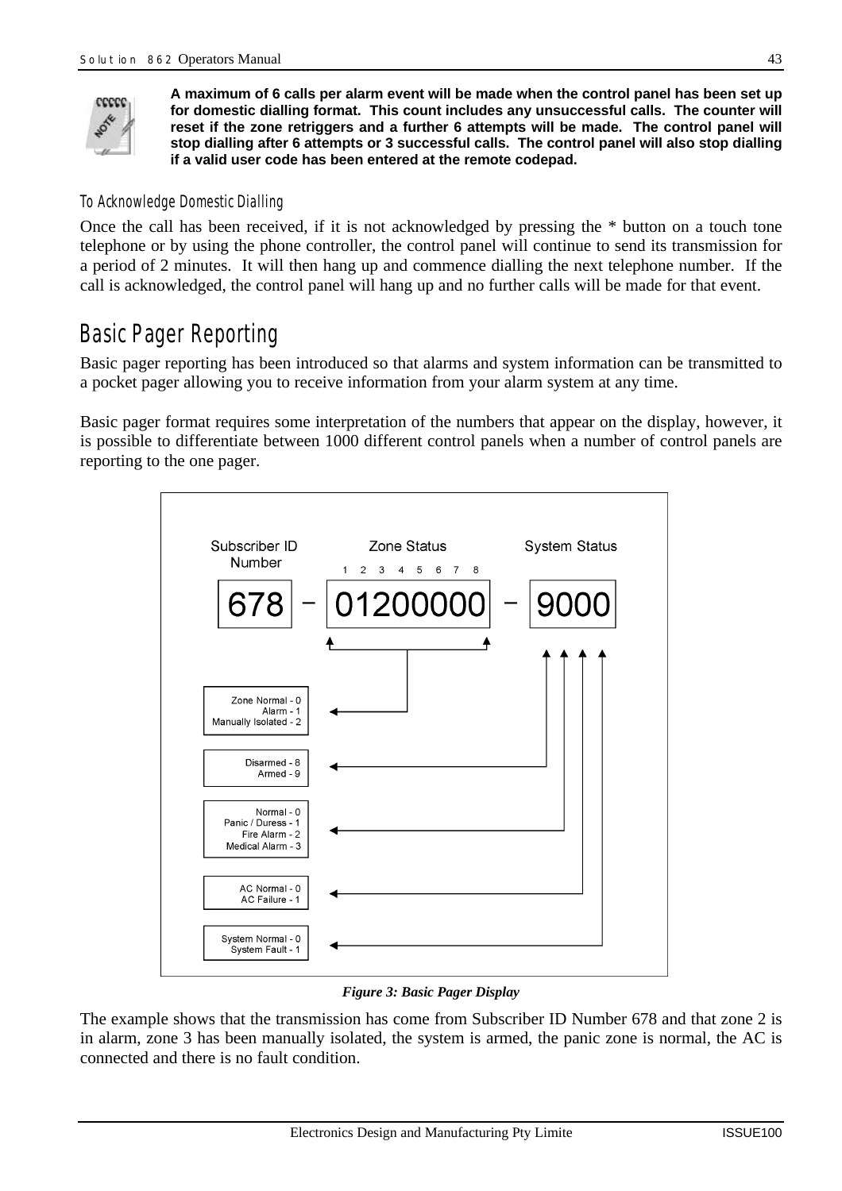**A maximum of 6 calls per alarm event will be made when the control panel has been set up for domestic dialling format. This count includes any unsuccessful calls. The counter will reset if the zone retriggers and a further 6 attempts will be made. The control panel will stop dialling after 6 attempts or 3 successful calls. The control panel will also stop dialling if a valid user code has been entered at the remote codepad.**

### To Acknowledge Domestic Dialling

Once the call has been received, if it is not acknowledged by pressing the * button on a touch tone telephone or by using the phone controller, the control panel will continue to send its transmission for a period of 2 minutes. It will then hang up and commence dialling the next telephone number. If the call is acknowledged, the control panel will hang up and no further calls will be made for that event.

## Basic Pager Reporting

Basic pager reporting has been introduced so that alarms and system information can be transmitted to a pocket pager allowing you to receive information from your alarm system at any time.

Basic pager format requires some interpretation of the numbers that appear on the display, however, it is possible to differentiate between 1000 different control panels when a number of control panels are reporting to the one pager.

Subscriber ID Number: 678 – Zone Status (1 2 3 4 5 6 7 8): 01200000 – System Status: 9000

- Zone Status: Zone Normal - 0, Alarm - 1, Manually Isolated - 2
- System Status digit 1: Disarmed - 8, Armed - 9
- System Status digit 2: Normal - 0, Panic / Duress - 1, Fire Alarm - 2, Medical Alarm - 3
- System Status digit 3: AC Normal - 0, AC Failure - 1
- System Status digit 4: System Normal - 0, System Fault - 1

*Figure 3: Basic Pager Display*

The example shows that the transmission has come from Subscriber ID Number 678 and that zone 2 is in alarm, zone 3 has been manually isolated, the system is armed, the panic zone is normal, the AC is connected and there is no fault condition.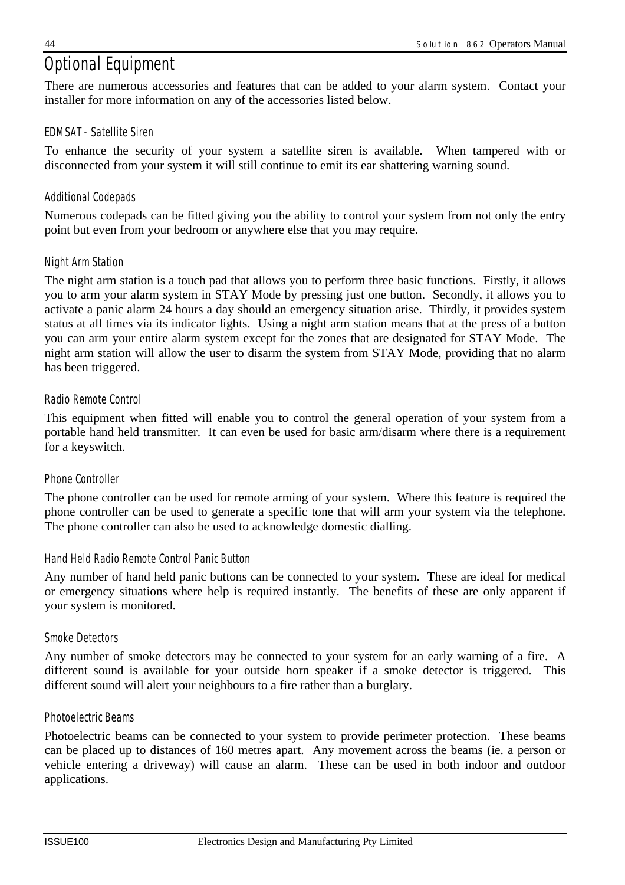# Optional Equipment

There are numerous accessories and features that can be added to your alarm system. Contact your installer for more information on any of the accessories listed below.

### EDMSAT - Satellite Siren

To enhance the security of your system a satellite siren is available. When tampered with or disconnected from your system it will still continue to emit its ear shattering warning sound.

### Additional Codepads

Numerous codepads can be fitted giving you the ability to control your system from not only the entry point but even from your bedroom or anywhere else that you may require.

### Night Arm Station

The night arm station is a touch pad that allows you to perform three basic functions. Firstly, it allows you to arm your alarm system in STAY Mode by pressing just one button. Secondly, it allows you to activate a panic alarm 24 hours a day should an emergency situation arise. Thirdly, it provides system status at all times via its indicator lights. Using a night arm station means that at the press of a button you can arm your entire alarm system except for the zones that are designated for STAY Mode. The night arm station will allow the user to disarm the system from STAY Mode, providing that no alarm has been triggered.

### Radio Remote Control

This equipment when fitted will enable you to control the general operation of your system from a portable hand held transmitter. It can even be used for basic arm/disarm where there is a requirement for a keyswitch.

### Phone Controller

The phone controller can be used for remote arming of your system. Where this feature is required the phone controller can be used to generate a specific tone that will arm your system via the telephone. The phone controller can also be used to acknowledge domestic dialling.

### Hand Held Radio Remote Control Panic Button

Any number of hand held panic buttons can be connected to your system. These are ideal for medical or emergency situations where help is required instantly. The benefits of these are only apparent if your system is monitored.

### Smoke Detectors

Any number of smoke detectors may be connected to your system for an early warning of a fire. A different sound is available for your outside horn speaker if a smoke detector is triggered. This different sound will alert your neighbours to a fire rather than a burglary.

### Photoelectric Beams

Photoelectric beams can be connected to your system to provide perimeter protection. These beams can be placed up to distances of 160 metres apart. Any movement across the beams (ie. a person or vehicle entering a driveway) will cause an alarm. These can be used in both indoor and outdoor applications.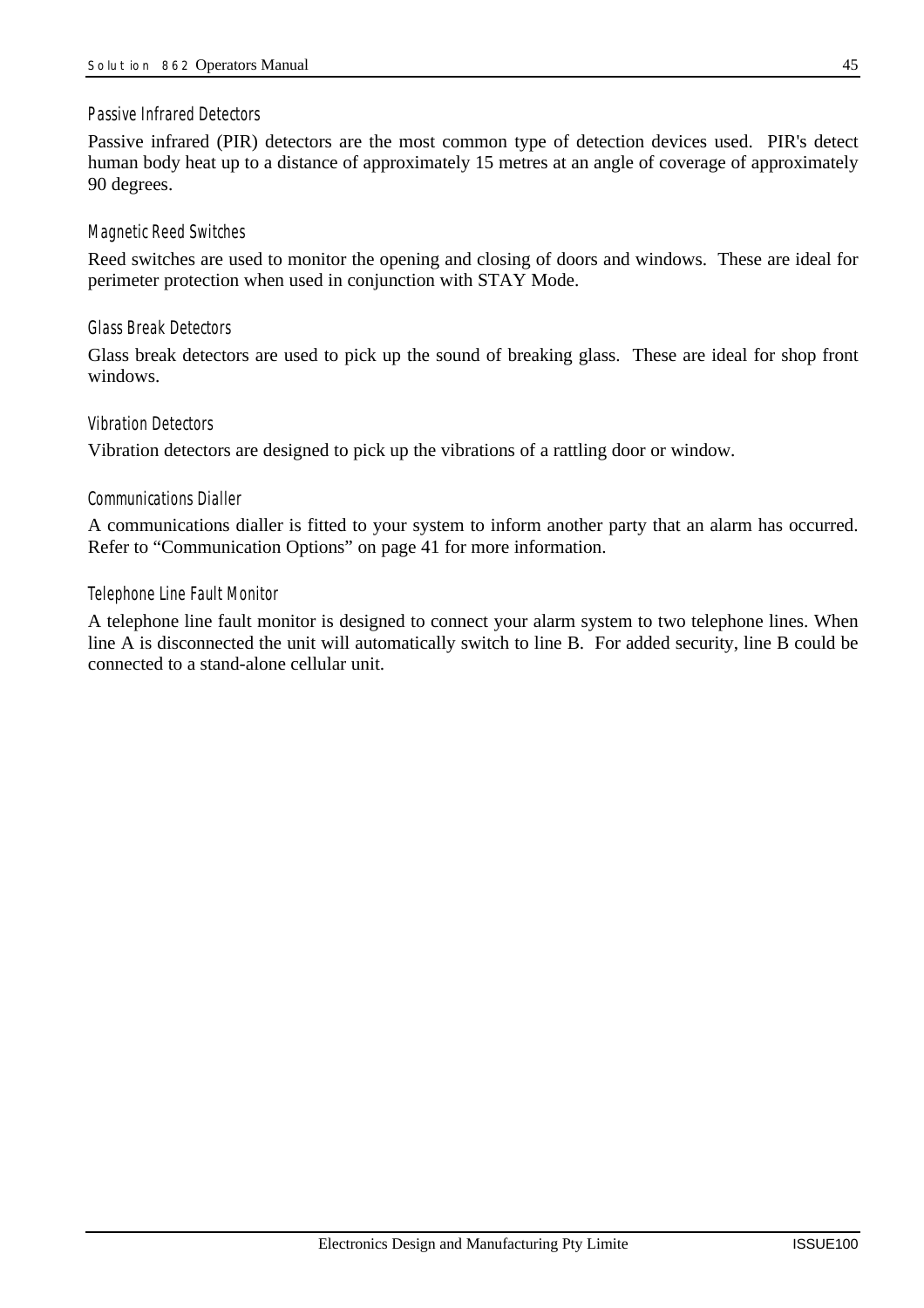### Passive Infrared Detectors

Passive infrared (PIR) detectors are the most common type of detection devices used. PIR's detect human body heat up to a distance of approximately 15 metres at an angle of coverage of approximately 90 degrees.

### Magnetic Reed Switches

Reed switches are used to monitor the opening and closing of doors and windows. These are ideal for perimeter protection when used in conjunction with STAY Mode.

### Glass Break Detectors

Glass break detectors are used to pick up the sound of breaking glass. These are ideal for shop front windows.

### Vibration Detectors

Vibration detectors are designed to pick up the vibrations of a rattling door or window.

### Communications Dialler

A communications dialler is fitted to your system to inform another party that an alarm has occurred. Refer to "Communication Options" on page 41 for more information.

### Telephone Line Fault Monitor

A telephone line fault monitor is designed to connect your alarm system to two telephone lines. When line A is disconnected the unit will automatically switch to line B. For added security, line B could be connected to a stand-alone cellular unit.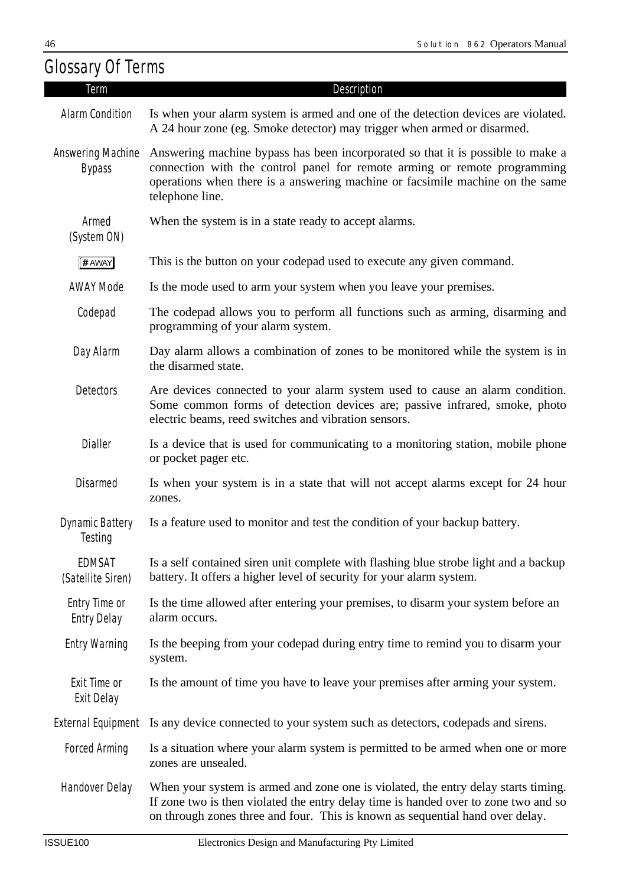# Glossary Of Terms

| Term | Description |
| --- | --- |
| Alarm Condition | Is when your alarm system is armed and one of the detection devices are violated. A 24 hour zone (eg. Smoke detector) may trigger when armed or disarmed. |
| Answering Machine Bypass | Answering machine bypass has been incorporated so that it is possible to make a connection with the control panel for remote arming or remote programming operations when there is a answering machine or facsimile machine on the same telephone line. |
| Armed (System ON) | When the system is in a state ready to accept alarms. |
| # AWAY | This is the button on your codepad used to execute any given command. |
| AWAY Mode | Is the mode used to arm your system when you leave your premises. |
| Codepad | The codepad allows you to perform all functions such as arming, disarming and programming of your alarm system. |
| Day Alarm | Day alarm allows a combination of zones to be monitored while the system is in the disarmed state. |
| Detectors | Are devices connected to your alarm system used to cause an alarm condition. Some common forms of detection devices are; passive infrared, smoke, photo electric beams, reed switches and vibration sensors. |
| Dialler | Is a device that is used for communicating to a monitoring station, mobile phone or pocket pager etc. |
| Disarmed | Is when your system is in a state that will not accept alarms except for 24 hour zones. |
| Dynamic Battery Testing | Is a feature used to monitor and test the condition of your backup battery. |
| EDMSAT (Satellite Siren) | Is a self contained siren unit complete with flashing blue strobe light and a backup battery. It offers a higher level of security for your alarm system. |
| Entry Time or Entry Delay | Is the time allowed after entering your premises, to disarm your system before an alarm occurs. |
| Entry Warning | Is the beeping from your codepad during entry time to remind you to disarm your system. |
| Exit Time or Exit Delay | Is the amount of time you have to leave your premises after arming your system. |
| External Equipment | Is any device connected to your system such as detectors, codepads and sirens. |
| Forced Arming | Is a situation where your alarm system is permitted to be armed when one or more zones are unsealed. |
| Handover Delay | When your system is armed and zone one is violated, the entry delay starts timing. If zone two is then violated the entry delay time is handed over to zone two and so on through zones three and four. This is known as sequential hand over delay. |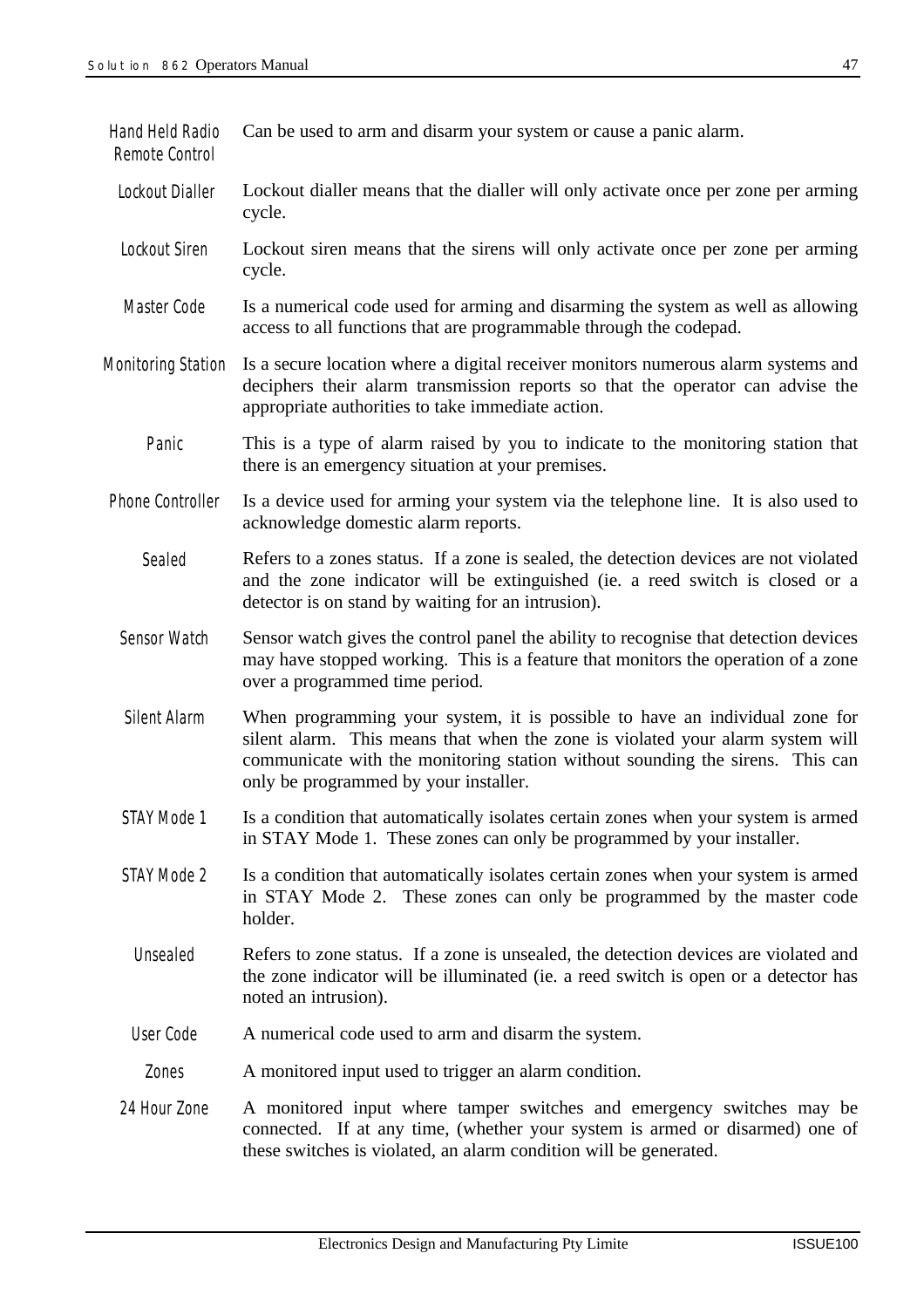**Hand Held Radio Remote Control** Can be used to arm and disarm your system or cause a panic alarm.

**Lockout Dialler** Lockout dialler means that the dialler will only activate once per zone per arming cycle.

**Lockout Siren** Lockout siren means that the sirens will only activate once per zone per arming cycle.

**Master Code** Is a numerical code used for arming and disarming the system as well as allowing access to all functions that are programmable through the codepad.

**Monitoring Station** Is a secure location where a digital receiver monitors numerous alarm systems and deciphers their alarm transmission reports so that the operator can advise the appropriate authorities to take immediate action.

**Panic** This is a type of alarm raised by you to indicate to the monitoring station that there is an emergency situation at your premises.

**Phone Controller** Is a device used for arming your system via the telephone line. It is also used to acknowledge domestic alarm reports.

**Sealed** Refers to a zones status. If a zone is sealed, the detection devices are not violated and the zone indicator will be extinguished (ie. a reed switch is closed or a detector is on stand by waiting for an intrusion).

**Sensor Watch** Sensor watch gives the control panel the ability to recognise that detection devices may have stopped working. This is a feature that monitors the operation of a zone over a programmed time period.

**Silent Alarm** When programming your system, it is possible to have an individual zone for silent alarm. This means that when the zone is violated your alarm system will communicate with the monitoring station without sounding the sirens. This can only be programmed by your installer.

**STAY Mode 1** Is a condition that automatically isolates certain zones when your system is armed in STAY Mode 1. These zones can only be programmed by your installer.

**STAY Mode 2** Is a condition that automatically isolates certain zones when your system is armed in STAY Mode 2. These zones can only be programmed by the master code holder.

**Unsealed** Refers to zone status. If a zone is unsealed, the detection devices are violated and the zone indicator will be illuminated (ie. a reed switch is open or a detector has noted an intrusion).

**User Code** A numerical code used to arm and disarm the system.

**Zones** A monitored input used to trigger an alarm condition.

**24 Hour Zone** A monitored input where tamper switches and emergency switches may be connected. If at any time, (whether your system is armed or disarmed) one of these switches is violated, an alarm condition will be generated.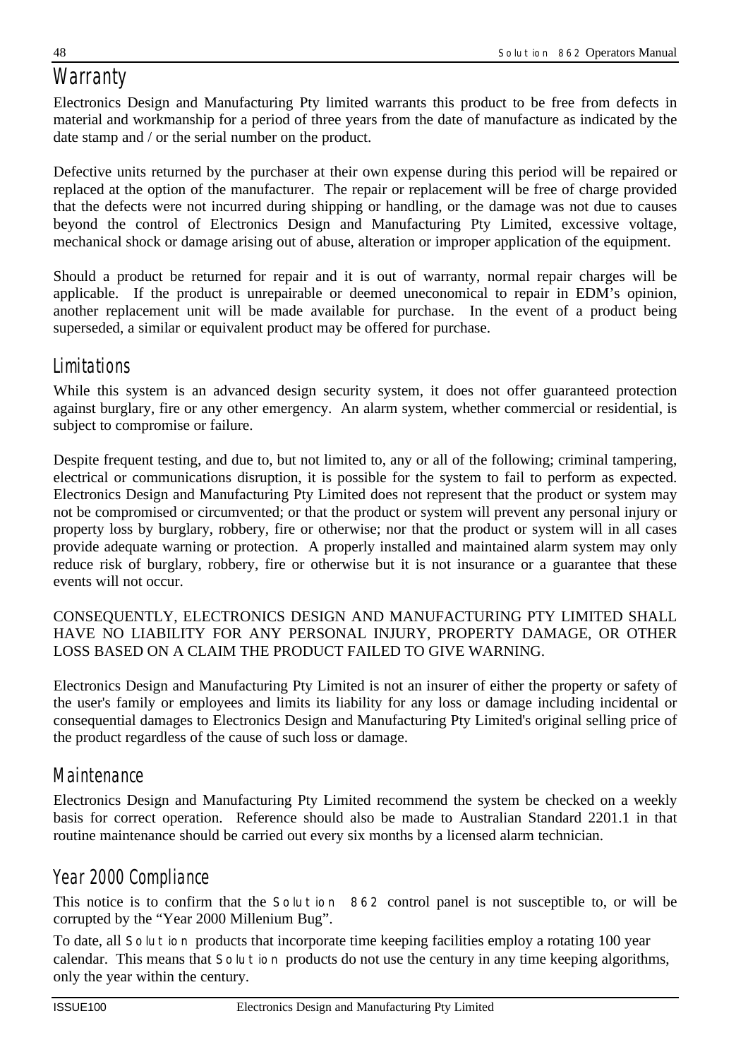## Warranty

Electronics Design and Manufacturing Pty limited warrants this product to be free from defects in material and workmanship for a period of three years from the date of manufacture as indicated by the date stamp and / or the serial number on the product.

Defective units returned by the purchaser at their own expense during this period will be repaired or replaced at the option of the manufacturer. The repair or replacement will be free of charge provided that the defects were not incurred during shipping or handling, or the damage was not due to causes beyond the control of Electronics Design and Manufacturing Pty Limited, excessive voltage, mechanical shock or damage arising out of abuse, alteration or improper application of the equipment.

Should a product be returned for repair and it is out of warranty, normal repair charges will be applicable. If the product is unrepairable or deemed uneconomical to repair in EDM's opinion, another replacement unit will be made available for purchase. In the event of a product being superseded, a similar or equivalent product may be offered for purchase.

### Limitations

While this system is an advanced design security system, it does not offer guaranteed protection against burglary, fire or any other emergency. An alarm system, whether commercial or residential, is subject to compromise or failure.

Despite frequent testing, and due to, but not limited to, any or all of the following; criminal tampering, electrical or communications disruption, it is possible for the system to fail to perform as expected. Electronics Design and Manufacturing Pty Limited does not represent that the product or system may not be compromised or circumvented; or that the product or system will prevent any personal injury or property loss by burglary, robbery, fire or otherwise; nor that the product or system will in all cases provide adequate warning or protection. A properly installed and maintained alarm system may only reduce risk of burglary, robbery, fire or otherwise but it is not insurance or a guarantee that these events will not occur.

CONSEQUENTLY, ELECTRONICS DESIGN AND MANUFACTURING PTY LIMITED SHALL HAVE NO LIABILITY FOR ANY PERSONAL INJURY, PROPERTY DAMAGE, OR OTHER LOSS BASED ON A CLAIM THE PRODUCT FAILED TO GIVE WARNING.

Electronics Design and Manufacturing Pty Limited is not an insurer of either the property or safety of the user's family or employees and limits its liability for any loss or damage including incidental or consequential damages to Electronics Design and Manufacturing Pty Limited's original selling price of the product regardless of the cause of such loss or damage.

### Maintenance

Electronics Design and Manufacturing Pty Limited recommend the system be checked on a weekly basis for correct operation. Reference should also be made to Australian Standard 2201.1 in that routine maintenance should be carried out every six months by a licensed alarm technician.

### Year 2000 Compliance

This notice is to confirm that the Solution 862 control panel is not susceptible to, or will be corrupted by the "Year 2000 Millenium Bug".

To date, all Solution products that incorporate time keeping facilities employ a rotating 100 year calendar. This means that Solution products do not use the century in any time keeping algorithms, only the year within the century.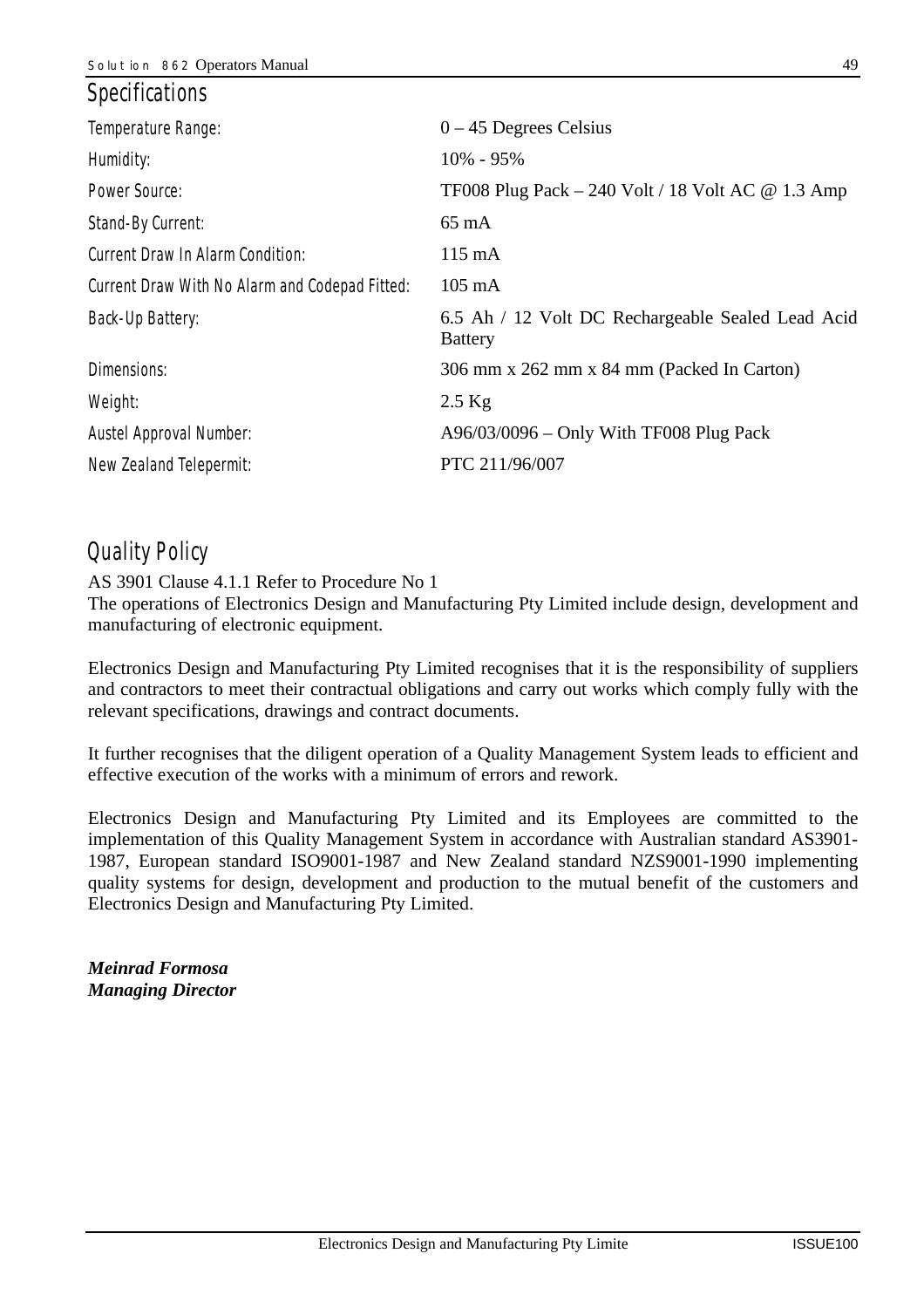## Specifications

| | |
|---|---|
| Temperature Range: | 0 – 45 Degrees Celsius |
| Humidity: | 10% - 95% |
| Power Source: | TF008 Plug Pack – 240 Volt / 18 Volt AC @ 1.3 Amp |
| Stand-By Current: | 65 mA |
| Current Draw In Alarm Condition: | 115 mA |
| Current Draw With No Alarm and Codepad Fitted: | 105 mA |
| Back-Up Battery: | 6.5 Ah / 12 Volt DC Rechargeable Sealed Lead Acid Battery |
| Dimensions: | 306 mm x 262 mm x 84 mm (Packed In Carton) |
| Weight: | 2.5 Kg |
| Austel Approval Number: | A96/03/0096 – Only With TF008 Plug Pack |
| New Zealand Telepermit: | PTC 211/96/007 |

## Quality Policy

AS 3901 Clause 4.1.1 Refer to Procedure No 1
The operations of Electronics Design and Manufacturing Pty Limited include design, development and manufacturing of electronic equipment.

Electronics Design and Manufacturing Pty Limited recognises that it is the responsibility of suppliers and contractors to meet their contractual obligations and carry out works which comply fully with the relevant specifications, drawings and contract documents.

It further recognises that the diligent operation of a Quality Management System leads to efficient and effective execution of the works with a minimum of errors and rework.

Electronics Design and Manufacturing Pty Limited and its Employees are committed to the implementation of this Quality Management System in accordance with Australian standard AS3901-1987, European standard ISO9001-1987 and New Zealand standard NZS9001-1990 implementing quality systems for design, development and production to the mutual benefit of the customers and Electronics Design and Manufacturing Pty Limited.

***Meinrad Formosa***
***Managing Director***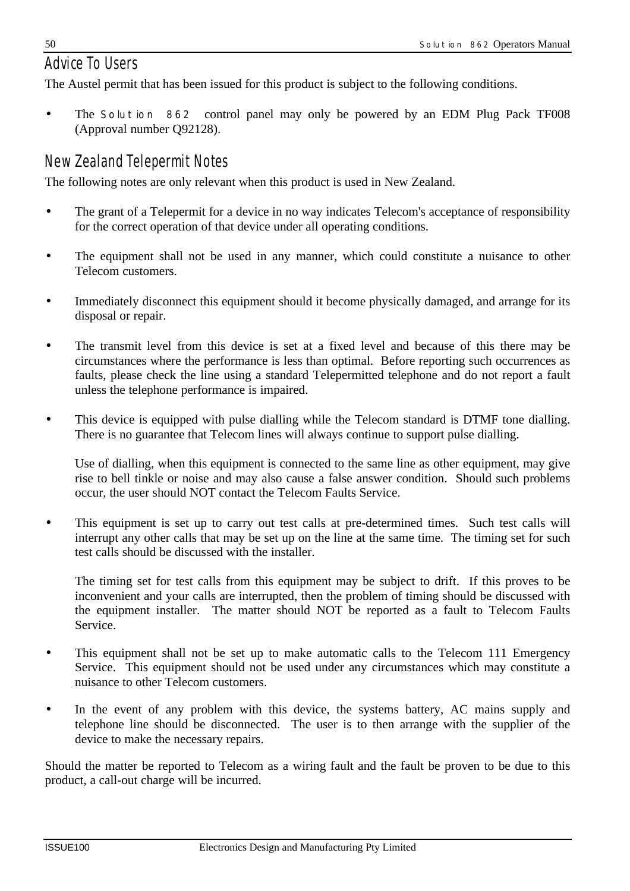## Advice To Users

The Austel permit that has been issued for this product is subject to the following conditions.

- The Solution 862 control panel may only be powered by an EDM Plug Pack TF008 (Approval number Q92128).

## New Zealand Telepermit Notes

The following notes are only relevant when this product is used in New Zealand.

- The grant of a Telepermit for a device in no way indicates Telecom's acceptance of responsibility for the correct operation of that device under all operating conditions.

- The equipment shall not be used in any manner, which could constitute a nuisance to other Telecom customers.

- Immediately disconnect this equipment should it become physically damaged, and arrange for its disposal or repair.

- The transmit level from this device is set at a fixed level and because of this there may be circumstances where the performance is less than optimal. Before reporting such occurrences as faults, please check the line using a standard Telepermitted telephone and do not report a fault unless the telephone performance is impaired.

- This device is equipped with pulse dialling while the Telecom standard is DTMF tone dialling. There is no guarantee that Telecom lines will always continue to support pulse dialling.

  Use of dialling, when this equipment is connected to the same line as other equipment, may give rise to bell tinkle or noise and may also cause a false answer condition. Should such problems occur, the user should NOT contact the Telecom Faults Service.

- This equipment is set up to carry out test calls at pre-determined times. Such test calls will interrupt any other calls that may be set up on the line at the same time. The timing set for such test calls should be discussed with the installer.

  The timing set for test calls from this equipment may be subject to drift. If this proves to be inconvenient and your calls are interrupted, then the problem of timing should be discussed with the equipment installer. The matter should NOT be reported as a fault to Telecom Faults Service.

- This equipment shall not be set up to make automatic calls to the Telecom 111 Emergency Service. This equipment should not be used under any circumstances which may constitute a nuisance to other Telecom customers.

- In the event of any problem with this device, the systems battery, AC mains supply and telephone line should be disconnected. The user is to then arrange with the supplier of the device to make the necessary repairs.

Should the matter be reported to Telecom as a wiring fault and the fault be proven to be due to this product, a call-out charge will be incurred.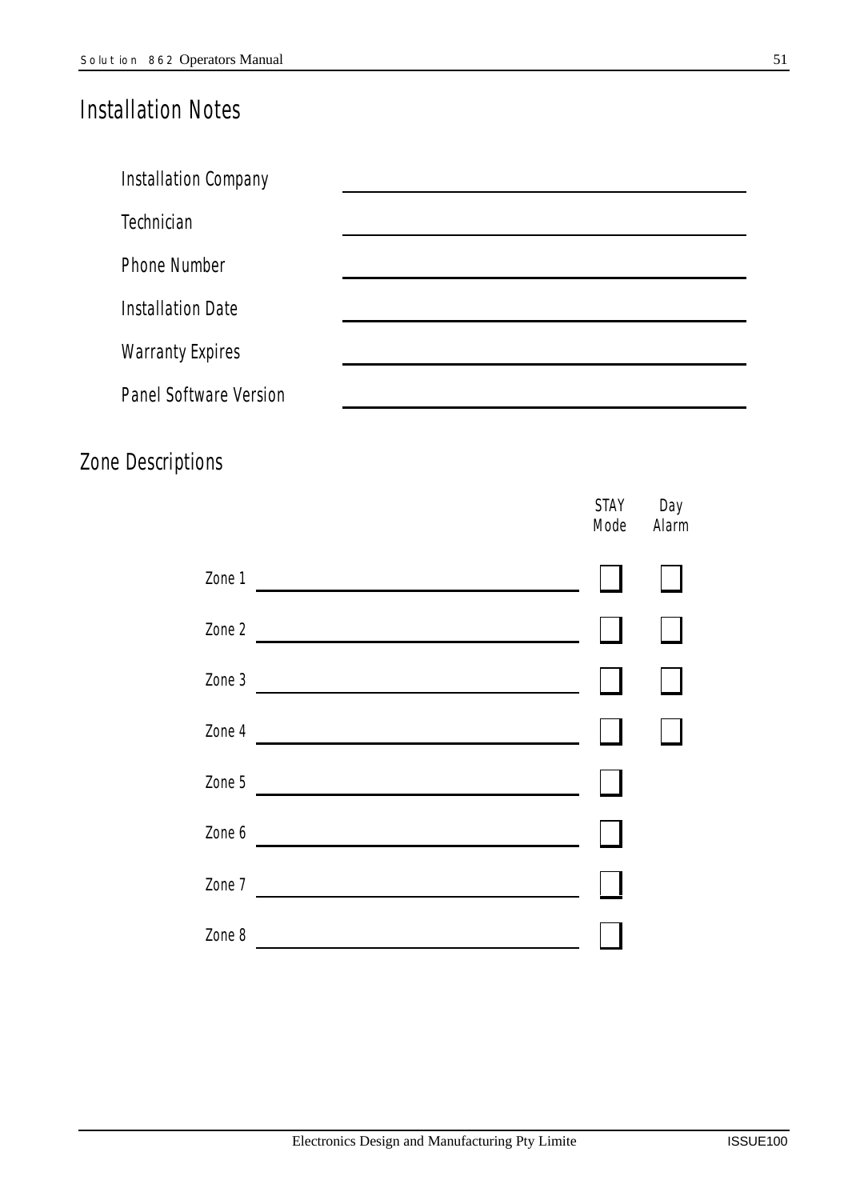# Installation Notes

| | |
|---|---|
| Installation Company | |
| Technician | |
| Phone Number | |
| Installation Date | |
| Warranty Expires | |
| Panel Software Version | |

# Zone Descriptions

| | Description | STAY Mode | Day Alarm |
|---|---|---|---|
| Zone 1 | | ☐ | ☐ |
| Zone 2 | | ☐ | ☐ |
| Zone 3 | | ☐ | ☐ |
| Zone 4 | | ☐ | ☐ |
| Zone 5 | | ☐ | |
| Zone 6 | | ☐ | |
| Zone 7 | | ☐ | |
| Zone 8 | | ☐ | |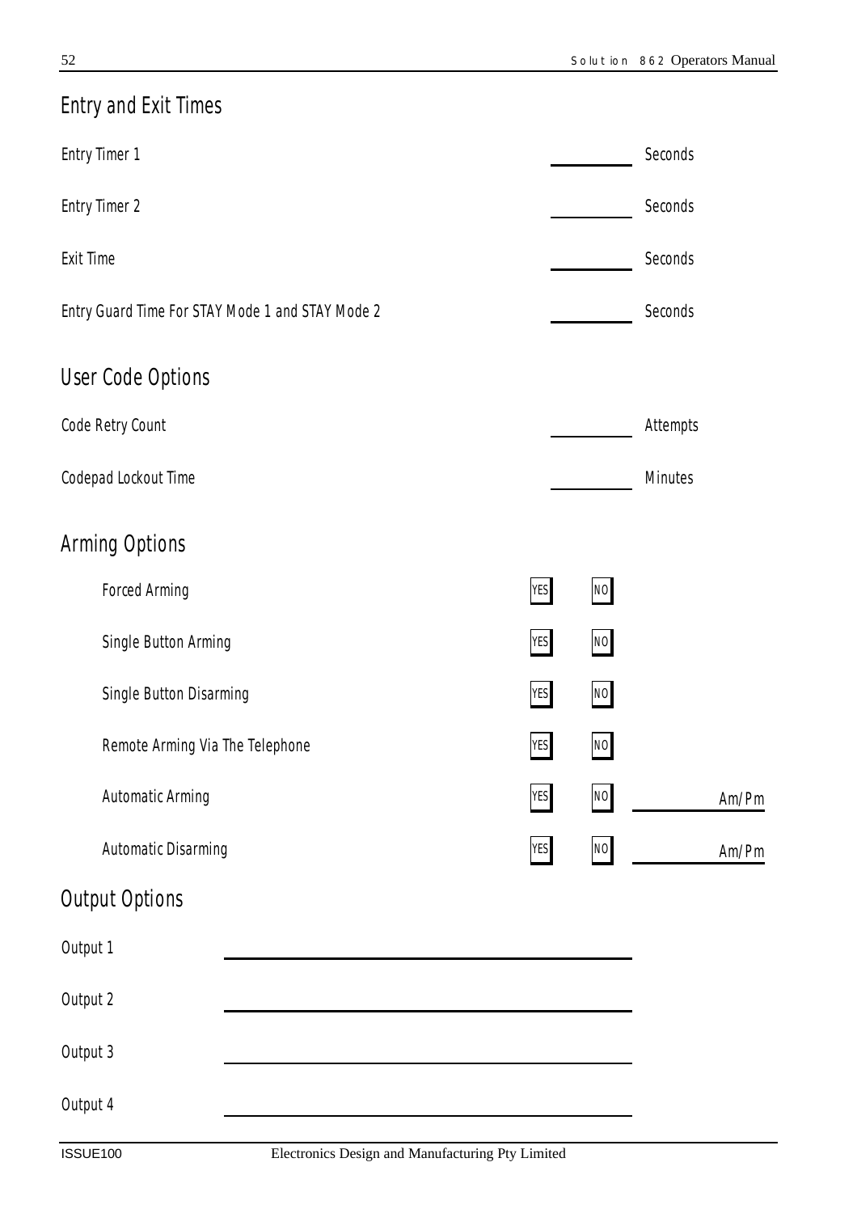## Entry and Exit Times

| | | |
|---|---|---|
| Entry Timer 1 | ________ | Seconds |
| Entry Timer 2 | ________ | Seconds |
| Exit Time | ________ | Seconds |
| Entry Guard Time For STAY Mode 1 and STAY Mode 2 | ________ | Seconds |

## User Code Options

| | | |
|---|---|---|
| Code Retry Count | ________ | Attempts |
| Codepad Lockout Time | ________ | Minutes |

## Arming Options

| | | | |
|---|---|---|---|
| Forced Arming | YES | NO | |
| Single Button Arming | YES | NO | |
| Single Button Disarming | YES | NO | |
| Remote Arming Via The Telephone | YES | NO | |
| Automatic Arming | YES | NO | ________ Am/Pm |
| Automatic Disarming | YES | NO | ________ Am/Pm |

## Output Options

| | |
|---|---|
| Output 1 | ________________________ |
| Output 2 | ________________________ |
| Output 3 | ________________________ |
| Output 4 | ________________________ |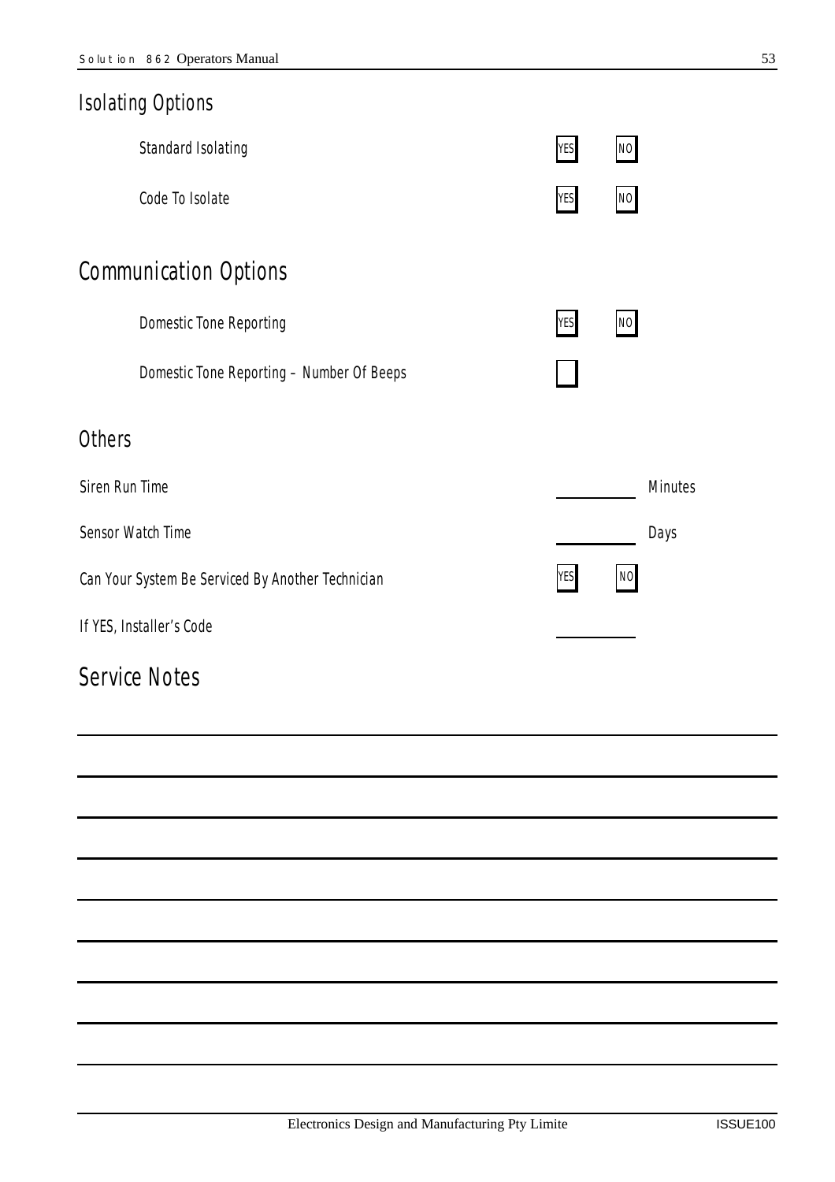## Isolating Options

| | | |
|---|---|---|
| Standard Isolating | YES | NO |
| Code To Isolate | YES | NO |

## Communication Options

| | | |
|---|---|---|
| Domestic Tone Reporting | YES | NO |
| Domestic Tone Reporting – Number Of Beeps | ☐ | |

## Others

| | | |
|---|---|---|
| Siren Run Time | ________ | Minutes |
| Sensor Watch Time | ________ | Days |
| Can Your System Be Serviced By Another Technician | YES | NO |
| If YES, Installer's Code | ________ | |

## Service Notes

_______________________________________________________________

_______________________________________________________________

_______________________________________________________________

_______________________________________________________________

_______________________________________________________________

_______________________________________________________________

_______________________________________________________________

_______________________________________________________________

_______________________________________________________________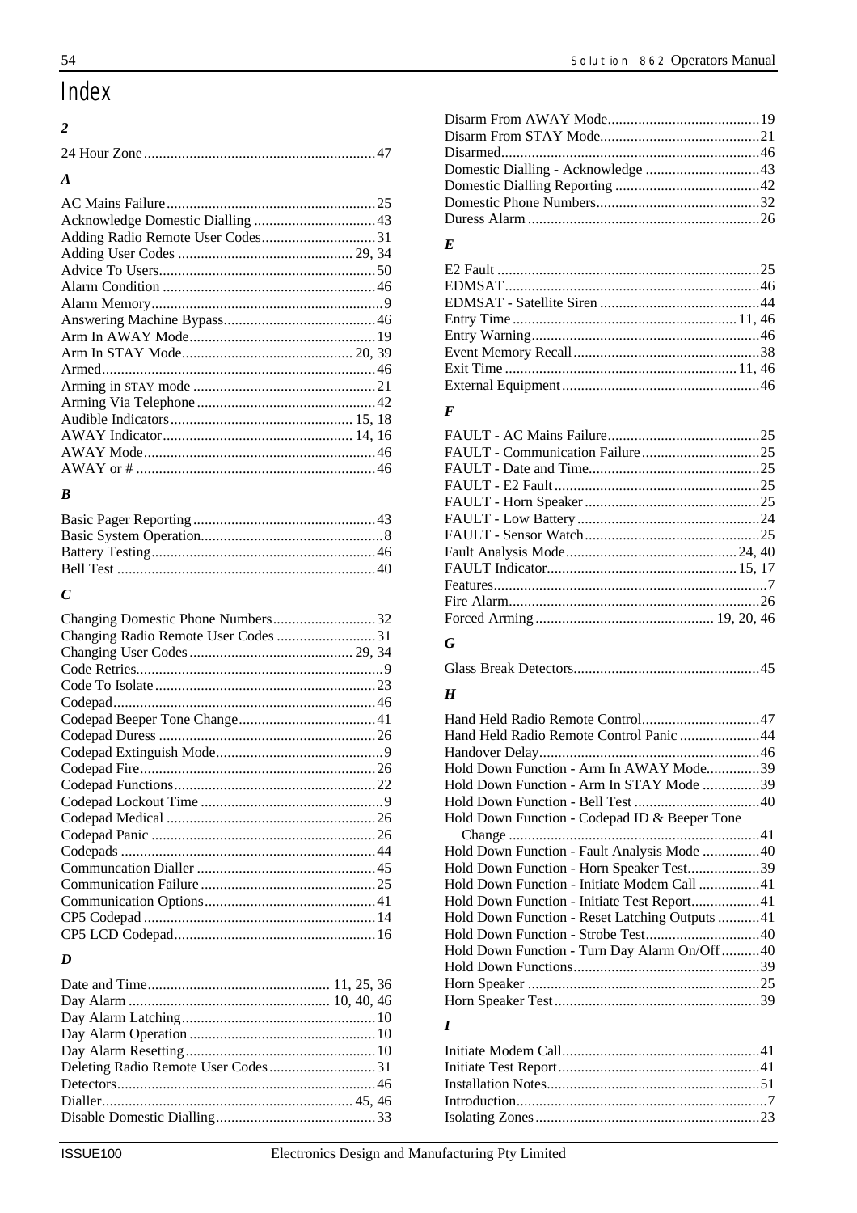# Index

### 2

24 Hour Zone ........ 47

### A

AC Mains Failure ........ 25
Acknowledge Domestic Dialling ........ 43
Adding Radio Remote User Codes ........ 31
Adding User Codes ........ 29, 34
Advice To Users ........ 50
Alarm Condition ........ 46
Alarm Memory ........ 9
Answering Machine Bypass ........ 46
Arm In AWAY Mode ........ 19
Arm In STAY Mode ........ 20, 39
Armed ........ 46
Arming in STAY mode ........ 21
Arming Via Telephone ........ 42
Audible Indicators ........ 15, 18
AWAY Indicator ........ 14, 16
AWAY Mode ........ 46
AWAY or # ........ 46

### B

Basic Pager Reporting ........ 43
Basic System Operation ........ 8
Battery Testing ........ 46
Bell Test ........ 40

### C

Changing Domestic Phone Numbers ........ 32
Changing Radio Remote User Codes ........ 31
Changing User Codes ........ 29, 34
Code Retries ........ 9
Code To Isolate ........ 23
Codepad ........ 46
Codepad Beeper Tone Change ........ 41
Codepad Duress ........ 26
Codepad Extinguish Mode ........ 9
Codepad Fire ........ 26
Codepad Functions ........ 22
Codepad Lockout Time ........ 9
Codepad Medical ........ 26
Codepad Panic ........ 26
Codepads ........ 44
Communcation Dialler ........ 45
Communication Failure ........ 25
Communication Options ........ 41
CP5 Codepad ........ 14
CP5 LCD Codepad ........ 16

### D

Date and Time ........ 11, 25, 36
Day Alarm ........ 10, 40, 46
Day Alarm Latching ........ 10
Day Alarm Operation ........ 10
Day Alarm Resetting ........ 10
Deleting Radio Remote User Codes ........ 31
Detectors ........ 46
Dialler ........ 45, 46
Disable Domestic Dialling ........ 33
Disarm From AWAY Mode ........ 19
Disarm From STAY Mode ........ 21
Disarmed ........ 46
Domestic Dialling - Acknowledge ........ 43
Domestic Dialling Reporting ........ 42
Domestic Phone Numbers ........ 32
Duress Alarm ........ 26

### E

E2 Fault ........ 25
EDMSAT ........ 46
EDMSAT - Satellite Siren ........ 44
Entry Time ........ 11, 46
Entry Warning ........ 46
Event Memory Recall ........ 38
Exit Time ........ 11, 46
External Equipment ........ 46

### F

FAULT - AC Mains Failure ........ 25
FAULT - Communication Failure ........ 25
FAULT - Date and Time ........ 25
FAULT - E2 Fault ........ 25
FAULT - Horn Speaker ........ 25
FAULT - Low Battery ........ 24
FAULT - Sensor Watch ........ 25
Fault Analysis Mode ........ 24, 40
FAULT Indicator ........ 15, 17
Features ........ 7
Fire Alarm ........ 26
Forced Arming ........ 19, 20, 46

### G

Glass Break Detectors ........ 45

### H

Hand Held Radio Remote Control ........ 47
Hand Held Radio Remote Control Panic ........ 44
Handover Delay ........ 46
Hold Down Function - Arm In AWAY Mode ........ 39
Hold Down Function - Arm In STAY Mode ........ 39
Hold Down Function - Bell Test ........ 40
Hold Down Function - Codepad ID & Beeper Tone Change ........ 41
Hold Down Function - Fault Analysis Mode ........ 40
Hold Down Function - Horn Speaker Test ........ 39
Hold Down Function - Initiate Modem Call ........ 41
Hold Down Function - Initiate Test Report ........ 41
Hold Down Function - Reset Latching Outputs ........ 41
Hold Down Function - Strobe Test ........ 40
Hold Down Function - Turn Day Alarm On/Off ........ 40
Hold Down Functions ........ 39
Horn Speaker ........ 25
Horn Speaker Test ........ 39

### I

Initiate Modem Call ........ 41
Initiate Test Report ........ 41
Installation Notes ........ 51
Introduction ........ 7
Isolating Zones ........ 23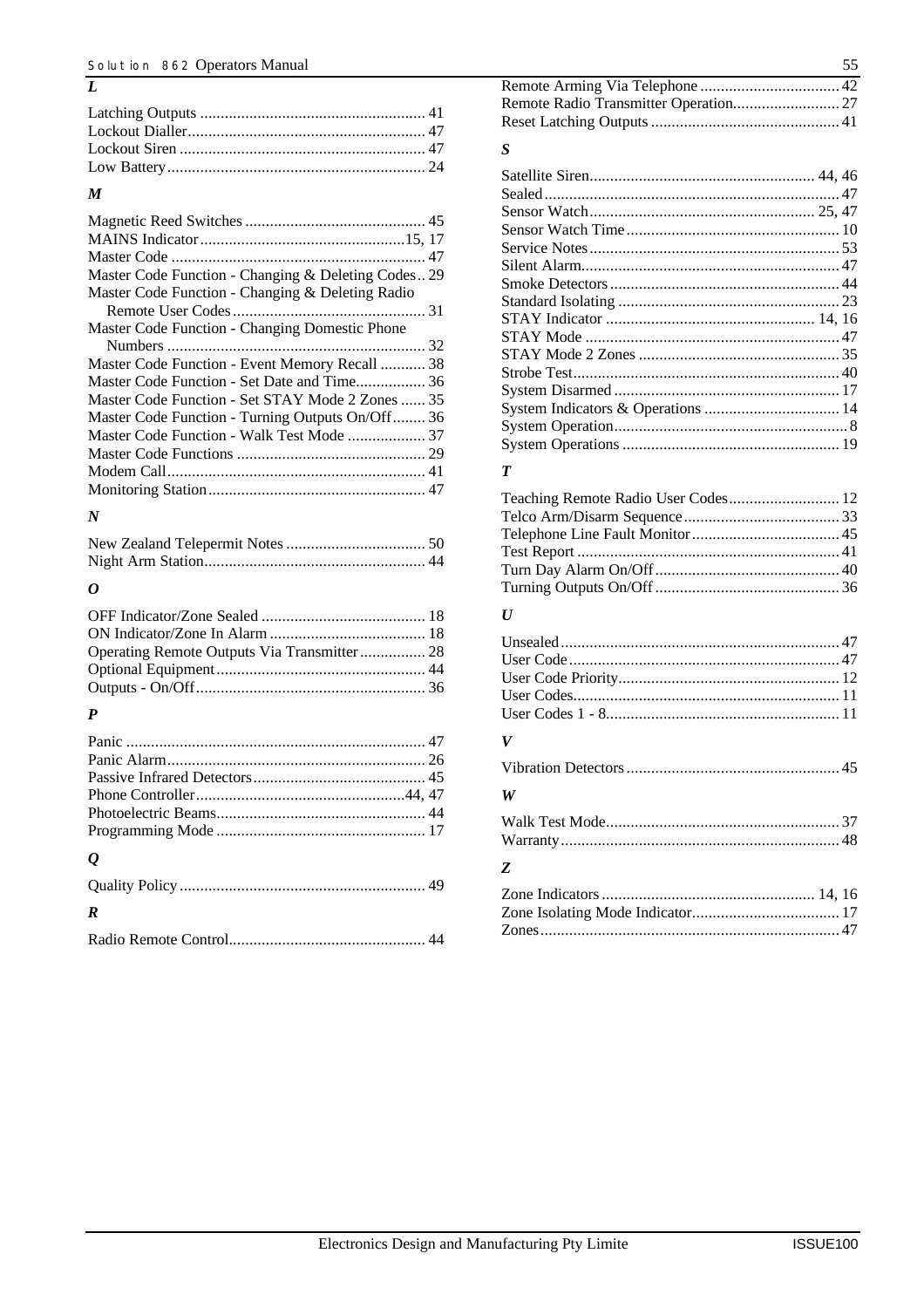## L

Latching Outputs ........................................................ 41
Lockout Dialler........................................................... 47
Lockout Siren ............................................................ 47
Low Battery............................................................... 24

## M

Magnetic Reed Switches ............................................ 45
MAINS Indicator..................................................15, 17
Master Code .............................................................. 47
Master Code Function - Changing & Deleting Codes.. 29
Master Code Function - Changing & Deleting Radio Remote User Codes............................................... 31
Master Code Function - Changing Domestic Phone Numbers ............................................................... 32
Master Code Function - Event Memory Recall ........... 38
Master Code Function - Set Date and Time................. 36
Master Code Function - Set STAY Mode 2 Zones ...... 35
Master Code Function - Turning Outputs On/Off........ 36
Master Code Function - Walk Test Mode ................... 37
Master Code Functions .............................................. 29
Modem Call............................................................... 41
Monitoring Station..................................................... 47

## N

New Zealand Telepermit Notes .................................. 50
Night Arm Station...................................................... 44

## O

OFF Indicator/Zone Sealed ........................................ 18
ON Indicator/Zone In Alarm ...................................... 18
Operating Remote Outputs Via Transmitter................ 28
Optional Equipment................................................... 44
Outputs - On/Off........................................................ 36

## P

Panic ......................................................................... 47
Panic Alarm............................................................... 26
Passive Infrared Detectors.......................................... 45
Phone Controller...................................................44, 47
Photoelectric Beams................................................... 44
Programming Mode ................................................... 17

## Q

Quality Policy ............................................................ 49

## R

Radio Remote Control................................................ 44
Remote Arming Via Telephone .................................. 42
Remote Radio Transmitter Operation.......................... 27
Reset Latching Outputs .............................................. 41

## S

Satellite Siren....................................................... 44, 46
Sealed........................................................................ 47
Sensor Watch....................................................... 25, 47
Sensor Watch Time.................................................... 10
Service Notes............................................................. 53
Silent Alarm............................................................... 47
Smoke Detectors........................................................ 44
Standard Isolating ...................................................... 23
STAY Indicator ................................................... 14, 16
STAY Mode .............................................................. 47
STAY Mode 2 Zones ................................................. 35
Strobe Test................................................................. 40
System Disarmed ....................................................... 17
System Indicators & Operations ................................. 14
System Operation......................................................... 8
System Operations ..................................................... 19

## T

Teaching Remote Radio User Codes........................... 12
Telco Arm/Disarm Sequence...................................... 33
Telephone Line Fault Monitor.................................... 45
Test Report ................................................................ 41
Turn Day Alarm On/Off............................................. 40
Turning Outputs On/Off............................................. 36

## U

Unsealed.................................................................... 47
User Code.................................................................. 47
User Code Priority...................................................... 12
User Codes................................................................. 11
User Codes 1 - 8......................................................... 11

## V

Vibration Detectors.................................................... 45

## W

Walk Test Mode......................................................... 37
Warranty.................................................................... 48

## Z

Zone Indicators .................................................... 14, 16
Zone Isolating Mode Indicator.................................... 17
Zones......................................................................... 47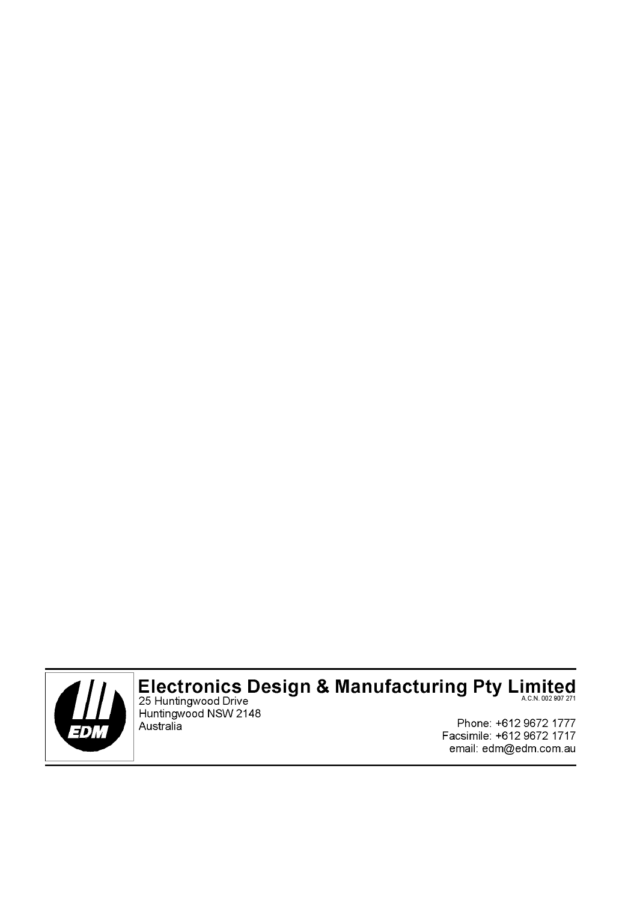**Electronics Design & Manufacturing Pty Limited**

A.C.N. 002 907 271

25 Huntingwood Drive
Huntingwood NSW 2148
Australia

Phone: +612 9672 1777
Facsimile: +612 9672 1717
email: edm@edm.com.au